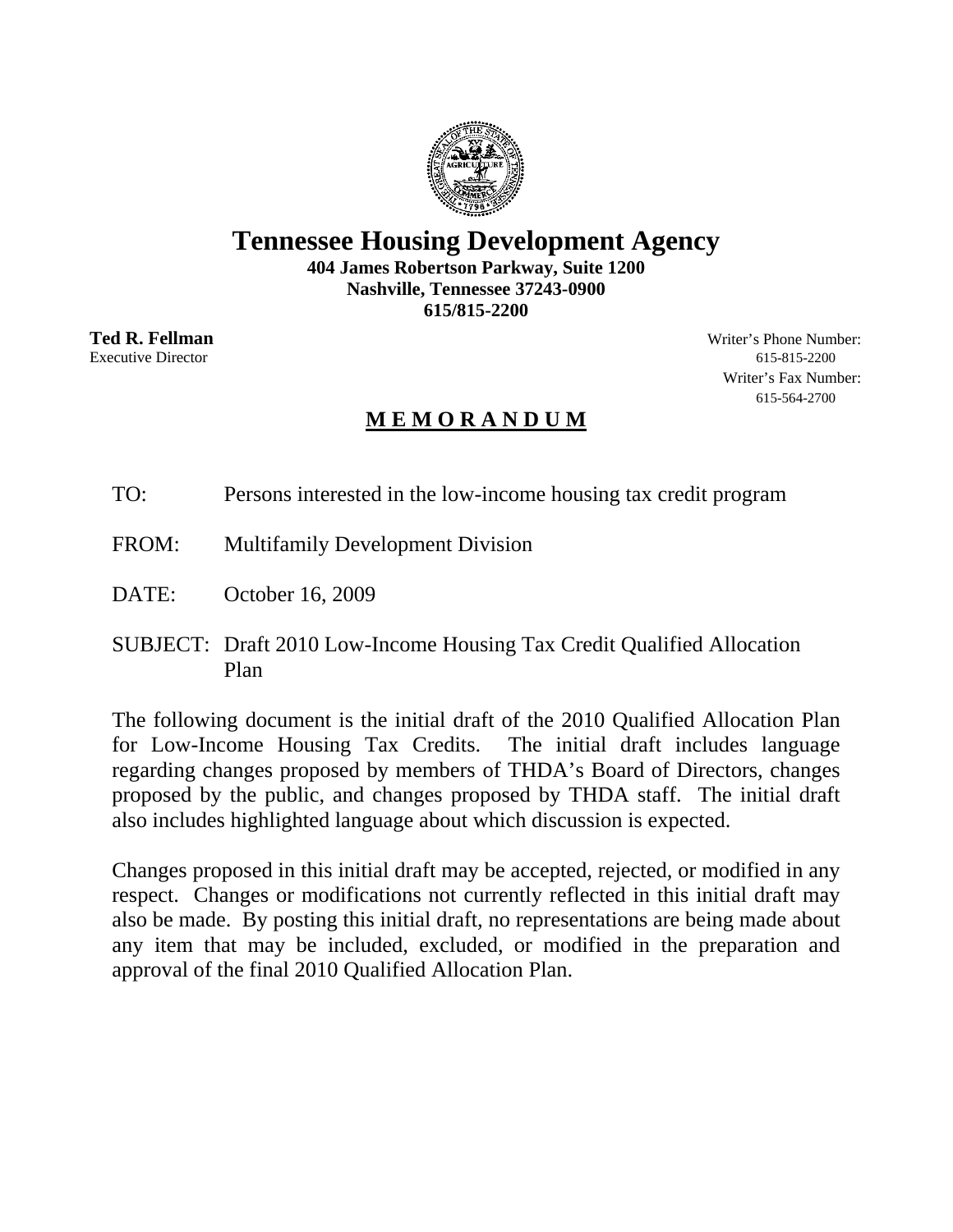# Tennessee Housing Development Agency

**404 James Robertson Parkway, Suite 1200**
**Nashville, Tennessee 37243-0900**
**615/815-2200**

**Ted R. Fellman**
Executive Director

Writer's Phone Number:
615-815-2200
Writer's Fax Number:
615-564-2700

## M E M O R A N D U M

TO: Persons interested in the low-income housing tax credit program

FROM: Multifamily Development Division

DATE: October 16, 2009

SUBJECT: Draft 2010 Low-Income Housing Tax Credit Qualified Allocation Plan

The following document is the initial draft of the 2010 Qualified Allocation Plan for Low-Income Housing Tax Credits. The initial draft includes language regarding changes proposed by members of THDA's Board of Directors, changes proposed by the public, and changes proposed by THDA staff. The initial draft also includes highlighted language about which discussion is expected.

Changes proposed in this initial draft may be accepted, rejected, or modified in any respect. Changes or modifications not currently reflected in this initial draft may also be made. By posting this initial draft, no representations are being made about any item that may be included, excluded, or modified in the preparation and approval of the final 2010 Qualified Allocation Plan.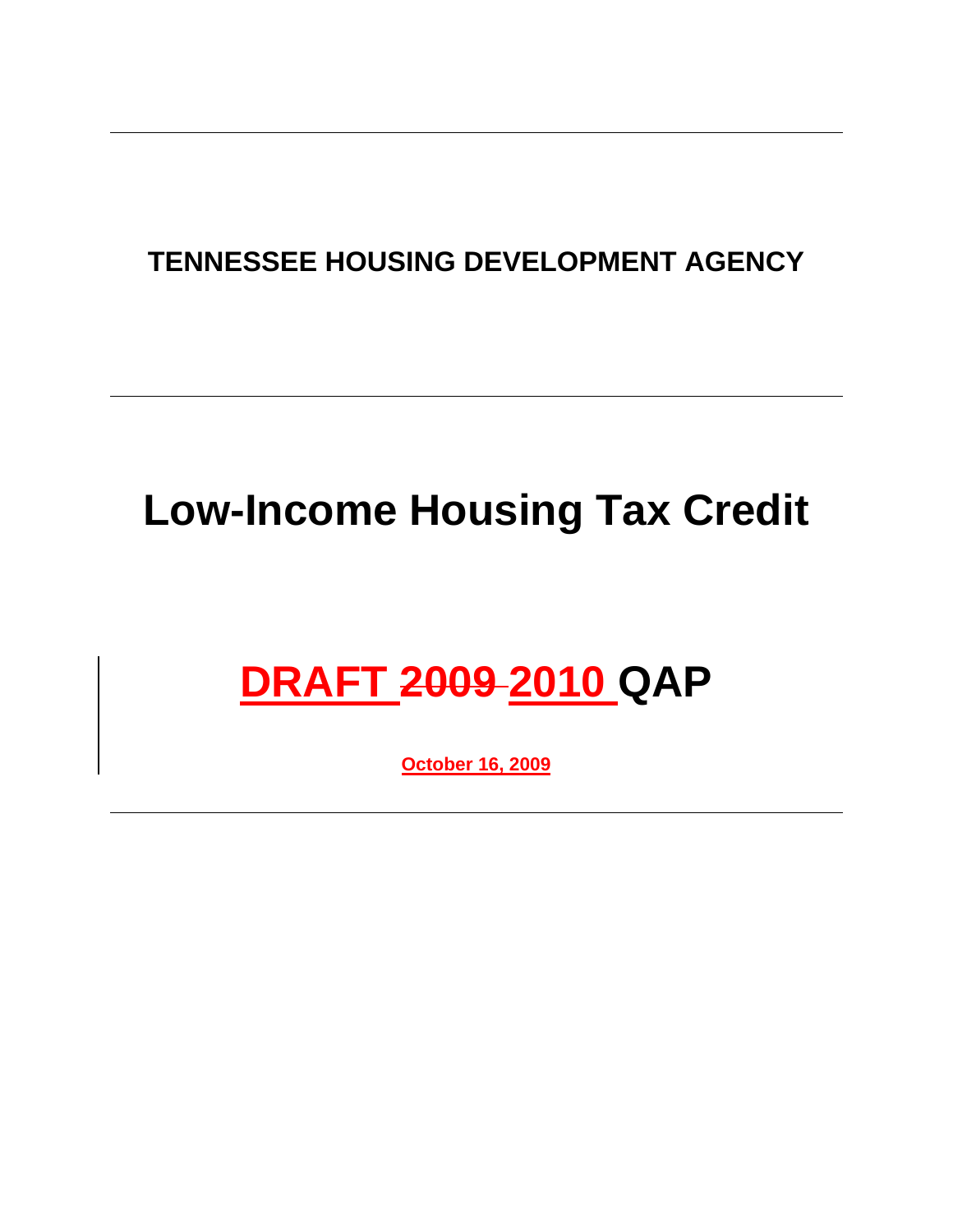# TENNESSEE HOUSING DEVELOPMENT AGENCY

# Low-Income Housing Tax Credit

# DRAFT ~~2009~~ 2010 QAP

**October 16, 2009**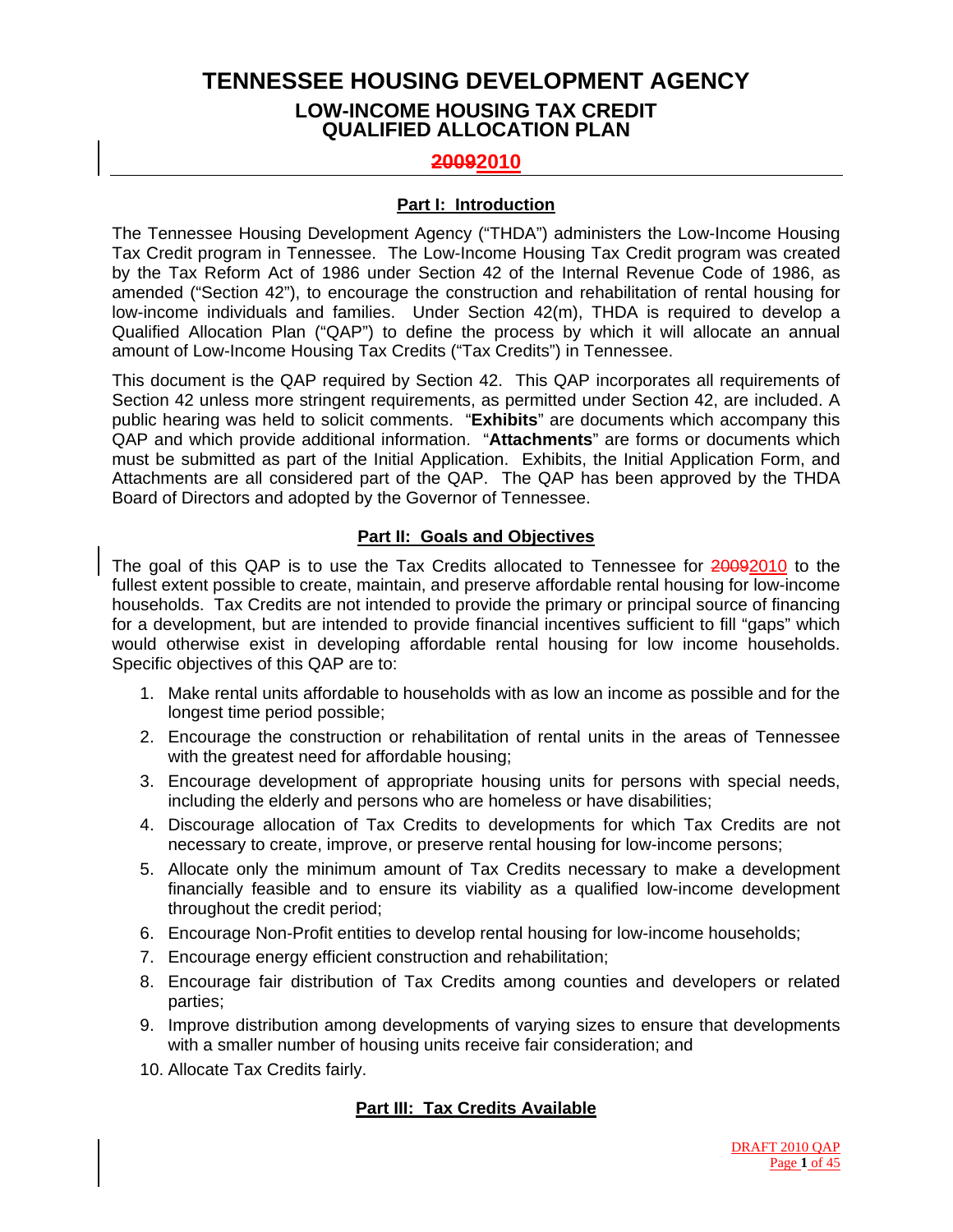# TENNESSEE HOUSING DEVELOPMENT AGENCY

## LOW-INCOME HOUSING TAX CREDIT QUALIFIED ALLOCATION PLAN

## ~~2009~~2010

### Part I: Introduction

The Tennessee Housing Development Agency ("THDA") administers the Low-Income Housing Tax Credit program in Tennessee. The Low-Income Housing Tax Credit program was created by the Tax Reform Act of 1986 under Section 42 of the Internal Revenue Code of 1986, as amended ("Section 42"), to encourage the construction and rehabilitation of rental housing for low-income individuals and families. Under Section 42(m), THDA is required to develop a Qualified Allocation Plan ("QAP") to define the process by which it will allocate an annual amount of Low-Income Housing Tax Credits ("Tax Credits") in Tennessee.

This document is the QAP required by Section 42. This QAP incorporates all requirements of Section 42 unless more stringent requirements, as permitted under Section 42, are included. A public hearing was held to solicit comments. "**Exhibits**" are documents which accompany this QAP and which provide additional information. "**Attachments**" are forms or documents which must be submitted as part of the Initial Application. Exhibits, the Initial Application Form, and Attachments are all considered part of the QAP. The QAP has been approved by the THDA Board of Directors and adopted by the Governor of Tennessee.

### Part II: Goals and Objectives

The goal of this QAP is to use the Tax Credits allocated to Tennessee for ~~2009~~2010 to the fullest extent possible to create, maintain, and preserve affordable rental housing for low-income households. Tax Credits are not intended to provide the primary or principal source of financing for a development, but are intended to provide financial incentives sufficient to fill "gaps" which would otherwise exist in developing affordable rental housing for low income households. Specific objectives of this QAP are to:

1. Make rental units affordable to households with as low an income as possible and for the longest time period possible;
2. Encourage the construction or rehabilitation of rental units in the areas of Tennessee with the greatest need for affordable housing;
3. Encourage development of appropriate housing units for persons with special needs, including the elderly and persons who are homeless or have disabilities;
4. Discourage allocation of Tax Credits to developments for which Tax Credits are not necessary to create, improve, or preserve rental housing for low-income persons;
5. Allocate only the minimum amount of Tax Credits necessary to make a development financially feasible and to ensure its viability as a qualified low-income development throughout the credit period;
6. Encourage Non-Profit entities to develop rental housing for low-income households;
7. Encourage energy efficient construction and rehabilitation;
8. Encourage fair distribution of Tax Credits among counties and developers or related parties;
9. Improve distribution among developments of varying sizes to ensure that developments with a smaller number of housing units receive fair consideration; and
10. Allocate Tax Credits fairly.

### Part III: Tax Credits Available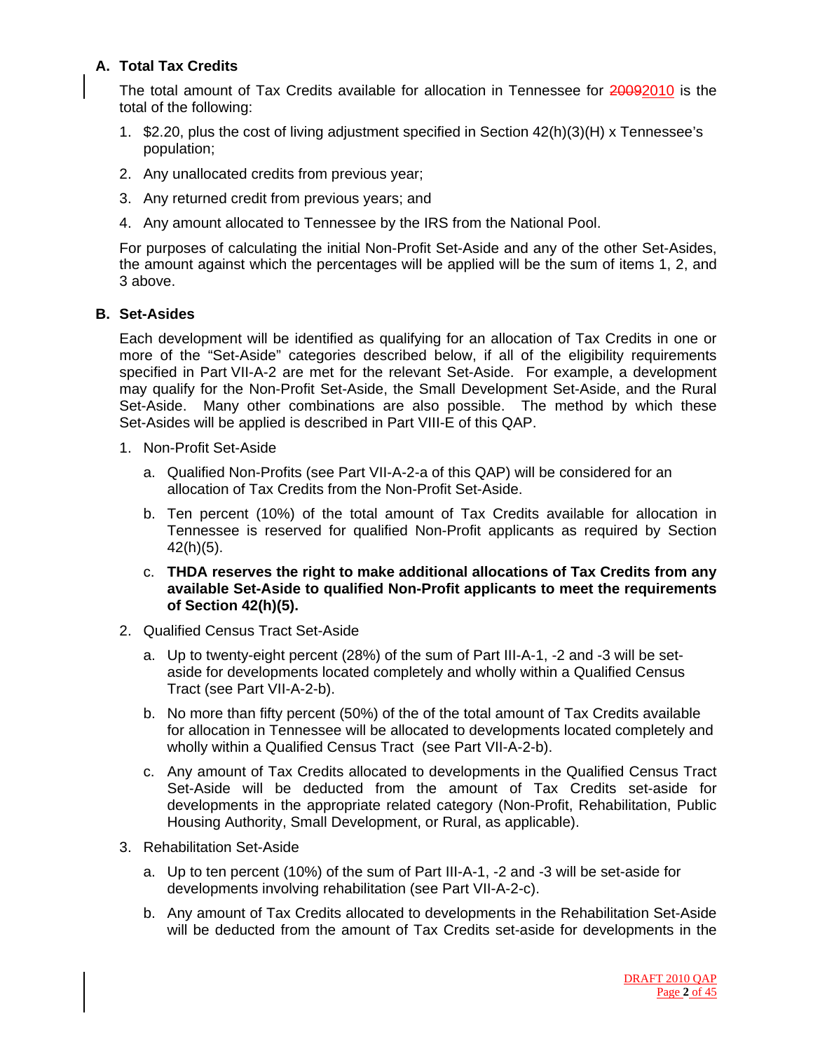### A. Total Tax Credits

The total amount of Tax Credits available for allocation in Tennessee for ~~2009~~2010 is the total of the following:

1. $2.20, plus the cost of living adjustment specified in Section 42(h)(3)(H) x Tennessee's population;
2. Any unallocated credits from previous year;
3. Any returned credit from previous years; and
4. Any amount allocated to Tennessee by the IRS from the National Pool.

For purposes of calculating the initial Non-Profit Set-Aside and any of the other Set-Asides, the amount against which the percentages will be applied will be the sum of items 1, 2, and 3 above.

### B. Set-Asides

Each development will be identified as qualifying for an allocation of Tax Credits in one or more of the "Set-Aside" categories described below, if all of the eligibility requirements specified in Part VII-A-2 are met for the relevant Set-Aside. For example, a development may qualify for the Non-Profit Set-Aside, the Small Development Set-Aside, and the Rural Set-Aside. Many other combinations are also possible. The method by which these Set-Asides will be applied is described in Part VIII-E of this QAP.

1. Non-Profit Set-Aside
   a. Qualified Non-Profits (see Part VII-A-2-a of this QAP) will be considered for an allocation of Tax Credits from the Non-Profit Set-Aside.
   b. Ten percent (10%) of the total amount of Tax Credits available for allocation in Tennessee is reserved for qualified Non-Profit applicants as required by Section 42(h)(5).
   c. **THDA reserves the right to make additional allocations of Tax Credits from any available Set-Aside to qualified Non-Profit applicants to meet the requirements of Section 42(h)(5).**
2. Qualified Census Tract Set-Aside
   a. Up to twenty-eight percent (28%) of the sum of Part III-A-1, -2 and -3 will be set-aside for developments located completely and wholly within a Qualified Census Tract (see Part VII-A-2-b).
   b. No more than fifty percent (50%) of the of the total amount of Tax Credits available for allocation in Tennessee will be allocated to developments located completely and wholly within a Qualified Census Tract (see Part VII-A-2-b).
   c. Any amount of Tax Credits allocated to developments in the Qualified Census Tract Set-Aside will be deducted from the amount of Tax Credits set-aside for developments in the appropriate related category (Non-Profit, Rehabilitation, Public Housing Authority, Small Development, or Rural, as applicable).
3. Rehabilitation Set-Aside
   a. Up to ten percent (10%) of the sum of Part III-A-1, -2 and -3 will be set-aside for developments involving rehabilitation (see Part VII-A-2-c).
   b. Any amount of Tax Credits allocated to developments in the Rehabilitation Set-Aside will be deducted from the amount of Tax Credits set-aside for developments in the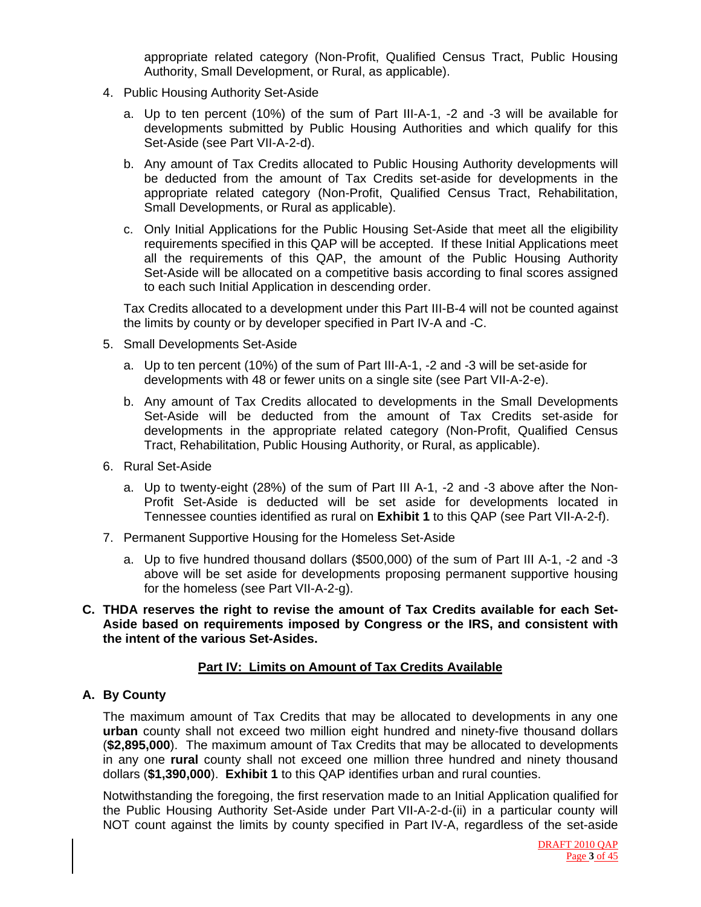appropriate related category (Non-Profit, Qualified Census Tract, Public Housing Authority, Small Development, or Rural, as applicable).

4. Public Housing Authority Set-Aside

   a. Up to ten percent (10%) of the sum of Part III-A-1, -2 and -3 will be available for developments submitted by Public Housing Authorities and which qualify for this Set-Aside (see Part VII-A-2-d).

   b. Any amount of Tax Credits allocated to Public Housing Authority developments will be deducted from the amount of Tax Credits set-aside for developments in the appropriate related category (Non-Profit, Qualified Census Tract, Rehabilitation, Small Developments, or Rural as applicable).

   c. Only Initial Applications for the Public Housing Set-Aside that meet all the eligibility requirements specified in this QAP will be accepted. If these Initial Applications meet all the requirements of this QAP, the amount of the Public Housing Authority Set-Aside will be allocated on a competitive basis according to final scores assigned to each such Initial Application in descending order.

   Tax Credits allocated to a development under this Part III-B-4 will not be counted against the limits by county or by developer specified in Part IV-A and -C.

5. Small Developments Set-Aside

   a. Up to ten percent (10%) of the sum of Part III-A-1, -2 and -3 will be set-aside for developments with 48 or fewer units on a single site (see Part VII-A-2-e).

   b. Any amount of Tax Credits allocated to developments in the Small Developments Set-Aside will be deducted from the amount of Tax Credits set-aside for developments in the appropriate related category (Non-Profit, Qualified Census Tract, Rehabilitation, Public Housing Authority, or Rural, as applicable).

6. Rural Set-Aside

   a. Up to twenty-eight (28%) of the sum of Part III A-1, -2 and -3 above after the Non-Profit Set-Aside is deducted will be set aside for developments located in Tennessee counties identified as rural on **Exhibit 1** to this QAP (see Part VII-A-2-f).

7. Permanent Supportive Housing for the Homeless Set-Aside

   a. Up to five hundred thousand dollars ($500,000) of the sum of Part III A-1, -2 and -3 above will be set aside for developments proposing permanent supportive housing for the homeless (see Part VII-A-2-g).

**C. THDA reserves the right to revise the amount of Tax Credits available for each Set-Aside based on requirements imposed by Congress or the IRS, and consistent with the intent of the various Set-Asides.**

## Part IV: Limits on Amount of Tax Credits Available

### A. By County

The maximum amount of Tax Credits that may be allocated to developments in any one **urban** county shall not exceed two million eight hundred and ninety-five thousand dollars (**$2,895,000**). The maximum amount of Tax Credits that may be allocated to developments in any one **rural** county shall not exceed one million three hundred and ninety thousand dollars (**$1,390,000**). **Exhibit 1** to this QAP identifies urban and rural counties.

Notwithstanding the foregoing, the first reservation made to an Initial Application qualified for the Public Housing Authority Set-Aside under Part VII-A-2-d-(ii) in a particular county will NOT count against the limits by county specified in Part IV-A, regardless of the set-aside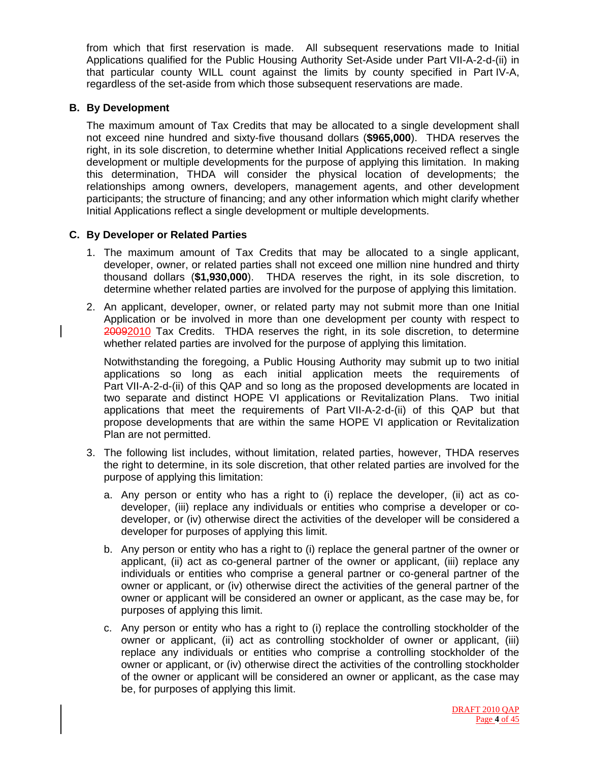from which that first reservation is made. All subsequent reservations made to Initial Applications qualified for the Public Housing Authority Set-Aside under Part VII-A-2-d-(ii) in that particular county WILL count against the limits by county specified in Part IV-A, regardless of the set-aside from which those subsequent reservations are made.

### B. By Development

The maximum amount of Tax Credits that may be allocated to a single development shall not exceed nine hundred and sixty-five thousand dollars (**$965,000**). THDA reserves the right, in its sole discretion, to determine whether Initial Applications received reflect a single development or multiple developments for the purpose of applying this limitation. In making this determination, THDA will consider the physical location of developments; the relationships among owners, developers, management agents, and other development participants; the structure of financing; and any other information which might clarify whether Initial Applications reflect a single development or multiple developments.

### C. By Developer or Related Parties

1. The maximum amount of Tax Credits that may be allocated to a single applicant, developer, owner, or related parties shall not exceed one million nine hundred and thirty thousand dollars (**$1,930,000**). THDA reserves the right, in its sole discretion, to determine whether related parties are involved for the purpose of applying this limitation.

2. An applicant, developer, owner, or related party may not submit more than one Initial Application or be involved in more than one development per county with respect to ~~2009~~2010 Tax Credits. THDA reserves the right, in its sole discretion, to determine whether related parties are involved for the purpose of applying this limitation.

   Notwithstanding the foregoing, a Public Housing Authority may submit up to two initial applications so long as each initial application meets the requirements of Part VII-A-2-d-(ii) of this QAP and so long as the proposed developments are located in two separate and distinct HOPE VI applications or Revitalization Plans. Two initial applications that meet the requirements of Part VII-A-2-d-(ii) of this QAP but that propose developments that are within the same HOPE VI application or Revitalization Plan are not permitted.

3. The following list includes, without limitation, related parties, however, THDA reserves the right to determine, in its sole discretion, that other related parties are involved for the purpose of applying this limitation:

   a. Any person or entity who has a right to (i) replace the developer, (ii) act as co-developer, (iii) replace any individuals or entities who comprise a developer or co-developer, or (iv) otherwise direct the activities of the developer will be considered a developer for purposes of applying this limit.

   b. Any person or entity who has a right to (i) replace the general partner of the owner or applicant, (ii) act as co-general partner of the owner or applicant, (iii) replace any individuals or entities who comprise a general partner or co-general partner of the owner or applicant, or (iv) otherwise direct the activities of the general partner of the owner or applicant will be considered an owner or applicant, as the case may be, for purposes of applying this limit.

   c. Any person or entity who has a right to (i) replace the controlling stockholder of the owner or applicant, (ii) act as controlling stockholder of owner or applicant, (iii) replace any individuals or entities who comprise a controlling stockholder of the owner or applicant, or (iv) otherwise direct the activities of the controlling stockholder of the owner or applicant will be considered an owner or applicant, as the case may be, for purposes of applying this limit.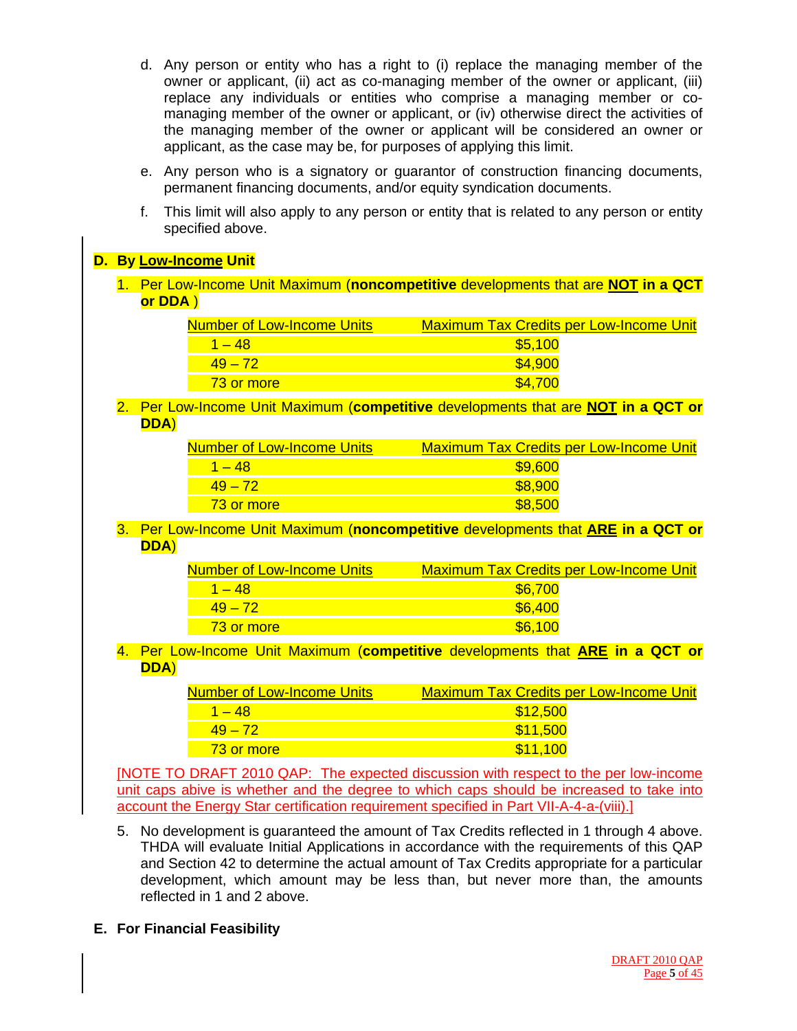d. Any person or entity who has a right to (i) replace the managing member of the owner or applicant, (ii) act as co-managing member of the owner or applicant, (iii) replace any individuals or entities who comprise a managing member or co-managing member of the owner or applicant, or (iv) otherwise direct the activities of the managing member of the owner or applicant will be considered an owner or applicant, as the case may be, for purposes of applying this limit.

e. Any person who is a signatory or guarantor of construction financing documents, permanent financing documents, and/or equity syndication documents.

f. This limit will also apply to any person or entity that is related to any person or entity specified above.

**D. By Low-Income Unit**

1. Per Low-Income Unit Maximum (**noncompetitive** developments that are **NOT in a QCT or DDA** )

| Number of Low-Income Units | Maximum Tax Credits per Low-Income Unit |
|---|---|
| 1 – 48 | $5,100 |
| 49 – 72 | $4,900 |
| 73 or more | $4,700 |

2. Per Low-Income Unit Maximum (**competitive** developments that are **NOT in a QCT or DDA**)

| Number of Low-Income Units | Maximum Tax Credits per Low-Income Unit |
|---|---|
| 1 – 48 | $9,600 |
| 49 – 72 | $8,900 |
| 73 or more | $8,500 |

3. Per Low-Income Unit Maximum (**noncompetitive** developments that **ARE in a QCT or DDA**)

| Number of Low-Income Units | Maximum Tax Credits per Low-Income Unit |
|---|---|
| 1 – 48 | $6,700 |
| 49 – 72 | $6,400 |
| 73 or more | $6,100 |

4. Per Low-Income Unit Maximum (**competitive** developments that **ARE in a QCT or DDA**)

| Number of Low-Income Units | Maximum Tax Credits per Low-Income Unit |
|---|---|
| 1 – 48 | $12,500 |
| 49 – 72 | $11,500 |
| 73 or more | $11,100 |

[NOTE TO DRAFT 2010 QAP: The expected discussion with respect to the per low-income unit caps abive is whether and the degree to which caps should be increased to take into account the Energy Star certification requirement specified in Part VII-A-4-a-(viii).]

5. No development is guaranteed the amount of Tax Credits reflected in 1 through 4 above. THDA will evaluate Initial Applications in accordance with the requirements of this QAP and Section 42 to determine the actual amount of Tax Credits appropriate for a particular development, which amount may be less than, but never more than, the amounts reflected in 1 and 2 above.

**E. For Financial Feasibility**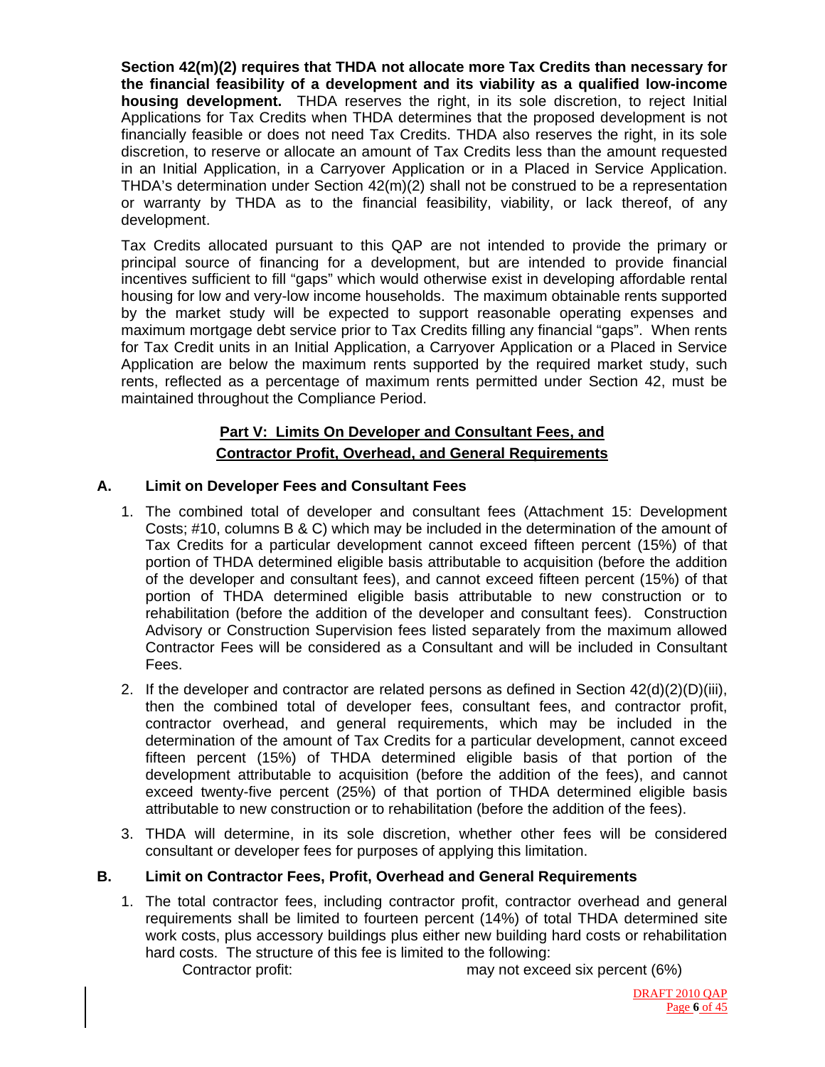**Section 42(m)(2) requires that THDA not allocate more Tax Credits than necessary for the financial feasibility of a development and its viability as a qualified low-income housing development.** THDA reserves the right, in its sole discretion, to reject Initial Applications for Tax Credits when THDA determines that the proposed development is not financially feasible or does not need Tax Credits. THDA also reserves the right, in its sole discretion, to reserve or allocate an amount of Tax Credits less than the amount requested in an Initial Application, in a Carryover Application or in a Placed in Service Application. THDA's determination under Section 42(m)(2) shall not be construed to be a representation or warranty by THDA as to the financial feasibility, viability, or lack thereof, of any development.

Tax Credits allocated pursuant to this QAP are not intended to provide the primary or principal source of financing for a development, but are intended to provide financial incentives sufficient to fill "gaps" which would otherwise exist in developing affordable rental housing for low and very-low income households. The maximum obtainable rents supported by the market study will be expected to support reasonable operating expenses and maximum mortgage debt service prior to Tax Credits filling any financial "gaps". When rents for Tax Credit units in an Initial Application, a Carryover Application or a Placed in Service Application are below the maximum rents supported by the required market study, such rents, reflected as a percentage of maximum rents permitted under Section 42, must be maintained throughout the Compliance Period.

## Part V: Limits On Developer and Consultant Fees, and Contractor Profit, Overhead, and General Requirements

### A. Limit on Developer Fees and Consultant Fees

1. The combined total of developer and consultant fees (Attachment 15: Development Costs; #10, columns B & C) which may be included in the determination of the amount of Tax Credits for a particular development cannot exceed fifteen percent (15%) of that portion of THDA determined eligible basis attributable to acquisition (before the addition of the developer and consultant fees), and cannot exceed fifteen percent (15%) of that portion of THDA determined eligible basis attributable to new construction or to rehabilitation (before the addition of the developer and consultant fees). Construction Advisory or Construction Supervision fees listed separately from the maximum allowed Contractor Fees will be considered as a Consultant and will be included in Consultant Fees.
2. If the developer and contractor are related persons as defined in Section 42(d)(2)(D)(iii), then the combined total of developer fees, consultant fees, and contractor profit, contractor overhead, and general requirements, which may be included in the determination of the amount of Tax Credits for a particular development, cannot exceed fifteen percent (15%) of THDA determined eligible basis of that portion of the development attributable to acquisition (before the addition of the fees), and cannot exceed twenty-five percent (25%) of that portion of THDA determined eligible basis attributable to new construction or to rehabilitation (before the addition of the fees).
3. THDA will determine, in its sole discretion, whether other fees will be considered consultant or developer fees for purposes of applying this limitation.

### B. Limit on Contractor Fees, Profit, Overhead and General Requirements

1. The total contractor fees, including contractor profit, contractor overhead and general requirements shall be limited to fourteen percent (14%) of total THDA determined site work costs, plus accessory buildings plus either new building hard costs or rehabilitation hard costs. The structure of this fee is limited to the following:

   Contractor profit: may not exceed six percent (6%)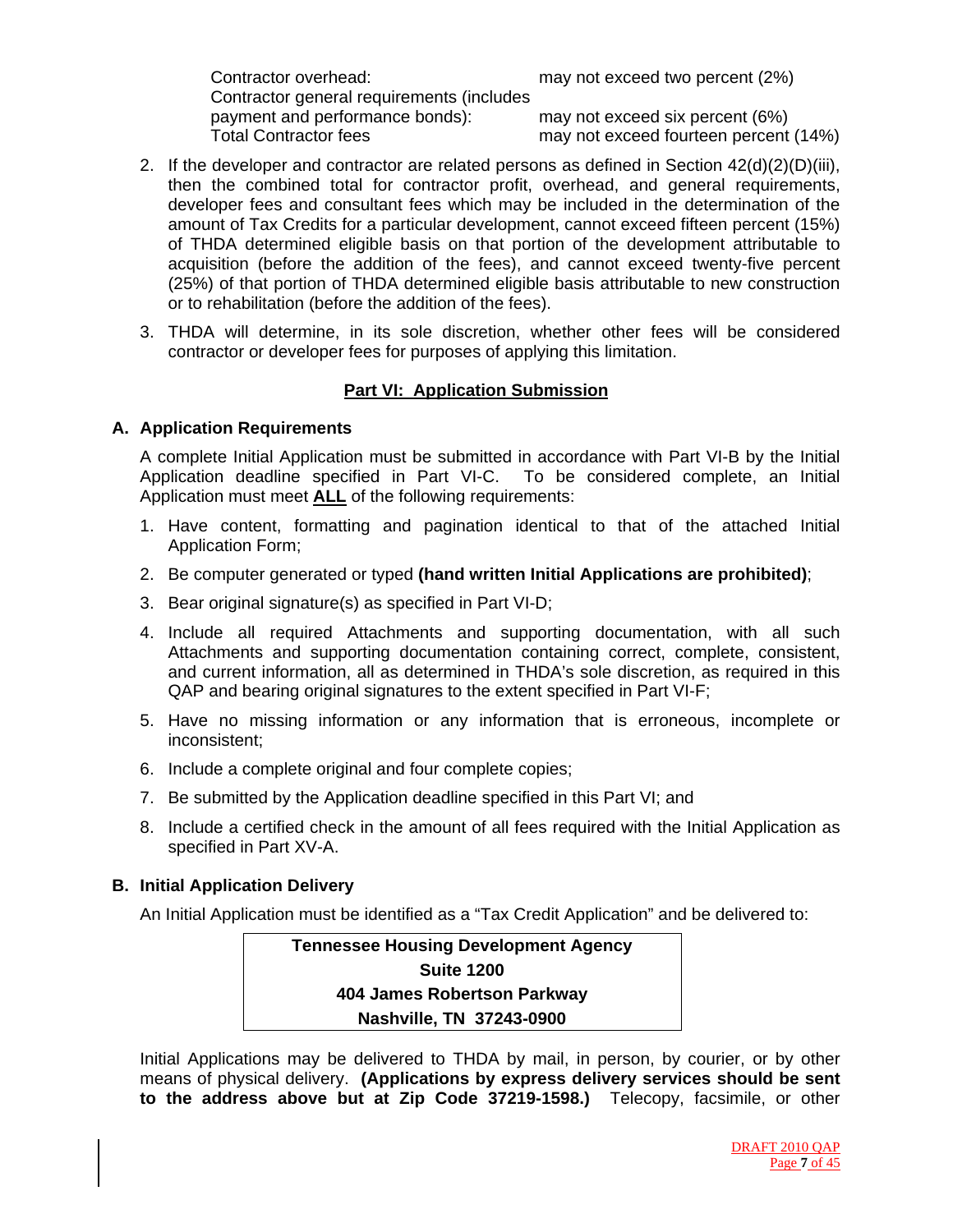| | |
|---|---|
| Contractor overhead: | may not exceed two percent (2%) |
| Contractor general requirements (includes payment and performance bonds): | may not exceed six percent (6%) |
| Total Contractor fees | may not exceed fourteen percent (14%) |

2. If the developer and contractor are related persons as defined in Section 42(d)(2)(D)(iii), then the combined total for contractor profit, overhead, and general requirements, developer fees and consultant fees which may be included in the determination of the amount of Tax Credits for a particular development, cannot exceed fifteen percent (15%) of THDA determined eligible basis on that portion of the development attributable to acquisition (before the addition of the fees), and cannot exceed twenty-five percent (25%) of that portion of THDA determined eligible basis attributable to new construction or to rehabilitation (before the addition of the fees).

3. THDA will determine, in its sole discretion, whether other fees will be considered contractor or developer fees for purposes of applying this limitation.

## Part VI: Application Submission

### A. Application Requirements

A complete Initial Application must be submitted in accordance with Part VI-B by the Initial Application deadline specified in Part VI-C. To be considered complete, an Initial Application must meet **ALL** of the following requirements:

1. Have content, formatting and pagination identical to that of the attached Initial Application Form;
2. Be computer generated or typed **(hand written Initial Applications are prohibited)**;
3. Bear original signature(s) as specified in Part VI-D;
4. Include all required Attachments and supporting documentation, with all such Attachments and supporting documentation containing correct, complete, consistent, and current information, all as determined in THDA's sole discretion, as required in this QAP and bearing original signatures to the extent specified in Part VI-F;
5. Have no missing information or any information that is erroneous, incomplete or inconsistent;
6. Include a complete original and four complete copies;
7. Be submitted by the Application deadline specified in this Part VI; and
8. Include a certified check in the amount of all fees required with the Initial Application as specified in Part XV-A.

### B. Initial Application Delivery

An Initial Application must be identified as a "Tax Credit Application" and be delivered to:

**Tennessee Housing Development Agency**
**Suite 1200**
**404 James Robertson Parkway**
**Nashville, TN 37243-0900**

Initial Applications may be delivered to THDA by mail, in person, by courier, or by other means of physical delivery. **(Applications by express delivery services should be sent to the address above but at Zip Code 37219-1598.)** Telecopy, facsimile, or other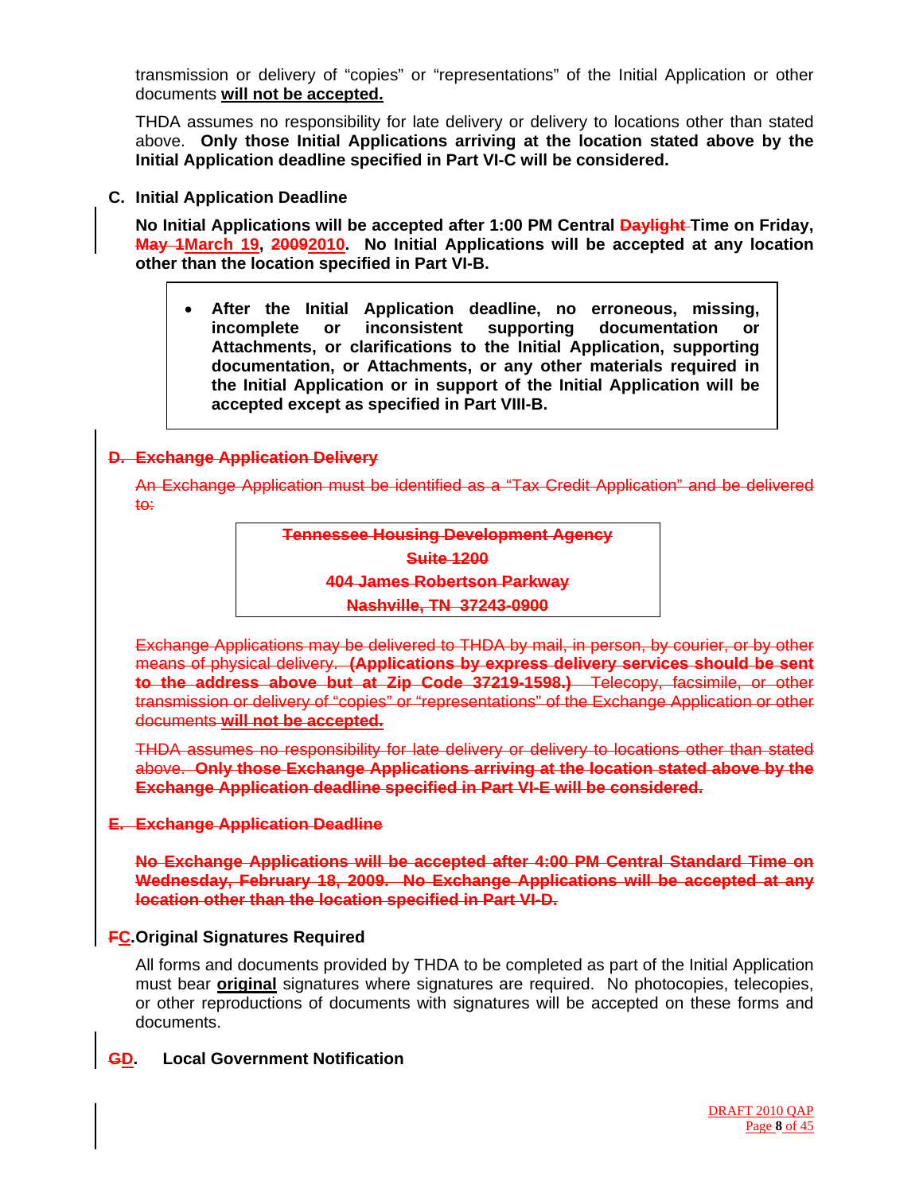transmission or delivery of "copies" or "representations" of the Initial Application or other documents **will not be accepted.**

THDA assumes no responsibility for late delivery or delivery to locations other than stated above. **Only those Initial Applications arriving at the location stated above by the Initial Application deadline specified in Part VI-C will be considered.**

### C. Initial Application Deadline

**No Initial Applications will be accepted after 1:00 PM Central ~~Daylight~~ Time on Friday, ~~May 1~~March 19, ~~2009~~2010. No Initial Applications will be accepted at any location other than the location specified in Part VI-B.**

- **After the Initial Application deadline, no erroneous, missing, incomplete or inconsistent supporting documentation or Attachments, or clarifications to the Initial Application, supporting documentation, or Attachments, or any other materials required in the Initial Application or in support of the Initial Application will be accepted except as specified in Part VIII-B.**

### ~~D. Exchange Application Delivery~~

~~An Exchange Application must be identified as a "Tax Credit Application" and be delivered to:~~

| ~~**Tennessee Housing Development Agency**~~ |
|---|
| ~~**Suite 1200**~~ |
| ~~**404 James Robertson Parkway**~~ |
| ~~**Nashville, TN 37243-0900**~~ |

~~Exchange Applications may be delivered to THDA by mail, in person, by courier, or by other means of physical delivery. **(Applications by express delivery services should be sent to the address above but at Zip Code 37219-1598.)** Telecopy, facsimile, or other transmission or delivery of "copies" or "representations" of the Exchange Application or other documents **will not be accepted.**~~

~~THDA assumes no responsibility for late delivery or delivery to locations other than stated above. **Only those Exchange Applications arriving at the location stated above by the Exchange Application deadline specified in Part VI-E will be considered.**~~

### ~~E. Exchange Application Deadline~~

~~**No Exchange Applications will be accepted after 4:00 PM Central Standard Time on Wednesday, February 18, 2009. No Exchange Applications will be accepted at any location other than the location specified in Part VI-D.**~~

### ~~F~~C. Original Signatures Required

All forms and documents provided by THDA to be completed as part of the Initial Application must bear **original** signatures where signatures are required. No photocopies, telecopies, or other reproductions of documents with signatures will be accepted on these forms and documents.

### ~~G~~D. Local Government Notification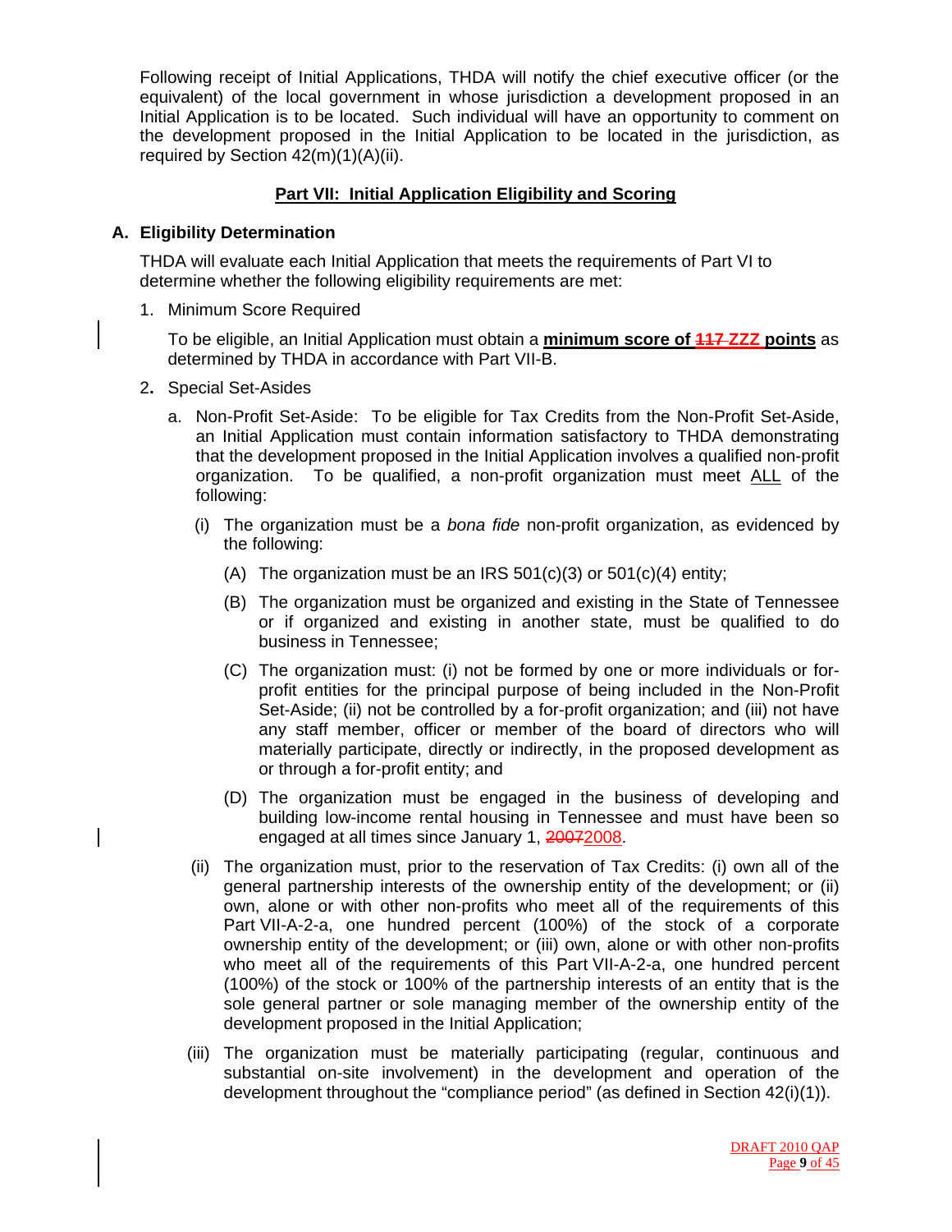Following receipt of Initial Applications, THDA will notify the chief executive officer (or the equivalent) of the local government in whose jurisdiction a development proposed in an Initial Application is to be located. Such individual will have an opportunity to comment on the development proposed in the Initial Application to be located in the jurisdiction, as required by Section 42(m)(1)(A)(ii).

## Part VII: Initial Application Eligibility and Scoring

### A. Eligibility Determination

THDA will evaluate each Initial Application that meets the requirements of Part VI to determine whether the following eligibility requirements are met:

1. Minimum Score Required

   To be eligible, an Initial Application must obtain a **minimum score of ~~117~~ ZZZ points** as determined by THDA in accordance with Part VII-B.

2. Special Set-Asides

   a. Non-Profit Set-Aside: To be eligible for Tax Credits from the Non-Profit Set-Aside, an Initial Application must contain information satisfactory to THDA demonstrating that the development proposed in the Initial Application involves a qualified non-profit organization. To be qualified, a non-profit organization must meet ALL of the following:

   (i) The organization must be a *bona fide* non-profit organization, as evidenced by the following:

   (A) The organization must be an IRS 501(c)(3) or 501(c)(4) entity;

   (B) The organization must be organized and existing in the State of Tennessee or if organized and existing in another state, must be qualified to do business in Tennessee;

   (C) The organization must: (i) not be formed by one or more individuals or for-profit entities for the principal purpose of being included in the Non-Profit Set-Aside; (ii) not be controlled by a for-profit organization; and (iii) not have any staff member, officer or member of the board of directors who will materially participate, directly or indirectly, in the proposed development as or through a for-profit entity; and

   (D) The organization must be engaged in the business of developing and building low-income rental housing in Tennessee and must have been so engaged at all times since January 1, ~~2007~~2008.

   (ii) The organization must, prior to the reservation of Tax Credits: (i) own all of the general partnership interests of the ownership entity of the development; or (ii) own, alone or with other non-profits who meet all of the requirements of this Part VII-A-2-a, one hundred percent (100%) of the stock of a corporate ownership entity of the development; or (iii) own, alone or with other non-profits who meet all of the requirements of this Part VII-A-2-a, one hundred percent (100%) of the stock or 100% of the partnership interests of an entity that is the sole general partner or sole managing member of the ownership entity of the development proposed in the Initial Application;

   (iii) The organization must be materially participating (regular, continuous and substantial on-site involvement) in the development and operation of the development throughout the "compliance period" (as defined in Section 42(i)(1)).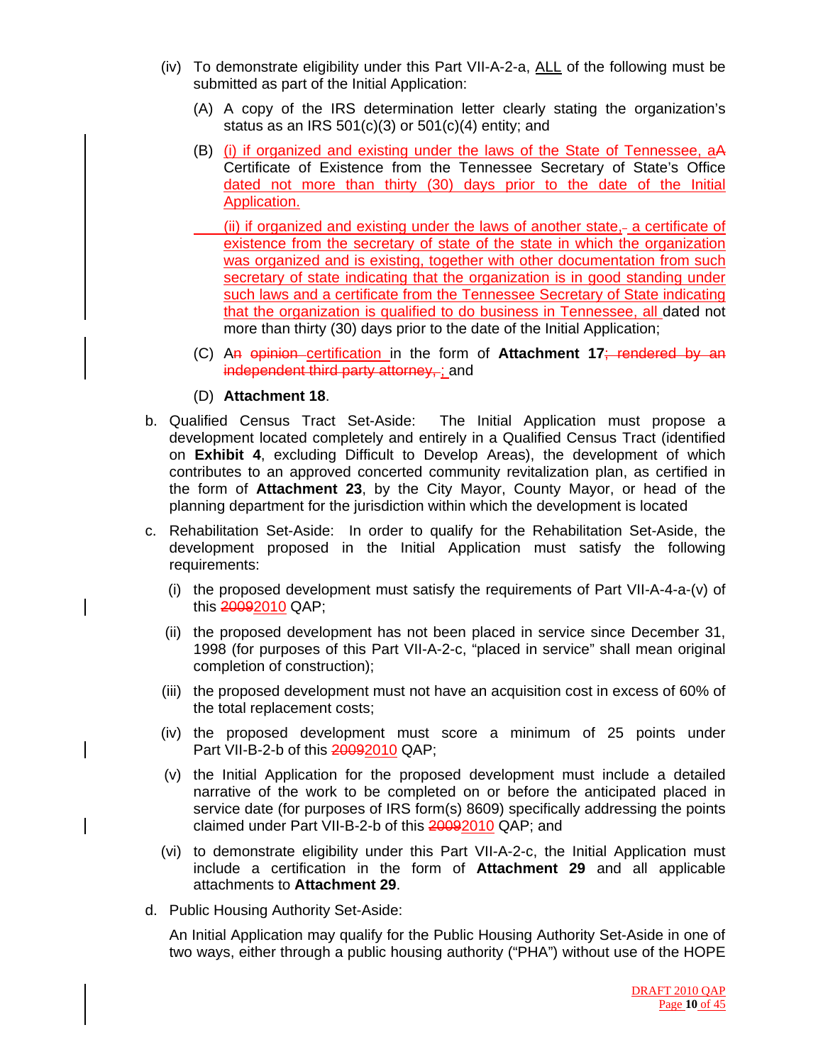(iv) To demonstrate eligibility under this Part VII-A-2-a, ALL of the following must be submitted as part of the Initial Application:

(A) A copy of the IRS determination letter clearly stating the organization's status as an IRS 501(c)(3) or 501(c)(4) entity; and

(B) (i) if organized and existing under the laws of the State of Tennessee, aA Certificate of Existence from the Tennessee Secretary of State's Office dated not more than thirty (30) days prior to the date of the Initial Application.

(ii) if organized and existing under the laws of another state,- a certificate of existence from the secretary of state of the state in which the organization was organized and is existing, together with other documentation from such secretary of state indicating that the organization is in good standing under such laws and a certificate from the Tennessee Secretary of State indicating that the organization is qualified to do business in Tennessee, all dated not more than thirty (30) days prior to the date of the Initial Application;

(C) An opinion certification in the form of **Attachment 17**; rendered by an independent third party attorney, ; and

(D) **Attachment 18**.

b. Qualified Census Tract Set-Aside: The Initial Application must propose a development located completely and entirely in a Qualified Census Tract (identified on **Exhibit 4**, excluding Difficult to Develop Areas), the development of which contributes to an approved concerted community revitalization plan, as certified in the form of **Attachment 23**, by the City Mayor, County Mayor, or head of the planning department for the jurisdiction within which the development is located

c. Rehabilitation Set-Aside: In order to qualify for the Rehabilitation Set-Aside, the development proposed in the Initial Application must satisfy the following requirements:

(i) the proposed development must satisfy the requirements of Part VII-A-4-a-(v) of this 20092010 QAP;

(ii) the proposed development has not been placed in service since December 31, 1998 (for purposes of this Part VII-A-2-c, "placed in service" shall mean original completion of construction);

(iii) the proposed development must not have an acquisition cost in excess of 60% of the total replacement costs;

(iv) the proposed development must score a minimum of 25 points under Part VII-B-2-b of this 20092010 QAP;

(v) the Initial Application for the proposed development must include a detailed narrative of the work to be completed on or before the anticipated placed in service date (for purposes of IRS form(s) 8609) specifically addressing the points claimed under Part VII-B-2-b of this 20092010 QAP; and

(vi) to demonstrate eligibility under this Part VII-A-2-c, the Initial Application must include a certification in the form of **Attachment 29** and all applicable attachments to **Attachment 29**.

d. Public Housing Authority Set-Aside:

An Initial Application may qualify for the Public Housing Authority Set-Aside in one of two ways, either through a public housing authority ("PHA") without use of the HOPE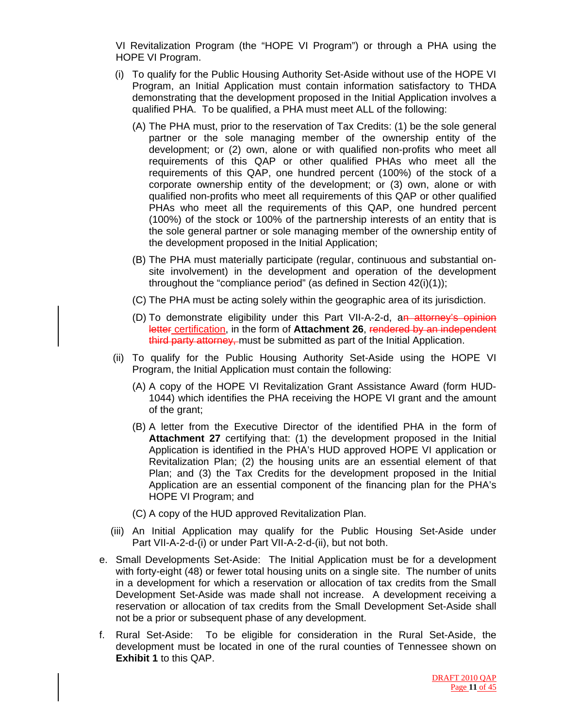VI Revitalization Program (the "HOPE VI Program") or through a PHA using the HOPE VI Program.

(i) To qualify for the Public Housing Authority Set-Aside without use of the HOPE VI Program, an Initial Application must contain information satisfactory to THDA demonstrating that the development proposed in the Initial Application involves a qualified PHA. To be qualified, a PHA must meet ALL of the following:

(A) The PHA must, prior to the reservation of Tax Credits: (1) be the sole general partner or the sole managing member of the ownership entity of the development; or (2) own, alone or with qualified non-profits who meet all requirements of this QAP or other qualified PHAs who meet all the requirements of this QAP, one hundred percent (100%) of the stock of a corporate ownership entity of the development; or (3) own, alone or with qualified non-profits who meet all requirements of this QAP or other qualified PHAs who meet all the requirements of this QAP, one hundred percent (100%) of the stock or 100% of the partnership interests of an entity that is the sole general partner or sole managing member of the ownership entity of the development proposed in the Initial Application;

(B) The PHA must materially participate (regular, continuous and substantial on-site involvement) in the development and operation of the development throughout the "compliance period" (as defined in Section 42(i)(1));

(C) The PHA must be acting solely within the geographic area of its jurisdiction.

(D) To demonstrate eligibility under this Part VII-A-2-d, a~~n attorney's opinion letter~~ certification, in the form of **Attachment 26**, ~~rendered by an independent third party attorney,~~ must be submitted as part of the Initial Application.

(ii) To qualify for the Public Housing Authority Set-Aside using the HOPE VI Program, the Initial Application must contain the following:

(A) A copy of the HOPE VI Revitalization Grant Assistance Award (form HUD-1044) which identifies the PHA receiving the HOPE VI grant and the amount of the grant;

(B) A letter from the Executive Director of the identified PHA in the form of **Attachment 27** certifying that: (1) the development proposed in the Initial Application is identified in the PHA's HUD approved HOPE VI application or Revitalization Plan; (2) the housing units are an essential element of that Plan; and (3) the Tax Credits for the development proposed in the Initial Application are an essential component of the financing plan for the PHA's HOPE VI Program; and

(C) A copy of the HUD approved Revitalization Plan.

(iii) An Initial Application may qualify for the Public Housing Set-Aside under Part VII-A-2-d-(i) or under Part VII-A-2-d-(ii), but not both.

e. Small Developments Set-Aside: The Initial Application must be for a development with forty-eight (48) or fewer total housing units on a single site. The number of units in a development for which a reservation or allocation of tax credits from the Small Development Set-Aside was made shall not increase. A development receiving a reservation or allocation of tax credits from the Small Development Set-Aside shall not be a prior or subsequent phase of any development.

f. Rural Set-Aside: To be eligible for consideration in the Rural Set-Aside, the development must be located in one of the rural counties of Tennessee shown on **Exhibit 1** to this QAP.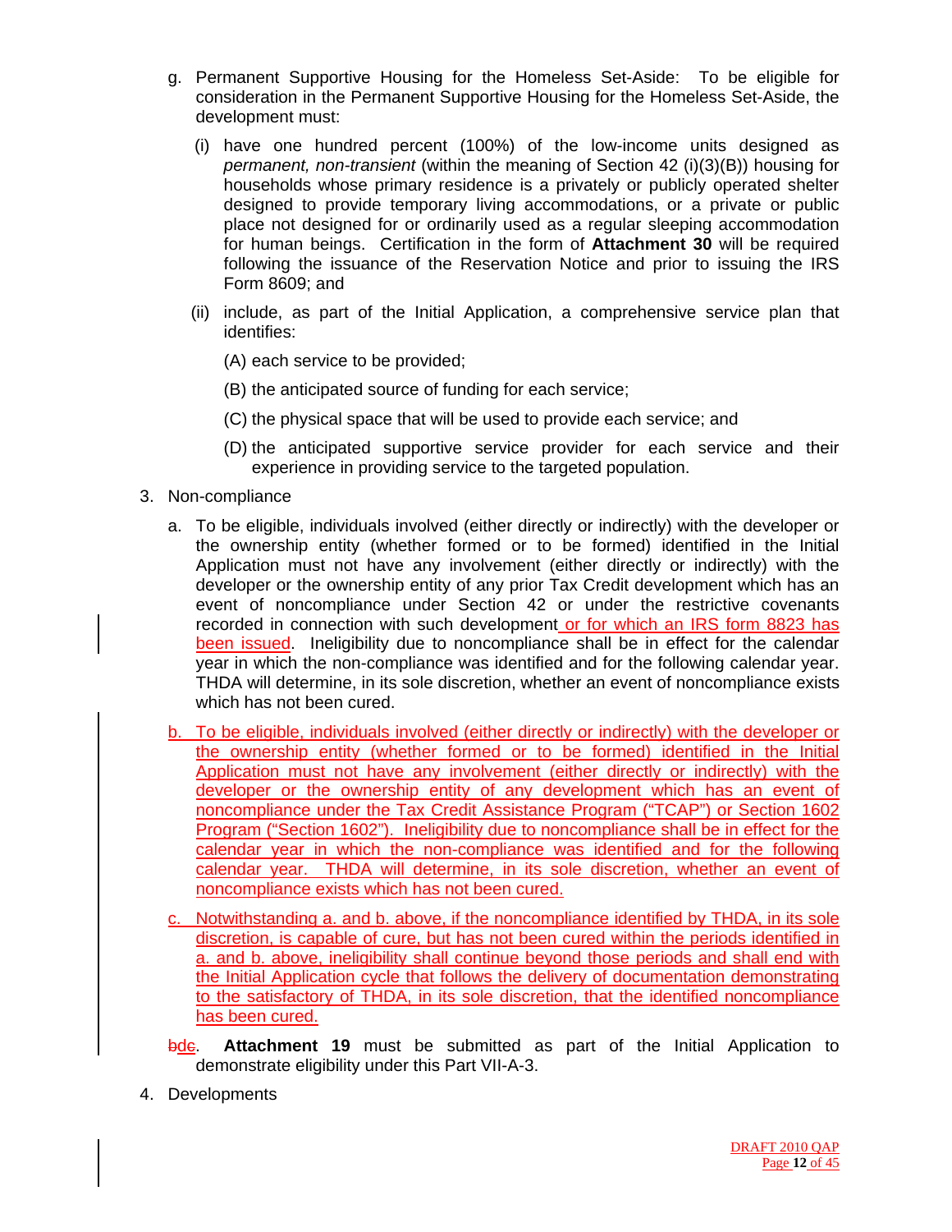g. Permanent Supportive Housing for the Homeless Set-Aside: To be eligible for consideration in the Permanent Supportive Housing for the Homeless Set-Aside, the development must:

   (i) have one hundred percent (100%) of the low-income units designed as *permanent, non-transient* (within the meaning of Section 42 (i)(3)(B)) housing for households whose primary residence is a privately or publicly operated shelter designed to provide temporary living accommodations, or a private or public place not designed for or ordinarily used as a regular sleeping accommodation for human beings. Certification in the form of **Attachment 30** will be required following the issuance of the Reservation Notice and prior to issuing the IRS Form 8609; and

   (ii) include, as part of the Initial Application, a comprehensive service plan that identifies:

   (A) each service to be provided;

   (B) the anticipated source of funding for each service;

   (C) the physical space that will be used to provide each service; and

   (D) the anticipated supportive service provider for each service and their experience in providing service to the targeted population.

3. Non-compliance

   a. To be eligible, individuals involved (either directly or indirectly) with the developer or the ownership entity (whether formed or to be formed) identified in the Initial Application must not have any involvement (either directly or indirectly) with the developer or the ownership entity of any prior Tax Credit development which has an event of noncompliance under Section 42 or under the restrictive covenants recorded in connection with such development or for which an IRS form 8823 has been issued. Ineligibility due to noncompliance shall be in effect for the calendar year in which the non-compliance was identified and for the following calendar year. THDA will determine, in its sole discretion, whether an event of noncompliance exists which has not been cured.

   b. To be eligible, individuals involved (either directly or indirectly) with the developer or the ownership entity (whether formed or to be formed) identified in the Initial Application must not have any involvement (either directly or indirectly) with the developer or the ownership entity of any development which has an event of noncompliance under the Tax Credit Assistance Program ("TCAP") or Section 1602 Program ("Section 1602"). Ineligibility due to noncompliance shall be in effect for the calendar year in which the non-compliance was identified and for the following calendar year. THDA will determine, in its sole discretion, whether an event of noncompliance exists which has not been cured.

   c. Notwithstanding a. and b. above, if the noncompliance identified by THDA, in its sole discretion, is capable of cure, but has not been cured within the periods identified in a. and b. above, ineligibility shall continue beyond those periods and shall end with the Initial Application cycle that follows the delivery of documentation demonstrating to the satisfactory of THDA, in its sole discretion, that the identified noncompliance has been cured.

   ~~b~~d~~c~~. **Attachment 19** must be submitted as part of the Initial Application to demonstrate eligibility under this Part VII-A-3.

4. Developments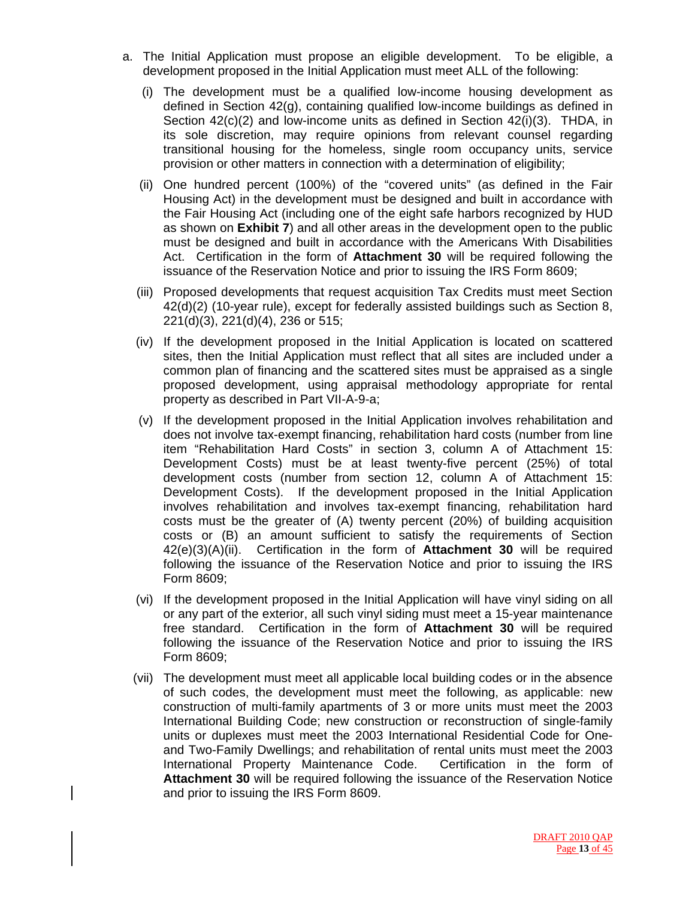a. The Initial Application must propose an eligible development. To be eligible, a development proposed in the Initial Application must meet ALL of the following:

   (i) The development must be a qualified low-income housing development as defined in Section 42(g), containing qualified low-income buildings as defined in Section 42(c)(2) and low-income units as defined in Section 42(i)(3). THDA, in its sole discretion, may require opinions from relevant counsel regarding transitional housing for the homeless, single room occupancy units, service provision or other matters in connection with a determination of eligibility;

   (ii) One hundred percent (100%) of the "covered units" (as defined in the Fair Housing Act) in the development must be designed and built in accordance with the Fair Housing Act (including one of the eight safe harbors recognized by HUD as shown on **Exhibit 7**) and all other areas in the development open to the public must be designed and built in accordance with the Americans With Disabilities Act. Certification in the form of **Attachment 30** will be required following the issuance of the Reservation Notice and prior to issuing the IRS Form 8609;

   (iii) Proposed developments that request acquisition Tax Credits must meet Section 42(d)(2) (10-year rule), except for federally assisted buildings such as Section 8, 221(d)(3), 221(d)(4), 236 or 515;

   (iv) If the development proposed in the Initial Application is located on scattered sites, then the Initial Application must reflect that all sites are included under a common plan of financing and the scattered sites must be appraised as a single proposed development, using appraisal methodology appropriate for rental property as described in Part VII-A-9-a;

   (v) If the development proposed in the Initial Application involves rehabilitation and does not involve tax-exempt financing, rehabilitation hard costs (number from line item "Rehabilitation Hard Costs" in section 3, column A of Attachment 15: Development Costs) must be at least twenty-five percent (25%) of total development costs (number from section 12, column A of Attachment 15: Development Costs). If the development proposed in the Initial Application involves rehabilitation and involves tax-exempt financing, rehabilitation hard costs must be the greater of (A) twenty percent (20%) of building acquisition costs or (B) an amount sufficient to satisfy the requirements of Section 42(e)(3)(A)(ii). Certification in the form of **Attachment 30** will be required following the issuance of the Reservation Notice and prior to issuing the IRS Form 8609;

   (vi) If the development proposed in the Initial Application will have vinyl siding on all or any part of the exterior, all such vinyl siding must meet a 15-year maintenance free standard. Certification in the form of **Attachment 30** will be required following the issuance of the Reservation Notice and prior to issuing the IRS Form 8609;

   (vii) The development must meet all applicable local building codes or in the absence of such codes, the development must meet the following, as applicable: new construction of multi-family apartments of 3 or more units must meet the 2003 International Building Code; new construction or reconstruction of single-family units or duplexes must meet the 2003 International Residential Code for One- and Two-Family Dwellings; and rehabilitation of rental units must meet the 2003 International Property Maintenance Code. Certification in the form of **Attachment 30** will be required following the issuance of the Reservation Notice and prior to issuing the IRS Form 8609.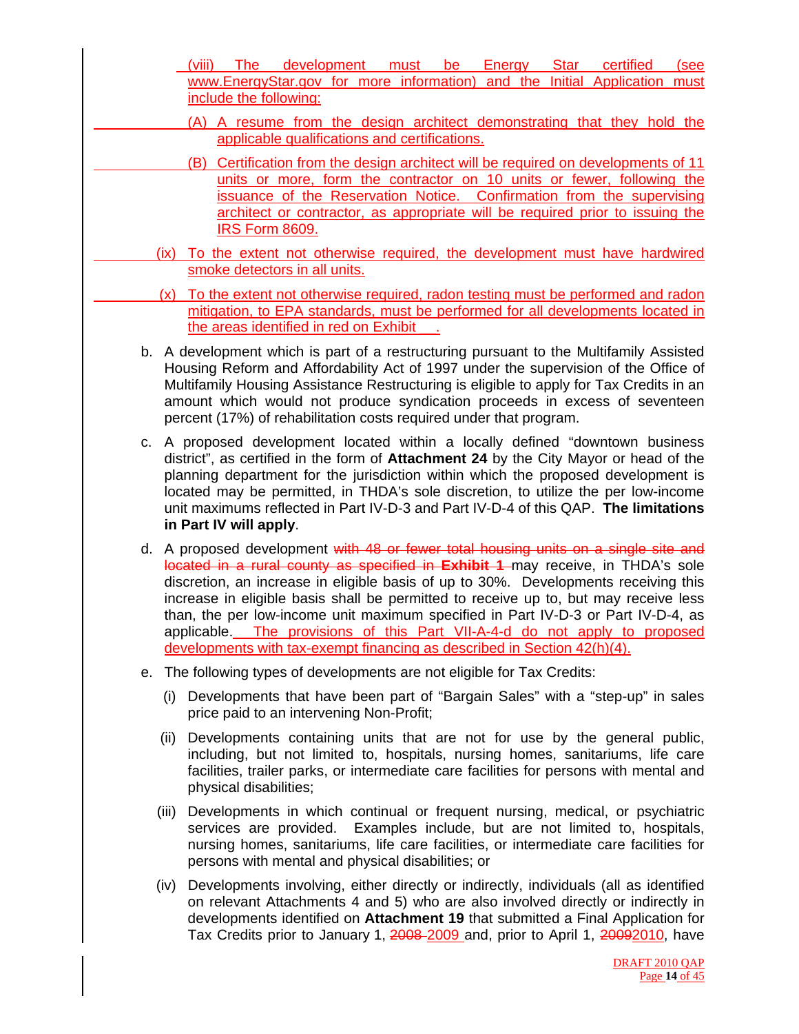(viii) The development must be Energy Star certified (see www.EnergyStar.gov for more information) and the Initial Application must include the following:

(A) A resume from the design architect demonstrating that they hold the applicable qualifications and certifications.

(B) Certification from the design architect will be required on developments of 11 units or more, form the contractor on 10 units or fewer, following the issuance of the Reservation Notice. Confirmation from the supervising architect or contractor, as appropriate will be required prior to issuing the IRS Form 8609.

(ix) To the extent not otherwise required, the development must have hardwired smoke detectors in all units.

(x) To the extent not otherwise required, radon testing must be performed and radon mitigation, to EPA standards, must be performed for all developments located in the areas identified in red on Exhibit ___.

b. A development which is part of a restructuring pursuant to the Multifamily Assisted Housing Reform and Affordability Act of 1997 under the supervision of the Office of Multifamily Housing Assistance Restructuring is eligible to apply for Tax Credits in an amount which would not produce syndication proceeds in excess of seventeen percent (17%) of rehabilitation costs required under that program.

c. A proposed development located within a locally defined "downtown business district", as certified in the form of **Attachment 24** by the City Mayor or head of the planning department for the jurisdiction within which the proposed development is located may be permitted, in THDA's sole discretion, to utilize the per low-income unit maximums reflected in Part IV-D-3 and Part IV-D-4 of this QAP. **The limitations in Part IV will apply**.

d. A proposed development ~~with 48 or fewer total housing units on a single site and located in a rural county as specified in **Exhibit 1**~~ may receive, in THDA's sole discretion, an increase in eligible basis of up to 30%. Developments receiving this increase in eligible basis shall be permitted to receive up to, but may receive less than, the per low-income unit maximum specified in Part IV-D-3 or Part IV-D-4, as applicable. The provisions of this Part VII-A-4-d do not apply to proposed developments with tax-exempt financing as described in Section 42(h)(4).

e. The following types of developments are not eligible for Tax Credits:

(i) Developments that have been part of "Bargain Sales" with a "step-up" in sales price paid to an intervening Non-Profit;

(ii) Developments containing units that are not for use by the general public, including, but not limited to, hospitals, nursing homes, sanitariums, life care facilities, trailer parks, or intermediate care facilities for persons with mental and physical disabilities;

(iii) Developments in which continual or frequent nursing, medical, or psychiatric services are provided. Examples include, but are not limited to, hospitals, nursing homes, sanitariums, life care facilities, or intermediate care facilities for persons with mental and physical disabilities; or

(iv) Developments involving, either directly or indirectly, individuals (all as identified on relevant Attachments 4 and 5) who are also involved directly or indirectly in developments identified on **Attachment 19** that submitted a Final Application for Tax Credits prior to January 1, ~~2008~~ 2009 and, prior to April 1, ~~2009~~2010, have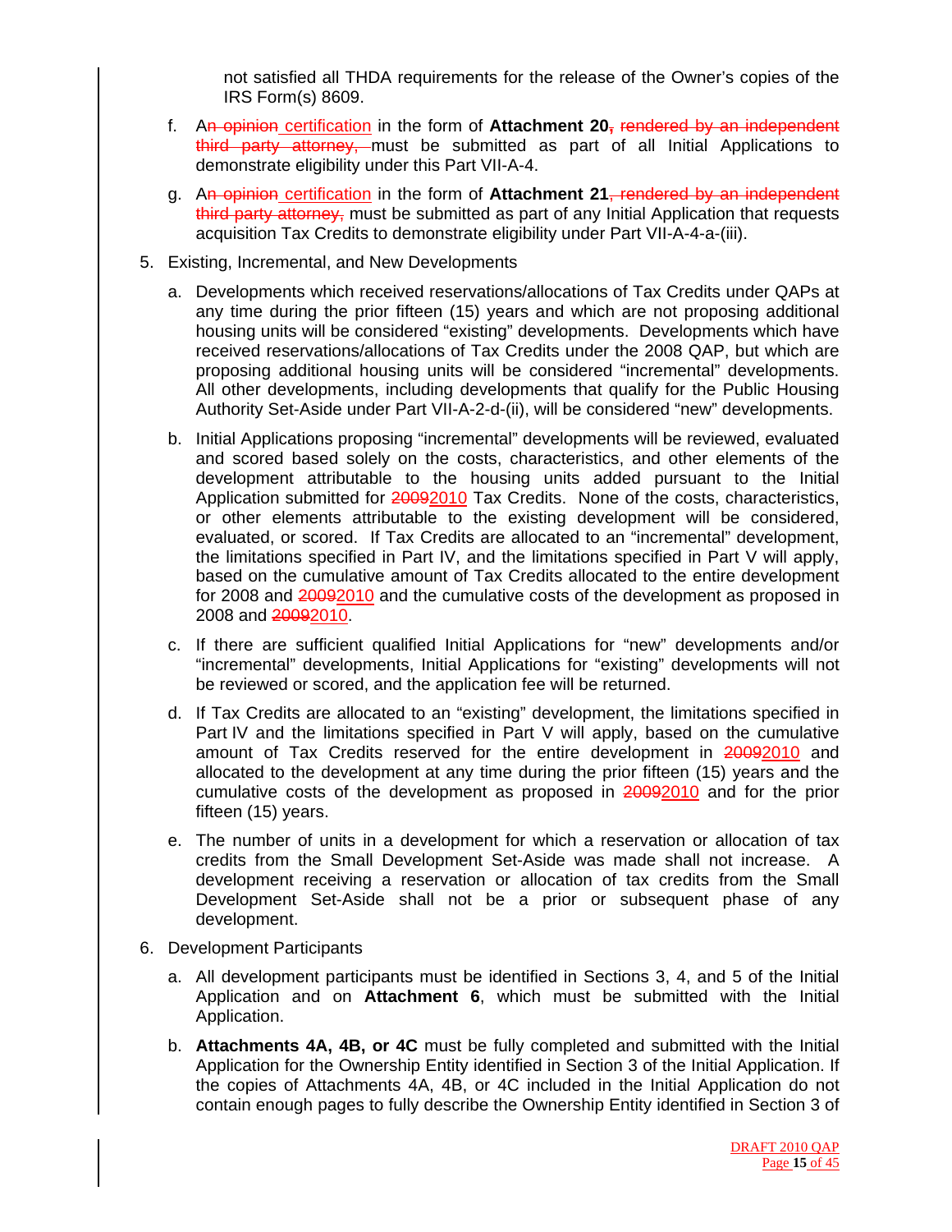not satisfied all THDA requirements for the release of the Owner's copies of the IRS Form(s) 8609.

f. A~~n opinion~~ certification in the form of **Attachment 20**~~, rendered by an independent third party attorney,~~ must be submitted as part of all Initial Applications to demonstrate eligibility under this Part VII-A-4.

g. A~~n opinion~~ certification in the form of **Attachment 21**~~, rendered by an independent third party attorney,~~ must be submitted as part of any Initial Application that requests acquisition Tax Credits to demonstrate eligibility under Part VII-A-4-a-(iii).

5. Existing, Incremental, and New Developments

   a. Developments which received reservations/allocations of Tax Credits under QAPs at any time during the prior fifteen (15) years and which are not proposing additional housing units will be considered "existing" developments. Developments which have received reservations/allocations of Tax Credits under the 2008 QAP, but which are proposing additional housing units will be considered "incremental" developments. All other developments, including developments that qualify for the Public Housing Authority Set-Aside under Part VII-A-2-d-(ii), will be considered "new" developments.

   b. Initial Applications proposing "incremental" developments will be reviewed, evaluated and scored based solely on the costs, characteristics, and other elements of the development attributable to the housing units added pursuant to the Initial Application submitted for ~~2009~~2010 Tax Credits. None of the costs, characteristics, or other elements attributable to the existing development will be considered, evaluated, or scored. If Tax Credits are allocated to an "incremental" development, the limitations specified in Part IV, and the limitations specified in Part V will apply, based on the cumulative amount of Tax Credits allocated to the entire development for 2008 and ~~2009~~2010 and the cumulative costs of the development as proposed in 2008 and ~~2009~~2010.

   c. If there are sufficient qualified Initial Applications for "new" developments and/or "incremental" developments, Initial Applications for "existing" developments will not be reviewed or scored, and the application fee will be returned.

   d. If Tax Credits are allocated to an "existing" development, the limitations specified in Part IV and the limitations specified in Part V will apply, based on the cumulative amount of Tax Credits reserved for the entire development in ~~2009~~2010 and allocated to the development at any time during the prior fifteen (15) years and the cumulative costs of the development as proposed in ~~2009~~2010 and for the prior fifteen (15) years.

   e. The number of units in a development for which a reservation or allocation of tax credits from the Small Development Set-Aside was made shall not increase. A development receiving a reservation or allocation of tax credits from the Small Development Set-Aside shall not be a prior or subsequent phase of any development.

6. Development Participants

   a. All development participants must be identified in Sections 3, 4, and 5 of the Initial Application and on **Attachment 6**, which must be submitted with the Initial Application.

   b. **Attachments 4A, 4B, or 4C** must be fully completed and submitted with the Initial Application for the Ownership Entity identified in Section 3 of the Initial Application. If the copies of Attachments 4A, 4B, or 4C included in the Initial Application do not contain enough pages to fully describe the Ownership Entity identified in Section 3 of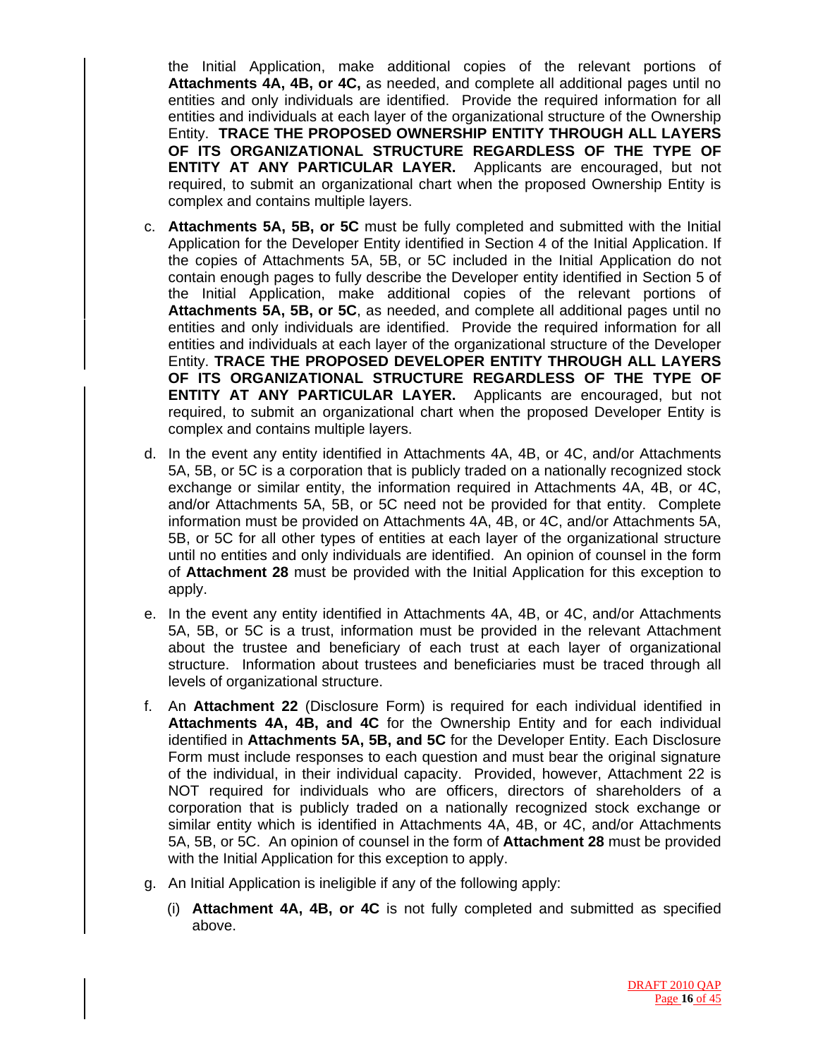the Initial Application, make additional copies of the relevant portions of **Attachments 4A, 4B, or 4C,** as needed, and complete all additional pages until no entities and only individuals are identified. Provide the required information for all entities and individuals at each layer of the organizational structure of the Ownership Entity. **TRACE THE PROPOSED OWNERSHIP ENTITY THROUGH ALL LAYERS OF ITS ORGANIZATIONAL STRUCTURE REGARDLESS OF THE TYPE OF ENTITY AT ANY PARTICULAR LAYER.** Applicants are encouraged, but not required, to submit an organizational chart when the proposed Ownership Entity is complex and contains multiple layers.

c. **Attachments 5A, 5B, or 5C** must be fully completed and submitted with the Initial Application for the Developer Entity identified in Section 4 of the Initial Application. If the copies of Attachments 5A, 5B, or 5C included in the Initial Application do not contain enough pages to fully describe the Developer entity identified in Section 5 of the Initial Application, make additional copies of the relevant portions of **Attachments 5A, 5B, or 5C**, as needed, and complete all additional pages until no entities and only individuals are identified. Provide the required information for all entities and individuals at each layer of the organizational structure of the Developer Entity. **TRACE THE PROPOSED DEVELOPER ENTITY THROUGH ALL LAYERS OF ITS ORGANIZATIONAL STRUCTURE REGARDLESS OF THE TYPE OF ENTITY AT ANY PARTICULAR LAYER.** Applicants are encouraged, but not required, to submit an organizational chart when the proposed Developer Entity is complex and contains multiple layers.

d. In the event any entity identified in Attachments 4A, 4B, or 4C, and/or Attachments 5A, 5B, or 5C is a corporation that is publicly traded on a nationally recognized stock exchange or similar entity, the information required in Attachments 4A, 4B, or 4C, and/or Attachments 5A, 5B, or 5C need not be provided for that entity. Complete information must be provided on Attachments 4A, 4B, or 4C, and/or Attachments 5A, 5B, or 5C for all other types of entities at each layer of the organizational structure until no entities and only individuals are identified. An opinion of counsel in the form of **Attachment 28** must be provided with the Initial Application for this exception to apply.

e. In the event any entity identified in Attachments 4A, 4B, or 4C, and/or Attachments 5A, 5B, or 5C is a trust, information must be provided in the relevant Attachment about the trustee and beneficiary of each trust at each layer of organizational structure. Information about trustees and beneficiaries must be traced through all levels of organizational structure.

f. An **Attachment 22** (Disclosure Form) is required for each individual identified in **Attachments 4A, 4B, and 4C** for the Ownership Entity and for each individual identified in **Attachments 5A, 5B, and 5C** for the Developer Entity. Each Disclosure Form must include responses to each question and must bear the original signature of the individual, in their individual capacity. Provided, however, Attachment 22 is NOT required for individuals who are officers, directors of shareholders of a corporation that is publicly traded on a nationally recognized stock exchange or similar entity which is identified in Attachments 4A, 4B, or 4C, and/or Attachments 5A, 5B, or 5C. An opinion of counsel in the form of **Attachment 28** must be provided with the Initial Application for this exception to apply.

g. An Initial Application is ineligible if any of the following apply:

   (i) **Attachment 4A, 4B, or 4C** is not fully completed and submitted as specified above.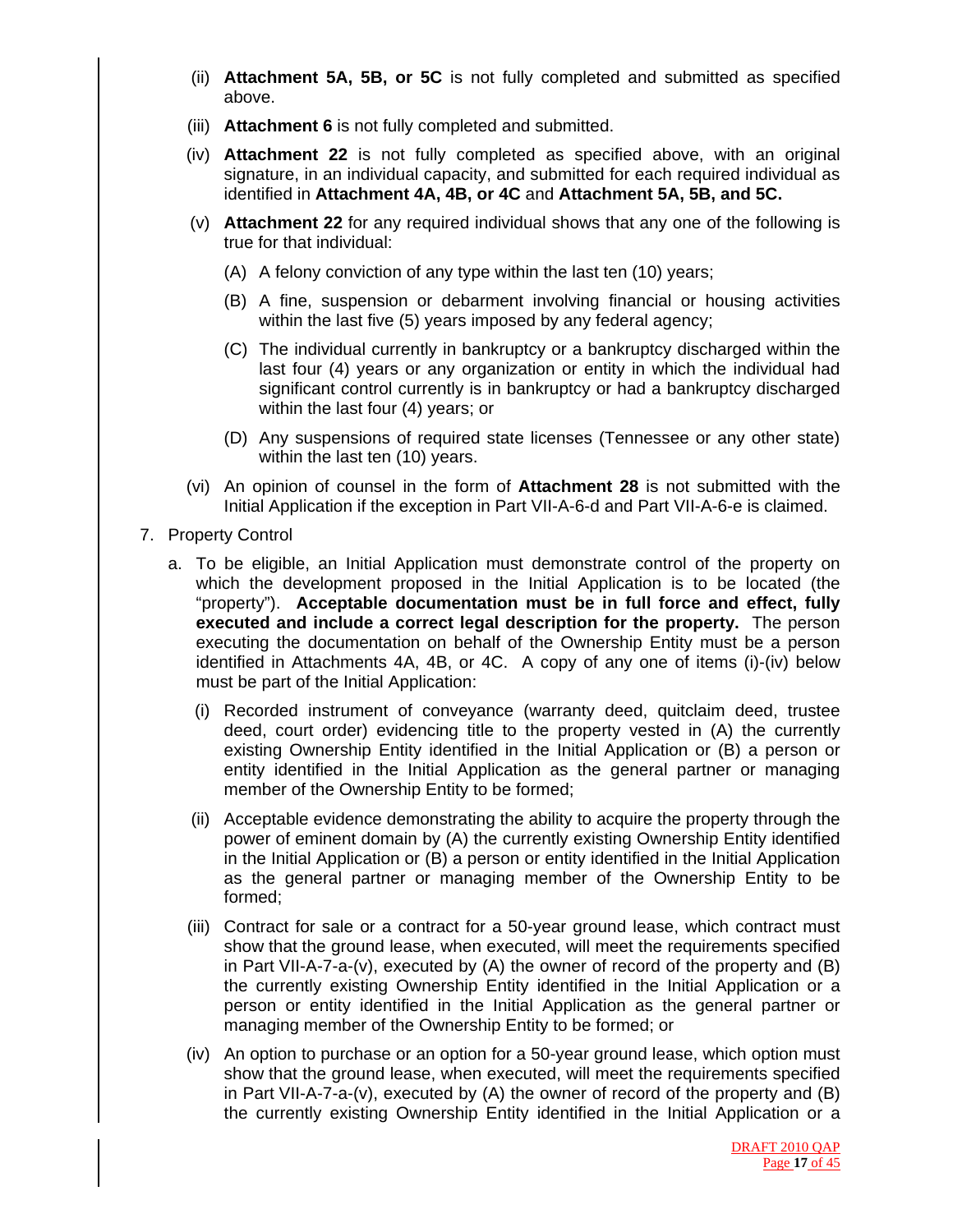(ii) **Attachment 5A, 5B, or 5C** is not fully completed and submitted as specified above.

(iii) **Attachment 6** is not fully completed and submitted.

(iv) **Attachment 22** is not fully completed as specified above, with an original signature, in an individual capacity, and submitted for each required individual as identified in **Attachment 4A, 4B, or 4C** and **Attachment 5A, 5B, and 5C.**

(v) **Attachment 22** for any required individual shows that any one of the following is true for that individual:

(A) A felony conviction of any type within the last ten (10) years;

(B) A fine, suspension or debarment involving financial or housing activities within the last five (5) years imposed by any federal agency;

(C) The individual currently in bankruptcy or a bankruptcy discharged within the last four (4) years or any organization or entity in which the individual had significant control currently is in bankruptcy or had a bankruptcy discharged within the last four (4) years; or

(D) Any suspensions of required state licenses (Tennessee or any other state) within the last ten (10) years.

(vi) An opinion of counsel in the form of **Attachment 28** is not submitted with the Initial Application if the exception in Part VII-A-6-d and Part VII-A-6-e is claimed.

7. Property Control

a. To be eligible, an Initial Application must demonstrate control of the property on which the development proposed in the Initial Application is to be located (the "property"). **Acceptable documentation must be in full force and effect, fully executed and include a correct legal description for the property.** The person executing the documentation on behalf of the Ownership Entity must be a person identified in Attachments 4A, 4B, or 4C. A copy of any one of items (i)-(iv) below must be part of the Initial Application:

(i) Recorded instrument of conveyance (warranty deed, quitclaim deed, trustee deed, court order) evidencing title to the property vested in (A) the currently existing Ownership Entity identified in the Initial Application or (B) a person or entity identified in the Initial Application as the general partner or managing member of the Ownership Entity to be formed;

(ii) Acceptable evidence demonstrating the ability to acquire the property through the power of eminent domain by (A) the currently existing Ownership Entity identified in the Initial Application or (B) a person or entity identified in the Initial Application as the general partner or managing member of the Ownership Entity to be formed;

(iii) Contract for sale or a contract for a 50-year ground lease, which contract must show that the ground lease, when executed, will meet the requirements specified in Part VII-A-7-a-(v), executed by (A) the owner of record of the property and (B) the currently existing Ownership Entity identified in the Initial Application or a person or entity identified in the Initial Application as the general partner or managing member of the Ownership Entity to be formed; or

(iv) An option to purchase or an option for a 50-year ground lease, which option must show that the ground lease, when executed, will meet the requirements specified in Part VII-A-7-a-(v), executed by (A) the owner of record of the property and (B) the currently existing Ownership Entity identified in the Initial Application or a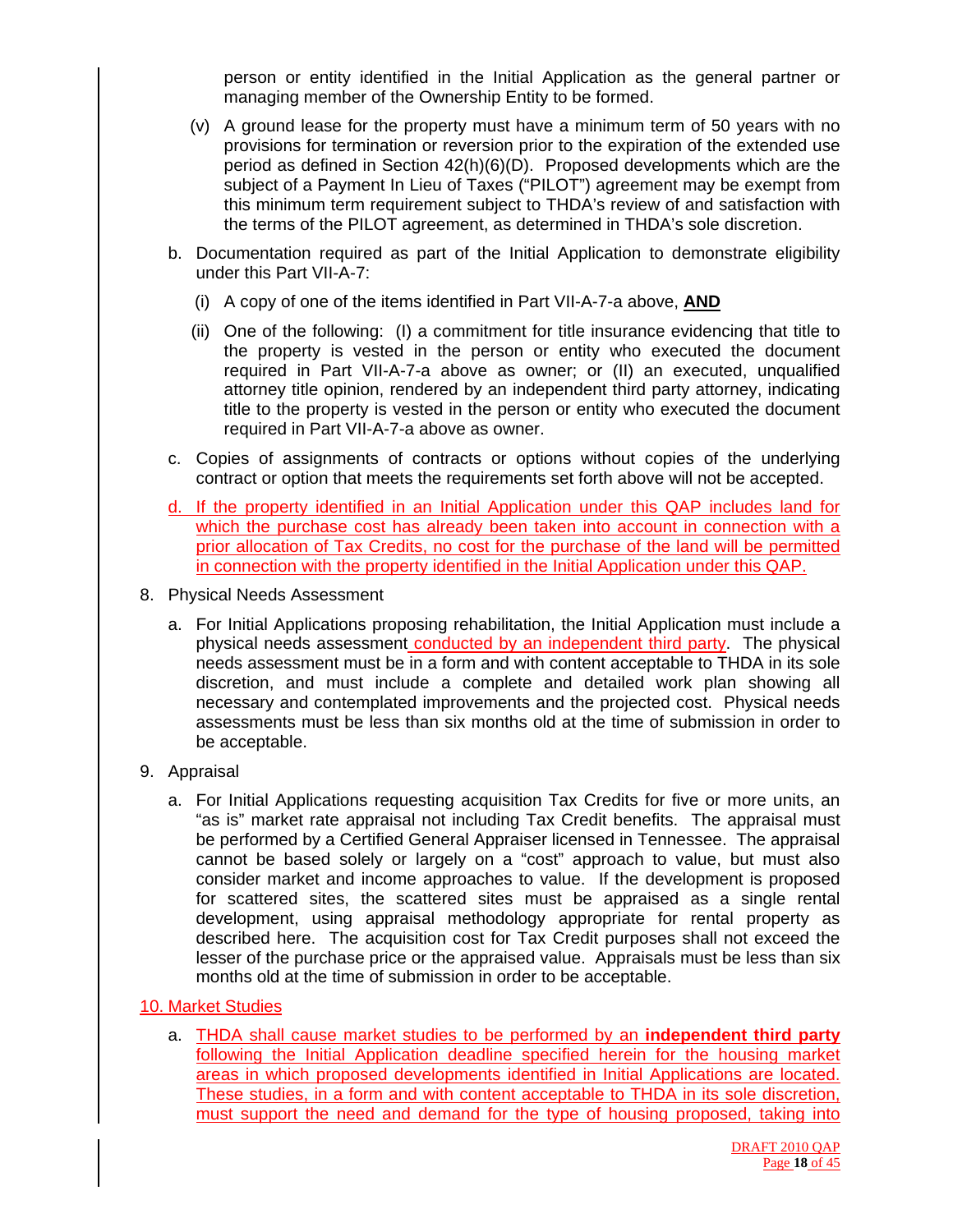person or entity identified in the Initial Application as the general partner or managing member of the Ownership Entity to be formed.

(v) A ground lease for the property must have a minimum term of 50 years with no provisions for termination or reversion prior to the expiration of the extended use period as defined in Section 42(h)(6)(D). Proposed developments which are the subject of a Payment In Lieu of Taxes ("PILOT") agreement may be exempt from this minimum term requirement subject to THDA's review of and satisfaction with the terms of the PILOT agreement, as determined in THDA's sole discretion.

b. Documentation required as part of the Initial Application to demonstrate eligibility under this Part VII-A-7:

(i) A copy of one of the items identified in Part VII-A-7-a above, **AND**

(ii) One of the following: (I) a commitment for title insurance evidencing that title to the property is vested in the person or entity who executed the document required in Part VII-A-7-a above as owner; or (II) an executed, unqualified attorney title opinion, rendered by an independent third party attorney, indicating title to the property is vested in the person or entity who executed the document required in Part VII-A-7-a above as owner.

c. Copies of assignments of contracts or options without copies of the underlying contract or option that meets the requirements set forth above will not be accepted.

d. If the property identified in an Initial Application under this QAP includes land for which the purchase cost has already been taken into account in connection with a prior allocation of Tax Credits, no cost for the purchase of the land will be permitted in connection with the property identified in the Initial Application under this QAP.

8. Physical Needs Assessment

a. For Initial Applications proposing rehabilitation, the Initial Application must include a physical needs assessment conducted by an independent third party. The physical needs assessment must be in a form and with content acceptable to THDA in its sole discretion, and must include a complete and detailed work plan showing all necessary and contemplated improvements and the projected cost. Physical needs assessments must be less than six months old at the time of submission in order to be acceptable.

9. Appraisal

a. For Initial Applications requesting acquisition Tax Credits for five or more units, an "as is" market rate appraisal not including Tax Credit benefits. The appraisal must be performed by a Certified General Appraiser licensed in Tennessee. The appraisal cannot be based solely or largely on a "cost" approach to value, but must also consider market and income approaches to value. If the development is proposed for scattered sites, the scattered sites must be appraised as a single rental development, using appraisal methodology appropriate for rental property as described here. The acquisition cost for Tax Credit purposes shall not exceed the lesser of the purchase price or the appraised value. Appraisals must be less than six months old at the time of submission in order to be acceptable.

10. Market Studies

a. THDA shall cause market studies to be performed by an **independent third party** following the Initial Application deadline specified herein for the housing market areas in which proposed developments identified in Initial Applications are located. These studies, in a form and with content acceptable to THDA in its sole discretion, must support the need and demand for the type of housing proposed, taking into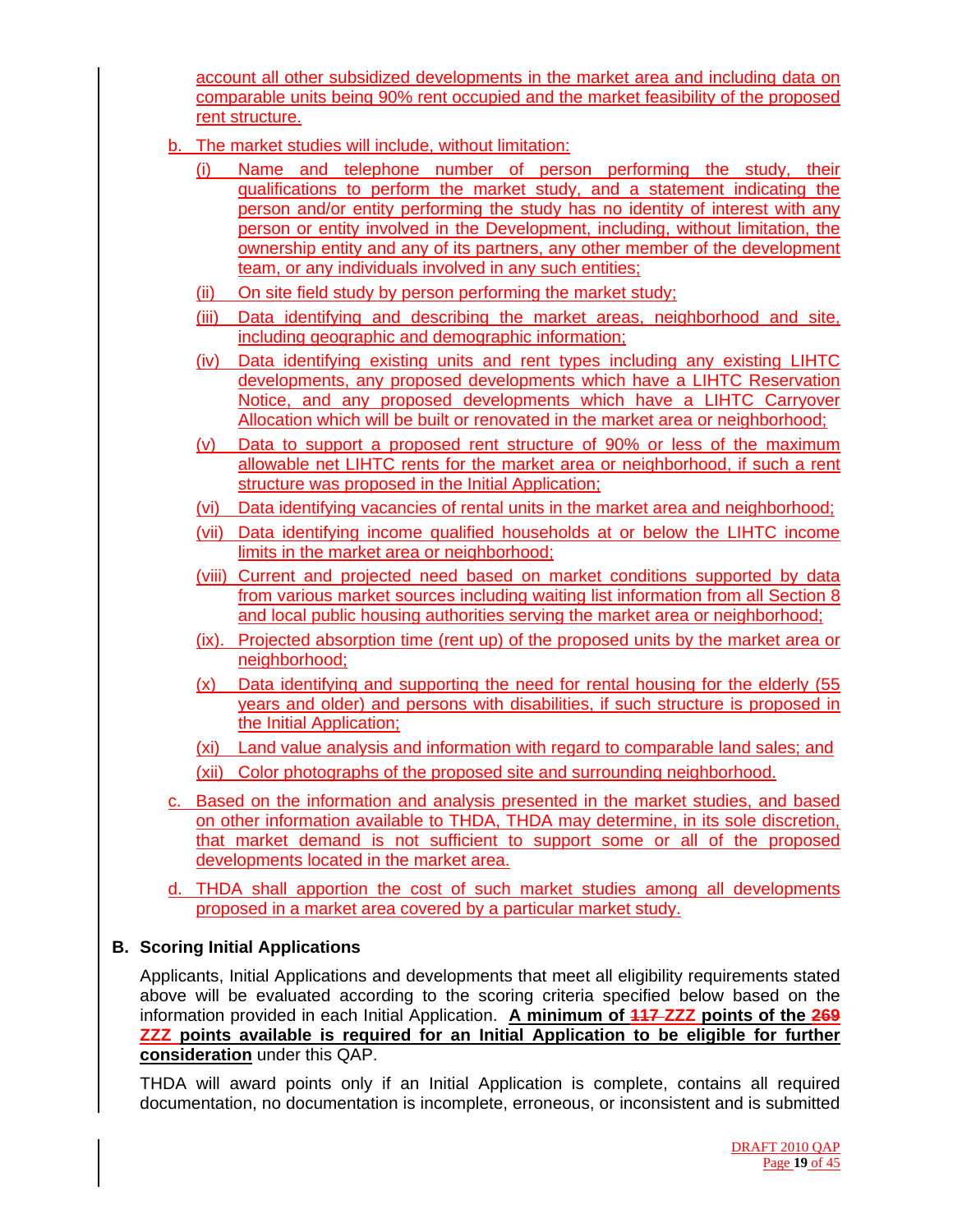account all other subsidized developments in the market area and including data on comparable units being 90% rent occupied and the market feasibility of the proposed rent structure.

b. The market studies will include, without limitation:

(i) Name and telephone number of person performing the study, their qualifications to perform the market study, and a statement indicating the person and/or entity performing the study has no identity of interest with any person or entity involved in the Development, including, without limitation, the ownership entity and any of its partners, any other member of the development team, or any individuals involved in any such entities;

(ii) On site field study by person performing the market study;

(iii) Data identifying and describing the market areas, neighborhood and site, including geographic and demographic information;

(iv) Data identifying existing units and rent types including any existing LIHTC developments, any proposed developments which have a LIHTC Reservation Notice, and any proposed developments which have a LIHTC Carryover Allocation which will be built or renovated in the market area or neighborhood;

(v) Data to support a proposed rent structure of 90% or less of the maximum allowable net LIHTC rents for the market area or neighborhood, if such a rent structure was proposed in the Initial Application;

(vi) Data identifying vacancies of rental units in the market area and neighborhood;

(vii) Data identifying income qualified households at or below the LIHTC income limits in the market area or neighborhood;

(viii) Current and projected need based on market conditions supported by data from various market sources including waiting list information from all Section 8 and local public housing authorities serving the market area or neighborhood;

(ix). Projected absorption time (rent up) of the proposed units by the market area or neighborhood;

(x) Data identifying and supporting the need for rental housing for the elderly (55 years and older) and persons with disabilities, if such structure is proposed in the Initial Application;

(xi) Land value analysis and information with regard to comparable land sales; and

(xii) Color photographs of the proposed site and surrounding neighborhood.

c. Based on the information and analysis presented in the market studies, and based on other information available to THDA, THDA may determine, in its sole discretion, that market demand is not sufficient to support some or all of the proposed developments located in the market area.

d. THDA shall apportion the cost of such market studies among all developments proposed in a market area covered by a particular market study.

## B. Scoring Initial Applications

Applicants, Initial Applications and developments that meet all eligibility requirements stated above will be evaluated according to the scoring criteria specified below based on the information provided in each Initial Application. **A minimum of ~~117~~ ZZZ points of the ~~269~~ ZZZ points available is required for an Initial Application to be eligible for further consideration** under this QAP.

THDA will award points only if an Initial Application is complete, contains all required documentation, no documentation is incomplete, erroneous, or inconsistent and is submitted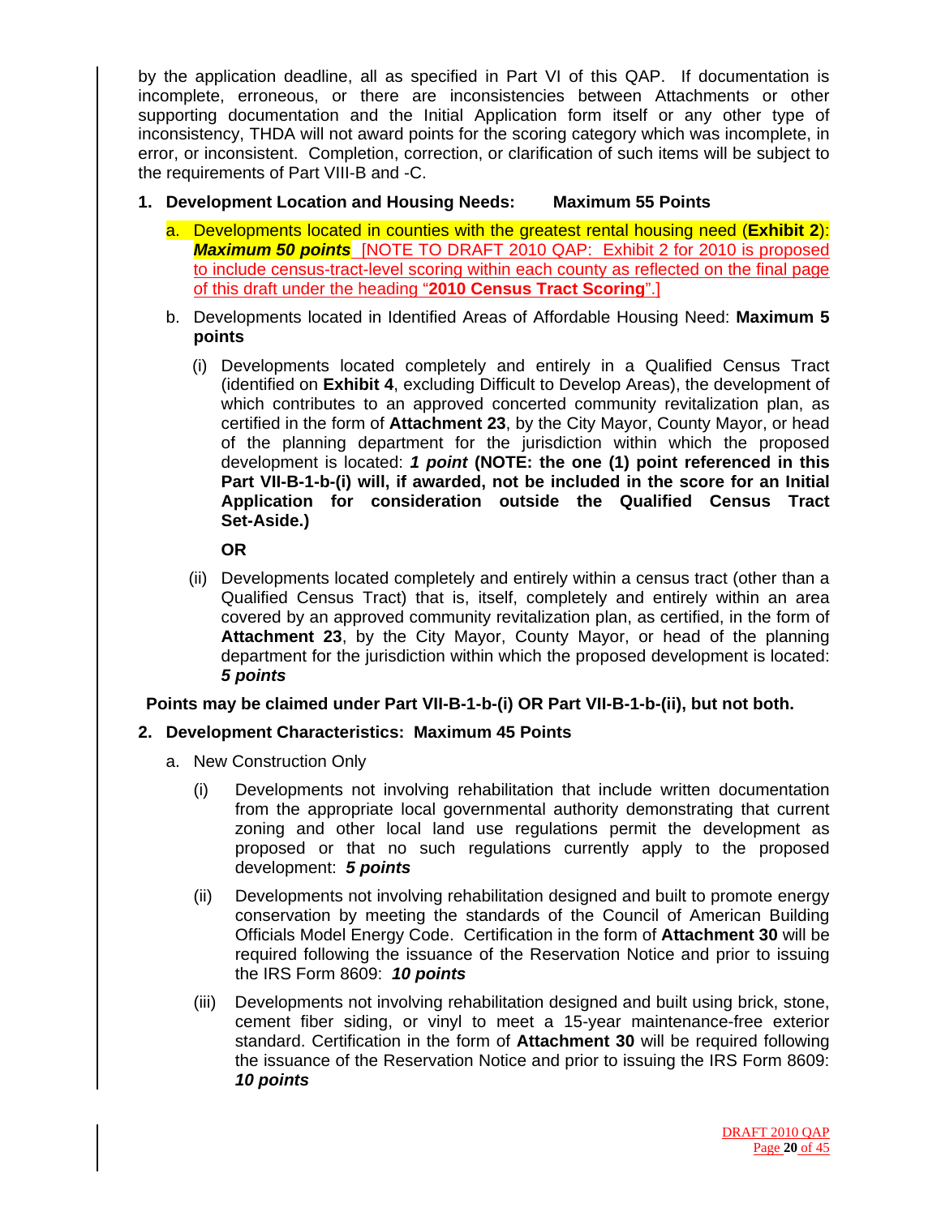by the application deadline, all as specified in Part VI of this QAP. If documentation is incomplete, erroneous, or there are inconsistencies between Attachments or other supporting documentation and the Initial Application form itself or any other type of inconsistency, THDA will not award points for the scoring category which was incomplete, in error, or inconsistent. Completion, correction, or clarification of such items will be subject to the requirements of Part VIII-B and -C.

1. **Development Location and Housing Needs: Maximum 55 Points**

   a. Developments located in counties with the greatest rental housing need (**Exhibit 2**): ***Maximum 50 points*** [NOTE TO DRAFT 2010 QAP: Exhibit 2 for 2010 is proposed to include census-tract-level scoring within each county as reflected on the final page of this draft under the heading "**2010 Census Tract Scoring**".]

   b. Developments located in Identified Areas of Affordable Housing Need: **Maximum 5 points**

      (i) Developments located completely and entirely in a Qualified Census Tract (identified on **Exhibit 4**, excluding Difficult to Develop Areas), the development of which contributes to an approved concerted community revitalization plan, as certified in the form of **Attachment 23**, by the City Mayor, County Mayor, or head of the planning department for the jurisdiction within which the proposed development is located: ***1 point*** **(NOTE: the one (1) point referenced in this Part VII-B-1-b-(i) will, if awarded, not be included in the score for an Initial Application for consideration outside the Qualified Census Tract Set-Aside.)**

      **OR**

      (ii) Developments located completely and entirely within a census tract (other than a Qualified Census Tract) that is, itself, completely and entirely within an area covered by an approved community revitalization plan, as certified, in the form of **Attachment 23**, by the City Mayor, County Mayor, or head of the planning department for the jurisdiction within which the proposed development is located: ***5 points***

**Points may be claimed under Part VII-B-1-b-(i) OR Part VII-B-1-b-(ii), but not both.**

2. **Development Characteristics: Maximum 45 Points**

   a. New Construction Only

      (i) Developments not involving rehabilitation that include written documentation from the appropriate local governmental authority demonstrating that current zoning and other local land use regulations permit the development as proposed or that no such regulations currently apply to the proposed development: ***5 points***

      (ii) Developments not involving rehabilitation designed and built to promote energy conservation by meeting the standards of the Council of American Building Officials Model Energy Code. Certification in the form of **Attachment 30** will be required following the issuance of the Reservation Notice and prior to issuing the IRS Form 8609: ***10 points***

      (iii) Developments not involving rehabilitation designed and built using brick, stone, cement fiber siding, or vinyl to meet a 15-year maintenance-free exterior standard. Certification in the form of **Attachment 30** will be required following the issuance of the Reservation Notice and prior to issuing the IRS Form 8609: ***10 points***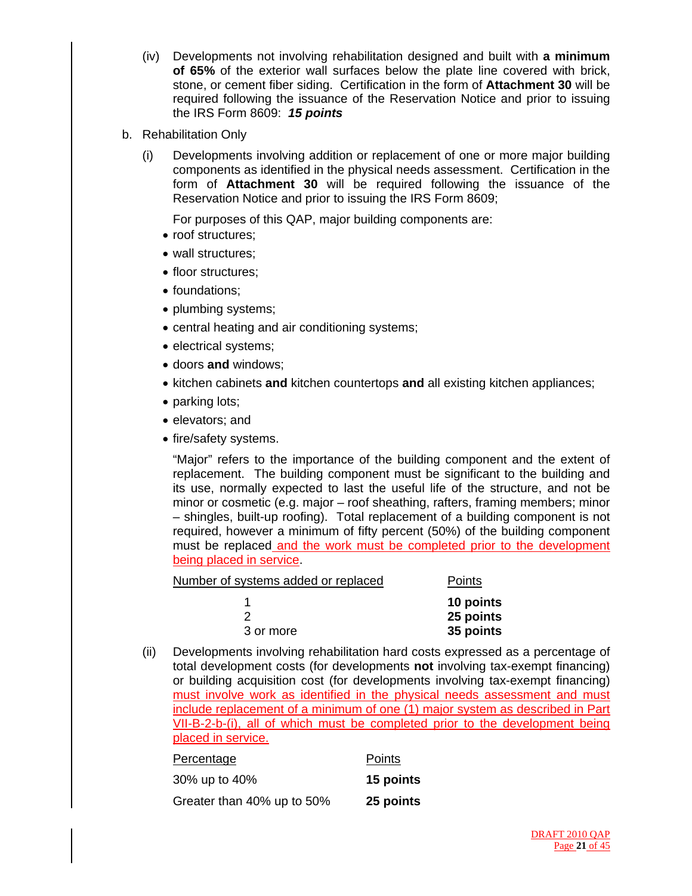(iv) Developments not involving rehabilitation designed and built with **a minimum of 65%** of the exterior wall surfaces below the plate line covered with brick, stone, or cement fiber siding. Certification in the form of **Attachment 30** will be required following the issuance of the Reservation Notice and prior to issuing the IRS Form 8609: ***15 points***

b. Rehabilitation Only

(i) Developments involving addition or replacement of one or more major building components as identified in the physical needs assessment. Certification in the form of **Attachment 30** will be required following the issuance of the Reservation Notice and prior to issuing the IRS Form 8609;

For purposes of this QAP, major building components are:

- roof structures;
- wall structures;
- floor structures;
- foundations;
- plumbing systems;
- central heating and air conditioning systems;
- electrical systems;
- doors **and** windows;
- kitchen cabinets **and** kitchen countertops **and** all existing kitchen appliances;
- parking lots;
- elevators; and
- fire/safety systems.

"Major" refers to the importance of the building component and the extent of replacement. The building component must be significant to the building and its use, normally expected to last the useful life of the structure, and not be minor or cosmetic (e.g. major – roof sheathing, rafters, framing members; minor – shingles, built-up roofing). Total replacement of a building component is not required, however a minimum of fifty percent (50%) of the building component must be replaced and the work must be completed prior to the development being placed in service.

| Number of systems added or replaced | Points |
|---|---|
| 1 | **10 points** |
| 2 | **25 points** |
| 3 or more | **35 points** |

(ii) Developments involving rehabilitation hard costs expressed as a percentage of total development costs (for developments **not** involving tax-exempt financing) or building acquisition cost (for developments involving tax-exempt financing) must involve work as identified in the physical needs assessment and must include replacement of a minimum of one (1) major system as described in Part VII-B-2-b-(i), all of which must be completed prior to the development being placed in service.

| Percentage | Points |
|---|---|
| 30% up to 40% | **15 points** |
| Greater than 40% up to 50% | **25 points** |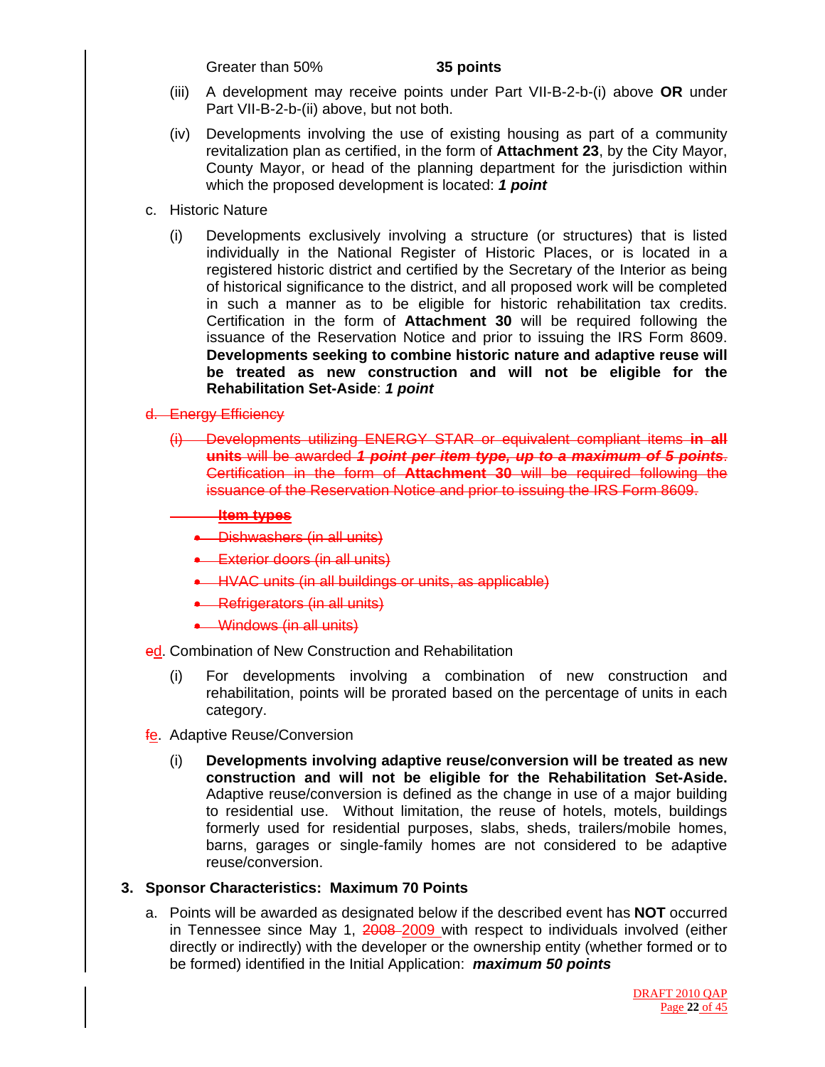Greater than 50% **35 points**

(iii) A development may receive points under Part VII-B-2-b-(i) above **OR** under Part VII-B-2-b-(ii) above, but not both.

(iv) Developments involving the use of existing housing as part of a community revitalization plan as certified, in the form of **Attachment 23**, by the City Mayor, County Mayor, or head of the planning department for the jurisdiction within which the proposed development is located: ***1 point***

c. Historic Nature

(i) Developments exclusively involving a structure (or structures) that is listed individually in the National Register of Historic Places, or is located in a registered historic district and certified by the Secretary of the Interior as being of historical significance to the district, and all proposed work will be completed in such a manner as to be eligible for historic rehabilitation tax credits. Certification in the form of **Attachment 30** will be required following the issuance of the Reservation Notice and prior to issuing the IRS Form 8609. **Developments seeking to combine historic nature and adaptive reuse will be treated as new construction and will not be eligible for the Rehabilitation Set-Aside**: ***1 point***

~~d. Energy Efficiency~~

~~(i) Developments utilizing ENERGY STAR or equivalent compliant items **in all units** will be awarded ***1 point per item type, up to a maximum of 5 points***. Certification in the form of **Attachment 30** will be required following the issuance of the Reservation Notice and prior to issuing the IRS Form 8609.~~

~~**Item types**~~

- ~~Dishwashers (in all units)~~
- ~~Exterior doors (in all units)~~
- ~~HVAC units (in all buildings or units, as applicable)~~
- ~~Refrigerators (in all units)~~
- ~~Windows (in all units)~~

~~e~~d. Combination of New Construction and Rehabilitation

(i) For developments involving a combination of new construction and rehabilitation, points will be prorated based on the percentage of units in each category.

~~f~~e. Adaptive Reuse/Conversion

(i) **Developments involving adaptive reuse/conversion will be treated as new construction and will not be eligible for the Rehabilitation Set-Aside.** Adaptive reuse/conversion is defined as the change in use of a major building to residential use. Without limitation, the reuse of hotels, motels, buildings formerly used for residential purposes, slabs, sheds, trailers/mobile homes, barns, garages or single-family homes are not considered to be adaptive reuse/conversion.

**3. Sponsor Characteristics: Maximum 70 Points**

a. Points will be awarded as designated below if the described event has **NOT** occurred in Tennessee since May 1, ~~2008~~ 2009 with respect to individuals involved (either directly or indirectly) with the developer or the ownership entity (whether formed or to be formed) identified in the Initial Application: ***maximum 50 points***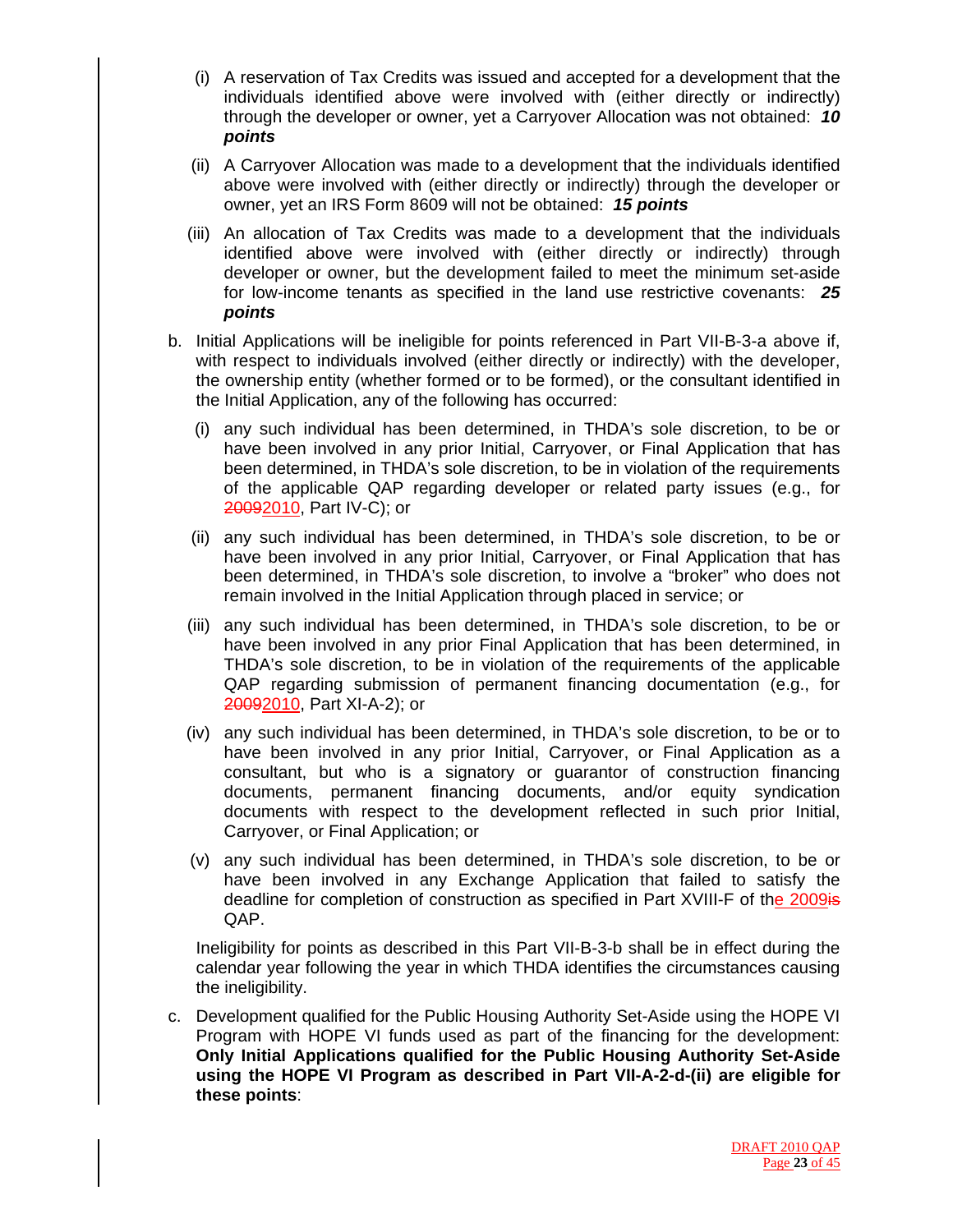(i) A reservation of Tax Credits was issued and accepted for a development that the individuals identified above were involved with (either directly or indirectly) through the developer or owner, yet a Carryover Allocation was not obtained: ***10 points***

(ii) A Carryover Allocation was made to a development that the individuals identified above were involved with (either directly or indirectly) through the developer or owner, yet an IRS Form 8609 will not be obtained: ***15 points***

(iii) An allocation of Tax Credits was made to a development that the individuals identified above were involved with (either directly or indirectly) through developer or owner, but the development failed to meet the minimum set-aside for low-income tenants as specified in the land use restrictive covenants: ***25 points***

b. Initial Applications will be ineligible for points referenced in Part VII-B-3-a above if, with respect to individuals involved (either directly or indirectly) with the developer, the ownership entity (whether formed or to be formed), or the consultant identified in the Initial Application, any of the following has occurred:

(i) any such individual has been determined, in THDA's sole discretion, to be or have been involved in any prior Initial, Carryover, or Final Application that has been determined, in THDA's sole discretion, to be in violation of the requirements of the applicable QAP regarding developer or related party issues (e.g., for ~~2009~~2010, Part IV-C); or

(ii) any such individual has been determined, in THDA's sole discretion, to be or have been involved in any prior Initial, Carryover, or Final Application that has been determined, in THDA's sole discretion, to involve a "broker" who does not remain involved in the Initial Application through placed in service; or

(iii) any such individual has been determined, in THDA's sole discretion, to be or have been involved in any prior Final Application that has been determined, in THDA's sole discretion, to be in violation of the requirements of the applicable QAP regarding submission of permanent financing documentation (e.g., for ~~2009~~2010, Part XI-A-2); or

(iv) any such individual has been determined, in THDA's sole discretion, to be or to have been involved in any prior Initial, Carryover, or Final Application as a consultant, but who is a signatory or guarantor of construction financing documents, permanent financing documents, and/or equity syndication documents with respect to the development reflected in such prior Initial, Carryover, or Final Application; or

(v) any such individual has been determined, in THDA's sole discretion, to be or have been involved in any Exchange Application that failed to satisfy the deadline for completion of construction as specified in Part XVIII-F of the 2009~~is~~ QAP.

Ineligibility for points as described in this Part VII-B-3-b shall be in effect during the calendar year following the year in which THDA identifies the circumstances causing the ineligibility.

c. Development qualified for the Public Housing Authority Set-Aside using the HOPE VI Program with HOPE VI funds used as part of the financing for the development: **Only Initial Applications qualified for the Public Housing Authority Set-Aside using the HOPE VI Program as described in Part VII-A-2-d-(ii) are eligible for these points**: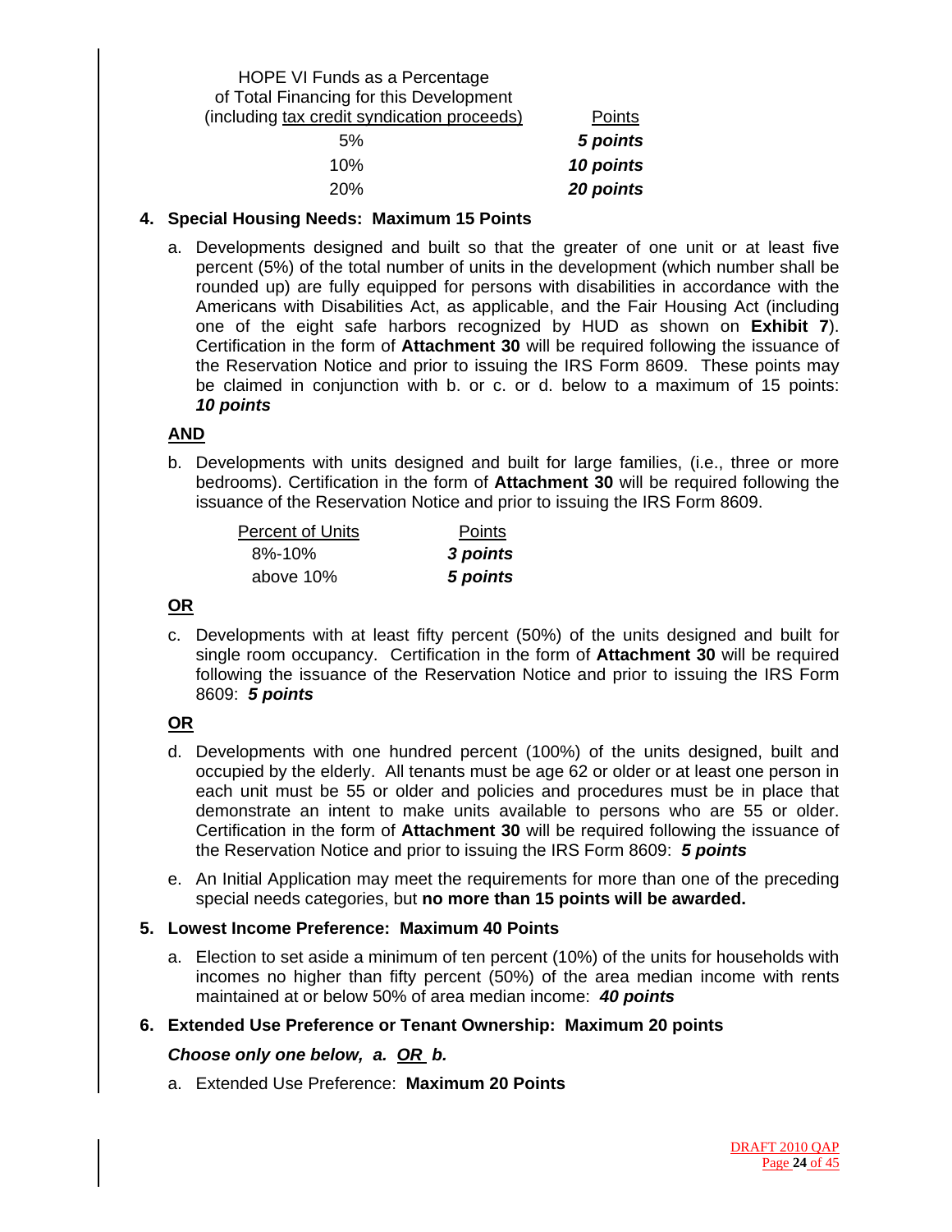| HOPE VI Funds as a Percentage of Total Financing for this Development (including tax credit syndication proceeds) | Points |
|---|---|
| 5% | ***5 points*** |
| 10% | ***10 points*** |
| 20% | ***20 points*** |

**4. Special Housing Needs: Maximum 15 Points**

a. Developments designed and built so that the greater of one unit or at least five percent (5%) of the total number of units in the development (which number shall be rounded up) are fully equipped for persons with disabilities in accordance with the Americans with Disabilities Act, as applicable, and the Fair Housing Act (including one of the eight safe harbors recognized by HUD as shown on **Exhibit 7**). Certification in the form of **Attachment 30** will be required following the issuance of the Reservation Notice and prior to issuing the IRS Form 8609. These points may be claimed in conjunction with b. or c. or d. below to a maximum of 15 points: ***10 points***

**AND**

b. Developments with units designed and built for large families, (i.e., three or more bedrooms). Certification in the form of **Attachment 30** will be required following the issuance of the Reservation Notice and prior to issuing the IRS Form 8609.

| Percent of Units | Points |
|---|---|
| 8%-10% | ***3 points*** |
| above 10% | ***5 points*** |

**OR**

c. Developments with at least fifty percent (50%) of the units designed and built for single room occupancy. Certification in the form of **Attachment 30** will be required following the issuance of the Reservation Notice and prior to issuing the IRS Form 8609: ***5 points***

**OR**

d. Developments with one hundred percent (100%) of the units designed, built and occupied by the elderly. All tenants must be age 62 or older or at least one person in each unit must be 55 or older and policies and procedures must be in place that demonstrate an intent to make units available to persons who are 55 or older. Certification in the form of **Attachment 30** will be required following the issuance of the Reservation Notice and prior to issuing the IRS Form 8609: ***5 points***

e. An Initial Application may meet the requirements for more than one of the preceding special needs categories, but **no more than 15 points will be awarded.**

**5. Lowest Income Preference: Maximum 40 Points**

a. Election to set aside a minimum of ten percent (10%) of the units for households with incomes no higher than fifty percent (50%) of the area median income with rents maintained at or below 50% of area median income: ***40 points***

**6. Extended Use Preference or Tenant Ownership: Maximum 20 points**

***Choose only one below, a. OR b.***

a. Extended Use Preference: **Maximum 20 Points**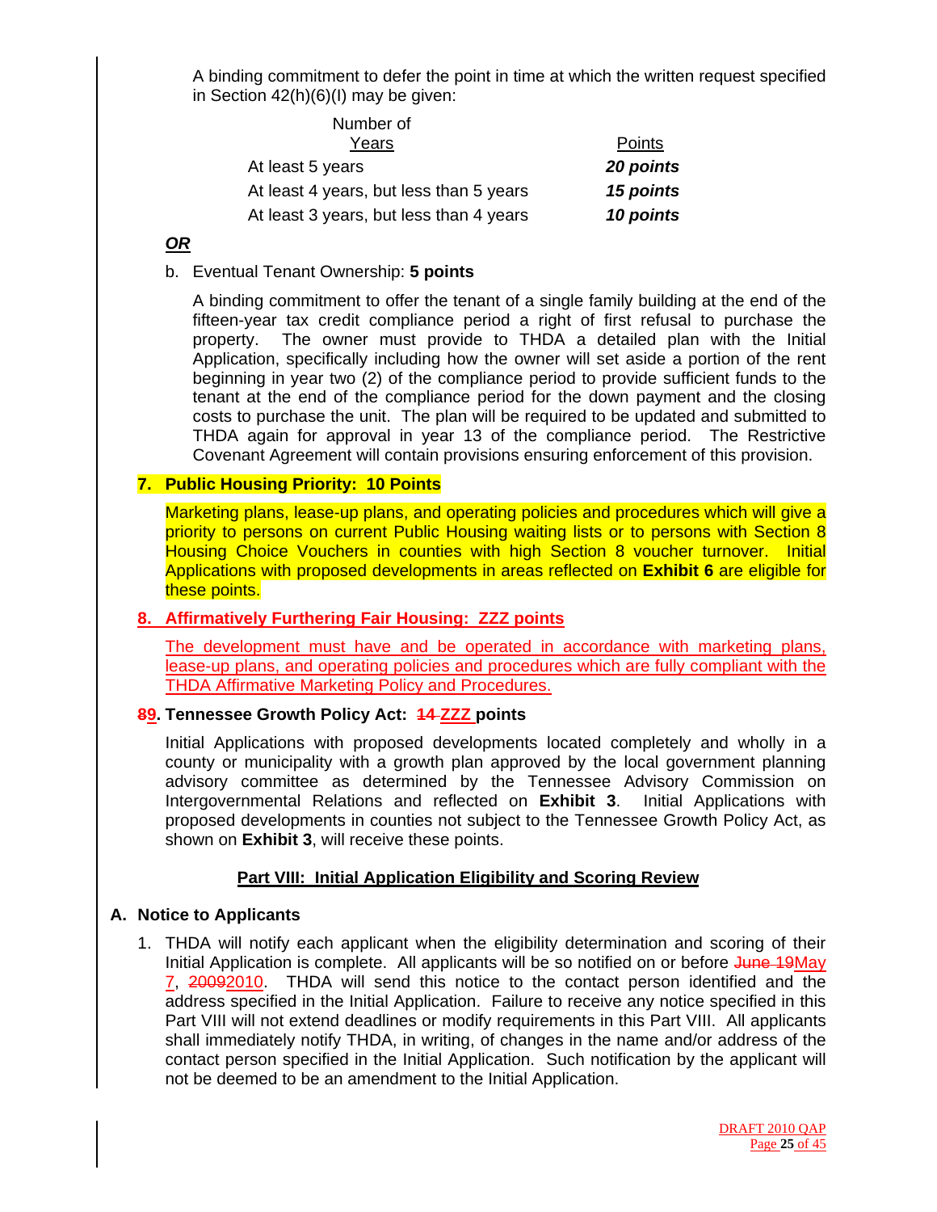A binding commitment to defer the point in time at which the written request specified in Section 42(h)(6)(I) may be given:

| Number of Years | Points |
|---|---|
| At least 5 years | ***20 points*** |
| At least 4 years, but less than 5 years | ***15 points*** |
| At least 3 years, but less than 4 years | ***10 points*** |

***OR***

b. Eventual Tenant Ownership: **5 points**

A binding commitment to offer the tenant of a single family building at the end of the fifteen-year tax credit compliance period a right of first refusal to purchase the property. The owner must provide to THDA a detailed plan with the Initial Application, specifically including how the owner will set aside a portion of the rent beginning in year two (2) of the compliance period to provide sufficient funds to the tenant at the end of the compliance period for the down payment and the closing costs to purchase the unit. The plan will be required to be updated and submitted to THDA again for approval in year 13 of the compliance period. The Restrictive Covenant Agreement will contain provisions ensuring enforcement of this provision.

**7. Public Housing Priority: 10 Points**

Marketing plans, lease-up plans, and operating policies and procedures which will give a priority to persons on current Public Housing waiting lists or to persons with Section 8 Housing Choice Vouchers in counties with high Section 8 voucher turnover. Initial Applications with proposed developments in areas reflected on **Exhibit 6** are eligible for these points.

**8. Affirmatively Furthering Fair Housing: ZZZ points**

The development must have and be operated in accordance with marketing plans, lease-up plans, and operating policies and procedures which are fully compliant with the THDA Affirmative Marketing Policy and Procedures.

**~~8~~9. Tennessee Growth Policy Act: ~~14~~ ZZZ points**

Initial Applications with proposed developments located completely and wholly in a county or municipality with a growth plan approved by the local government planning advisory committee as determined by the Tennessee Advisory Commission on Intergovernmental Relations and reflected on **Exhibit 3**. Initial Applications with proposed developments in counties not subject to the Tennessee Growth Policy Act, as shown on **Exhibit 3**, will receive these points.

## Part VIII: Initial Application Eligibility and Scoring Review

### A. Notice to Applicants

1. THDA will notify each applicant when the eligibility determination and scoring of their Initial Application is complete. All applicants will be so notified on or before ~~June 19~~May 7, ~~2009~~2010. THDA will send this notice to the contact person identified and the address specified in the Initial Application. Failure to receive any notice specified in this Part VIII will not extend deadlines or modify requirements in this Part VIII. All applicants shall immediately notify THDA, in writing, of changes in the name and/or address of the contact person specified in the Initial Application. Such notification by the applicant will not be deemed to be an amendment to the Initial Application.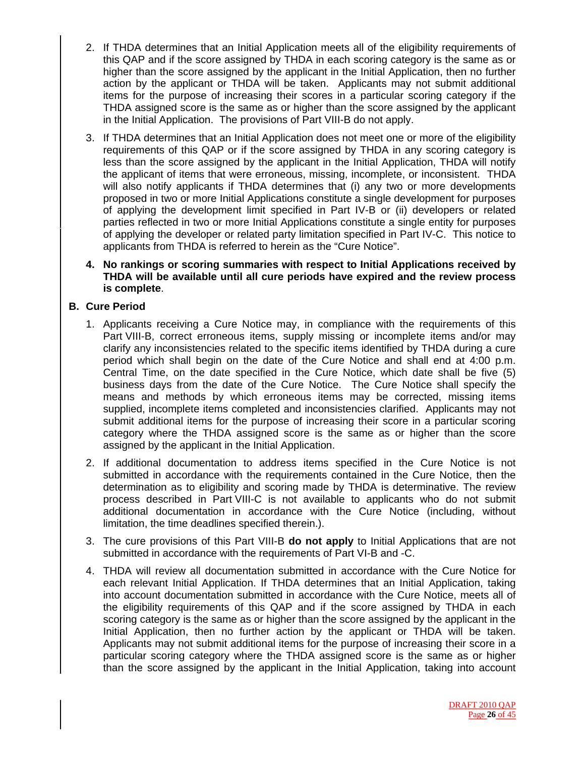2. If THDA determines that an Initial Application meets all of the eligibility requirements of this QAP and if the score assigned by THDA in each scoring category is the same as or higher than the score assigned by the applicant in the Initial Application, then no further action by the applicant or THDA will be taken. Applicants may not submit additional items for the purpose of increasing their scores in a particular scoring category if the THDA assigned score is the same as or higher than the score assigned by the applicant in the Initial Application. The provisions of Part VIII-B do not apply.

3. If THDA determines that an Initial Application does not meet one or more of the eligibility requirements of this QAP or if the score assigned by THDA in any scoring category is less than the score assigned by the applicant in the Initial Application, THDA will notify the applicant of items that were erroneous, missing, incomplete, or inconsistent. THDA will also notify applicants if THDA determines that (i) any two or more developments proposed in two or more Initial Applications constitute a single development for purposes of applying the development limit specified in Part IV-B or (ii) developers or related parties reflected in two or more Initial Applications constitute a single entity for purposes of applying the developer or related party limitation specified in Part IV-C. This notice to applicants from THDA is referred to herein as the "Cure Notice".

4. **No rankings or scoring summaries with respect to Initial Applications received by THDA will be available until all cure periods have expired and the review process is complete**.

## B. Cure Period

1. Applicants receiving a Cure Notice may, in compliance with the requirements of this Part VIII-B, correct erroneous items, supply missing or incomplete items and/or may clarify any inconsistencies related to the specific items identified by THDA during a cure period which shall begin on the date of the Cure Notice and shall end at 4:00 p.m. Central Time, on the date specified in the Cure Notice, which date shall be five (5) business days from the date of the Cure Notice. The Cure Notice shall specify the means and methods by which erroneous items may be corrected, missing items supplied, incomplete items completed and inconsistencies clarified. Applicants may not submit additional items for the purpose of increasing their score in a particular scoring category where the THDA assigned score is the same as or higher than the score assigned by the applicant in the Initial Application.

2. If additional documentation to address items specified in the Cure Notice is not submitted in accordance with the requirements contained in the Cure Notice, then the determination as to eligibility and scoring made by THDA is determinative. The review process described in Part VIII-C is not available to applicants who do not submit additional documentation in accordance with the Cure Notice (including, without limitation, the time deadlines specified therein.).

3. The cure provisions of this Part VIII-B **do not apply** to Initial Applications that are not submitted in accordance with the requirements of Part VI-B and -C.

4. THDA will review all documentation submitted in accordance with the Cure Notice for each relevant Initial Application. If THDA determines that an Initial Application, taking into account documentation submitted in accordance with the Cure Notice, meets all of the eligibility requirements of this QAP and if the score assigned by THDA in each scoring category is the same as or higher than the score assigned by the applicant in the Initial Application, then no further action by the applicant or THDA will be taken. Applicants may not submit additional items for the purpose of increasing their score in a particular scoring category where the THDA assigned score is the same as or higher than the score assigned by the applicant in the Initial Application, taking into account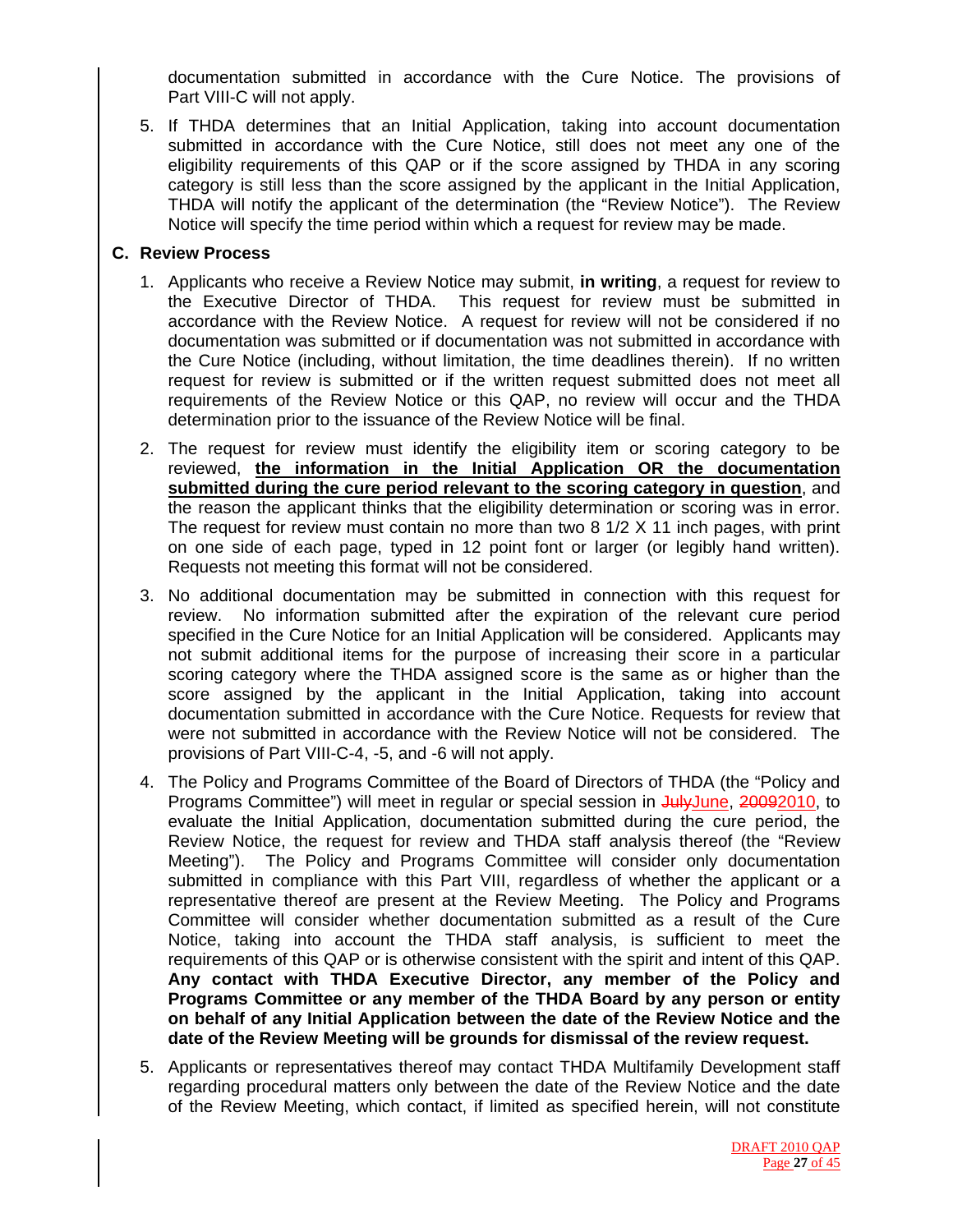documentation submitted in accordance with the Cure Notice. The provisions of Part VIII-C will not apply.

5. If THDA determines that an Initial Application, taking into account documentation submitted in accordance with the Cure Notice, still does not meet any one of the eligibility requirements of this QAP or if the score assigned by THDA in any scoring category is still less than the score assigned by the applicant in the Initial Application, THDA will notify the applicant of the determination (the "Review Notice"). The Review Notice will specify the time period within which a request for review may be made.

### C. Review Process

1. Applicants who receive a Review Notice may submit, **in writing**, a request for review to the Executive Director of THDA. This request for review must be submitted in accordance with the Review Notice. A request for review will not be considered if no documentation was submitted or if documentation was not submitted in accordance with the Cure Notice (including, without limitation, the time deadlines therein). If no written request for review is submitted or if the written request submitted does not meet all requirements of the Review Notice or this QAP, no review will occur and the THDA determination prior to the issuance of the Review Notice will be final.

2. The request for review must identify the eligibility item or scoring category to be reviewed, **the information in the Initial Application OR the documentation submitted during the cure period relevant to the scoring category in question**, and the reason the applicant thinks that the eligibility determination or scoring was in error. The request for review must contain no more than two 8 1/2 X 11 inch pages, with print on one side of each page, typed in 12 point font or larger (or legibly hand written). Requests not meeting this format will not be considered.

3. No additional documentation may be submitted in connection with this request for review. No information submitted after the expiration of the relevant cure period specified in the Cure Notice for an Initial Application will be considered. Applicants may not submit additional items for the purpose of increasing their score in a particular scoring category where the THDA assigned score is the same as or higher than the score assigned by the applicant in the Initial Application, taking into account documentation submitted in accordance with the Cure Notice. Requests for review that were not submitted in accordance with the Review Notice will not be considered. The provisions of Part VIII-C-4, -5, and -6 will not apply.

4. The Policy and Programs Committee of the Board of Directors of THDA (the "Policy and Programs Committee") will meet in regular or special session in ~~July~~June, ~~2009~~2010, to evaluate the Initial Application, documentation submitted during the cure period, the Review Notice, the request for review and THDA staff analysis thereof (the "Review Meeting"). The Policy and Programs Committee will consider only documentation submitted in compliance with this Part VIII, regardless of whether the applicant or a representative thereof are present at the Review Meeting. The Policy and Programs Committee will consider whether documentation submitted as a result of the Cure Notice, taking into account the THDA staff analysis, is sufficient to meet the requirements of this QAP or is otherwise consistent with the spirit and intent of this QAP. **Any contact with THDA Executive Director, any member of the Policy and Programs Committee or any member of the THDA Board by any person or entity on behalf of any Initial Application between the date of the Review Notice and the date of the Review Meeting will be grounds for dismissal of the review request.**

5. Applicants or representatives thereof may contact THDA Multifamily Development staff regarding procedural matters only between the date of the Review Notice and the date of the Review Meeting, which contact, if limited as specified herein, will not constitute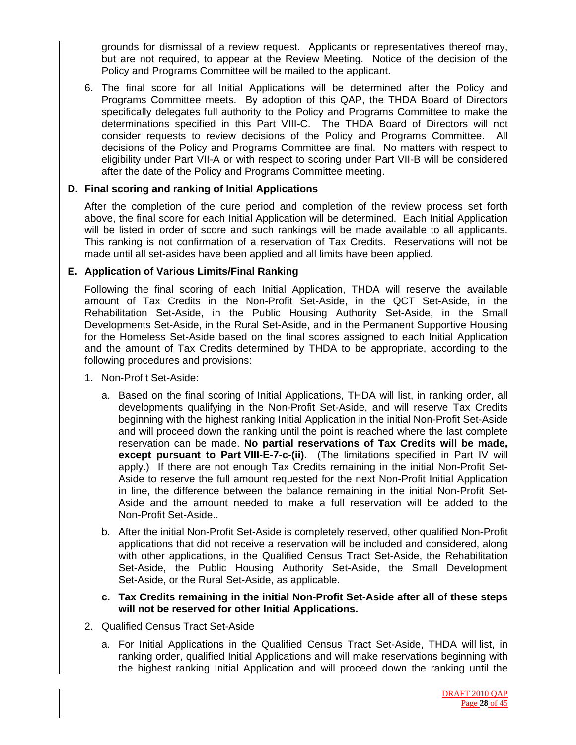grounds for dismissal of a review request. Applicants or representatives thereof may, but are not required, to appear at the Review Meeting. Notice of the decision of the Policy and Programs Committee will be mailed to the applicant.

6. The final score for all Initial Applications will be determined after the Policy and Programs Committee meets. By adoption of this QAP, the THDA Board of Directors specifically delegates full authority to the Policy and Programs Committee to make the determinations specified in this Part VIII-C. The THDA Board of Directors will not consider requests to review decisions of the Policy and Programs Committee. All decisions of the Policy and Programs Committee are final. No matters with respect to eligibility under Part VII-A or with respect to scoring under Part VII-B will be considered after the date of the Policy and Programs Committee meeting.

**D. Final scoring and ranking of Initial Applications**

After the completion of the cure period and completion of the review process set forth above, the final score for each Initial Application will be determined. Each Initial Application will be listed in order of score and such rankings will be made available to all applicants. This ranking is not confirmation of a reservation of Tax Credits. Reservations will not be made until all set-asides have been applied and all limits have been applied.

**E. Application of Various Limits/Final Ranking**

Following the final scoring of each Initial Application, THDA will reserve the available amount of Tax Credits in the Non-Profit Set-Aside, in the QCT Set-Aside, in the Rehabilitation Set-Aside, in the Public Housing Authority Set-Aside, in the Small Developments Set-Aside, in the Rural Set-Aside, and in the Permanent Supportive Housing for the Homeless Set-Aside based on the final scores assigned to each Initial Application and the amount of Tax Credits determined by THDA to be appropriate, according to the following procedures and provisions:

1. Non-Profit Set-Aside:

   a. Based on the final scoring of Initial Applications, THDA will list, in ranking order, all developments qualifying in the Non-Profit Set-Aside, and will reserve Tax Credits beginning with the highest ranking Initial Application in the initial Non-Profit Set-Aside and will proceed down the ranking until the point is reached where the last complete reservation can be made. **No partial reservations of Tax Credits will be made, except pursuant to Part VIII-E-7-c-(ii).** (The limitations specified in Part IV will apply.) If there are not enough Tax Credits remaining in the initial Non-Profit Set-Aside to reserve the full amount requested for the next Non-Profit Initial Application in line, the difference between the balance remaining in the initial Non-Profit Set-Aside and the amount needed to make a full reservation will be added to the Non-Profit Set-Aside..

   b. After the initial Non-Profit Set-Aside is completely reserved, other qualified Non-Profit applications that did not receive a reservation will be included and considered, along with other applications, in the Qualified Census Tract Set-Aside, the Rehabilitation Set-Aside, the Public Housing Authority Set-Aside, the Small Development Set-Aside, or the Rural Set-Aside, as applicable.

   **c. Tax Credits remaining in the initial Non-Profit Set-Aside after all of these steps will not be reserved for other Initial Applications.**

2. Qualified Census Tract Set-Aside

   a. For Initial Applications in the Qualified Census Tract Set-Aside, THDA will list, in ranking order, qualified Initial Applications and will make reservations beginning with the highest ranking Initial Application and will proceed down the ranking until the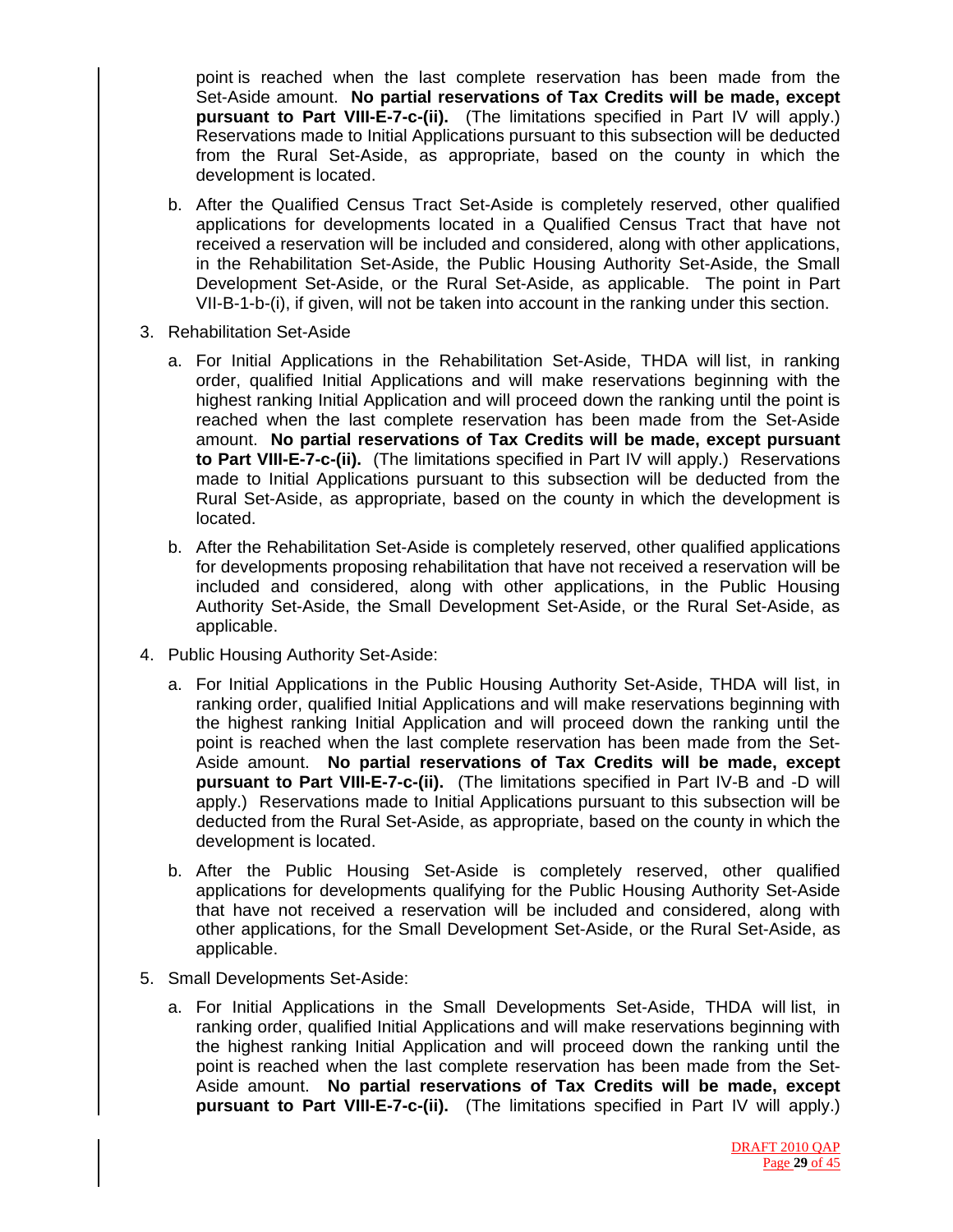point is reached when the last complete reservation has been made from the Set-Aside amount. **No partial reservations of Tax Credits will be made, except pursuant to Part VIII-E-7-c-(ii).** (The limitations specified in Part IV will apply.) Reservations made to Initial Applications pursuant to this subsection will be deducted from the Rural Set-Aside, as appropriate, based on the county in which the development is located.

b. After the Qualified Census Tract Set-Aside is completely reserved, other qualified applications for developments located in a Qualified Census Tract that have not received a reservation will be included and considered, along with other applications, in the Rehabilitation Set-Aside, the Public Housing Authority Set-Aside, the Small Development Set-Aside, or the Rural Set-Aside, as applicable. The point in Part VII-B-1-b-(i), if given, will not be taken into account in the ranking under this section.

3. Rehabilitation Set-Aside

   a. For Initial Applications in the Rehabilitation Set-Aside, THDA will list, in ranking order, qualified Initial Applications and will make reservations beginning with the highest ranking Initial Application and will proceed down the ranking until the point is reached when the last complete reservation has been made from the Set-Aside amount. **No partial reservations of Tax Credits will be made, except pursuant to Part VIII-E-7-c-(ii).** (The limitations specified in Part IV will apply.) Reservations made to Initial Applications pursuant to this subsection will be deducted from the Rural Set-Aside, as appropriate, based on the county in which the development is located.

   b. After the Rehabilitation Set-Aside is completely reserved, other qualified applications for developments proposing rehabilitation that have not received a reservation will be included and considered, along with other applications, in the Public Housing Authority Set-Aside, the Small Development Set-Aside, or the Rural Set-Aside, as applicable.

4. Public Housing Authority Set-Aside:

   a. For Initial Applications in the Public Housing Authority Set-Aside, THDA will list, in ranking order, qualified Initial Applications and will make reservations beginning with the highest ranking Initial Application and will proceed down the ranking until the point is reached when the last complete reservation has been made from the Set-Aside amount. **No partial reservations of Tax Credits will be made, except pursuant to Part VIII-E-7-c-(ii).** (The limitations specified in Part IV-B and -D will apply.) Reservations made to Initial Applications pursuant to this subsection will be deducted from the Rural Set-Aside, as appropriate, based on the county in which the development is located.

   b. After the Public Housing Set-Aside is completely reserved, other qualified applications for developments qualifying for the Public Housing Authority Set-Aside that have not received a reservation will be included and considered, along with other applications, for the Small Development Set-Aside, or the Rural Set-Aside, as applicable.

5. Small Developments Set-Aside:

   a. For Initial Applications in the Small Developments Set-Aside, THDA will list, in ranking order, qualified Initial Applications and will make reservations beginning with the highest ranking Initial Application and will proceed down the ranking until the point is reached when the last complete reservation has been made from the Set-Aside amount. **No partial reservations of Tax Credits will be made, except pursuant to Part VIII-E-7-c-(ii).** (The limitations specified in Part IV will apply.)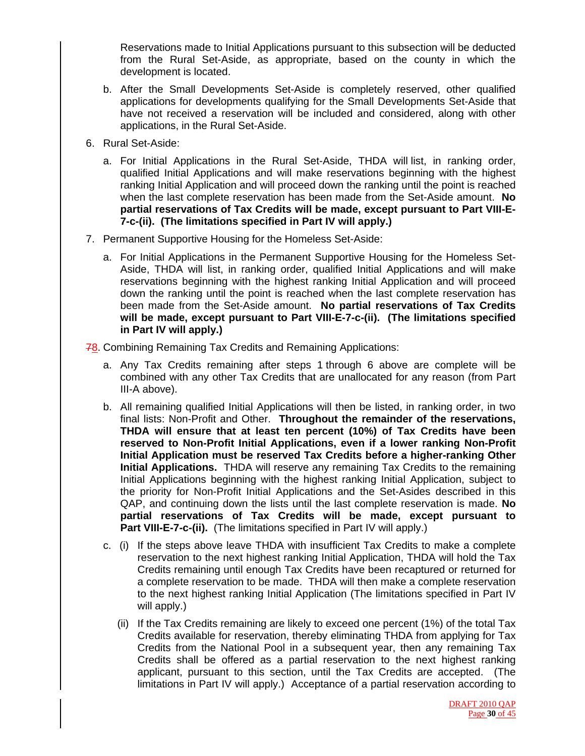Reservations made to Initial Applications pursuant to this subsection will be deducted from the Rural Set-Aside, as appropriate, based on the county in which the development is located.

b. After the Small Developments Set-Aside is completely reserved, other qualified applications for developments qualifying for the Small Developments Set-Aside that have not received a reservation will be included and considered, along with other applications, in the Rural Set-Aside.

6. Rural Set-Aside:

   a. For Initial Applications in the Rural Set-Aside, THDA will list, in ranking order, qualified Initial Applications and will make reservations beginning with the highest ranking Initial Application and will proceed down the ranking until the point is reached when the last complete reservation has been made from the Set-Aside amount. **No partial reservations of Tax Credits will be made, except pursuant to Part VIII-E-7-c-(ii). (The limitations specified in Part IV will apply.)**

7. Permanent Supportive Housing for the Homeless Set-Aside:

   a. For Initial Applications in the Permanent Supportive Housing for the Homeless Set-Aside, THDA will list, in ranking order, qualified Initial Applications and will make reservations beginning with the highest ranking Initial Application and will proceed down the ranking until the point is reached when the last complete reservation has been made from the Set-Aside amount. **No partial reservations of Tax Credits will be made, except pursuant to Part VIII-E-7-c-(ii). (The limitations specified in Part IV will apply.)**

~~7~~8. Combining Remaining Tax Credits and Remaining Applications:

   a. Any Tax Credits remaining after steps 1 through 6 above are complete will be combined with any other Tax Credits that are unallocated for any reason (from Part III-A above).

   b. All remaining qualified Initial Applications will then be listed, in ranking order, in two final lists: Non-Profit and Other. **Throughout the remainder of the reservations, THDA will ensure that at least ten percent (10%) of Tax Credits have been reserved to Non-Profit Initial Applications, even if a lower ranking Non-Profit Initial Application must be reserved Tax Credits before a higher-ranking Other Initial Applications.** THDA will reserve any remaining Tax Credits to the remaining Initial Applications beginning with the highest ranking Initial Application, subject to the priority for Non-Profit Initial Applications and the Set-Asides described in this QAP, and continuing down the lists until the last complete reservation is made. **No partial reservations of Tax Credits will be made, except pursuant to Part VIII-E-7-c-(ii).** (The limitations specified in Part IV will apply.)

   c. (i) If the steps above leave THDA with insufficient Tax Credits to make a complete reservation to the next highest ranking Initial Application, THDA will hold the Tax Credits remaining until enough Tax Credits have been recaptured or returned for a complete reservation to be made. THDA will then make a complete reservation to the next highest ranking Initial Application (The limitations specified in Part IV will apply.)

      (ii) If the Tax Credits remaining are likely to exceed one percent (1%) of the total Tax Credits available for reservation, thereby eliminating THDA from applying for Tax Credits from the National Pool in a subsequent year, then any remaining Tax Credits shall be offered as a partial reservation to the next highest ranking applicant, pursuant to this section, until the Tax Credits are accepted. (The limitations in Part IV will apply.) Acceptance of a partial reservation according to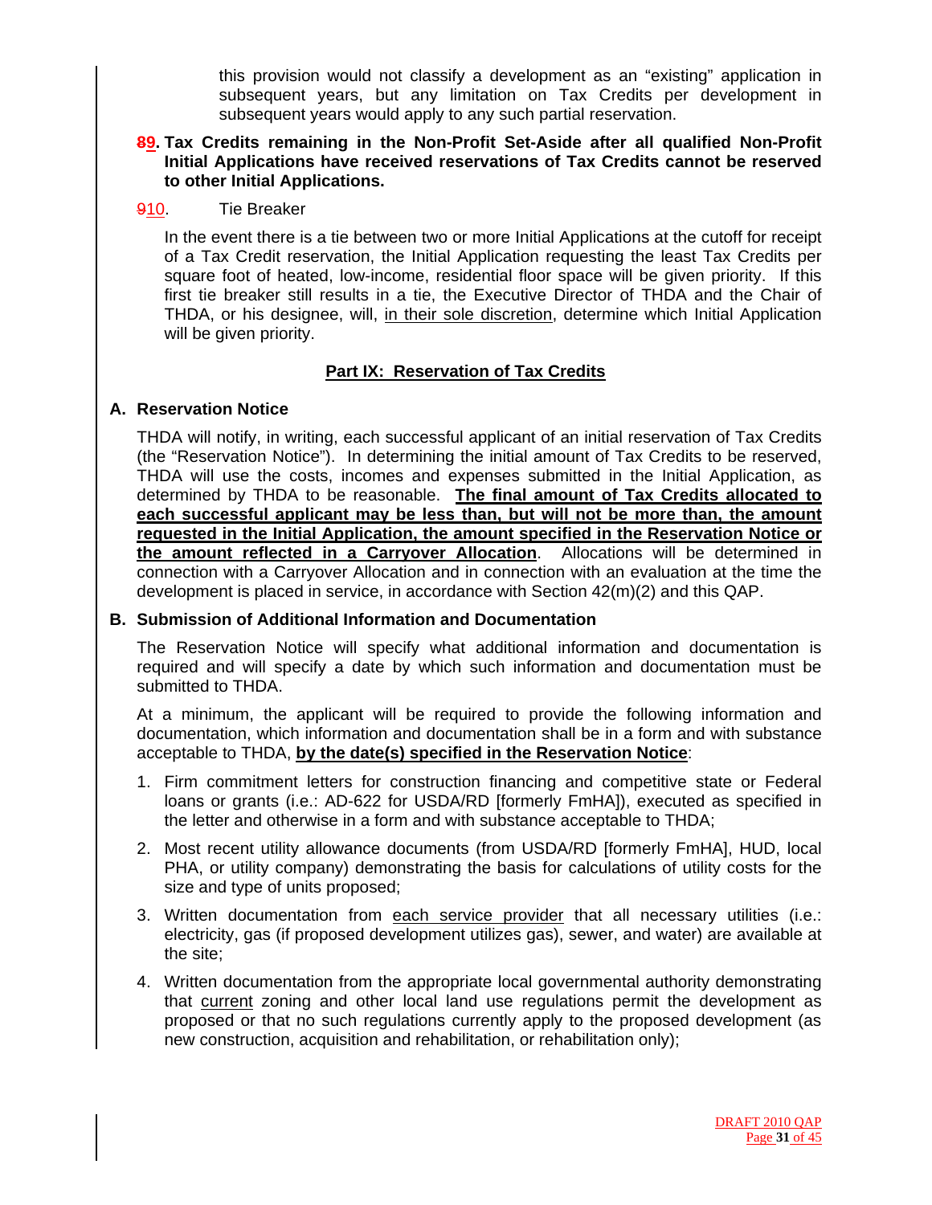this provision would not classify a development as an "existing" application in subsequent years, but any limitation on Tax Credits per development in subsequent years would apply to any such partial reservation.

**89. Tax Credits remaining in the Non-Profit Set-Aside after all qualified Non-Profit Initial Applications have received reservations of Tax Credits cannot be reserved to other Initial Applications.**

910. Tie Breaker

In the event there is a tie between two or more Initial Applications at the cutoff for receipt of a Tax Credit reservation, the Initial Application requesting the least Tax Credits per square foot of heated, low-income, residential floor space will be given priority. If this first tie breaker still results in a tie, the Executive Director of THDA and the Chair of THDA, or his designee, will, in their sole discretion, determine which Initial Application will be given priority.

## Part IX: Reservation of Tax Credits

### A. Reservation Notice

THDA will notify, in writing, each successful applicant of an initial reservation of Tax Credits (the "Reservation Notice"). In determining the initial amount of Tax Credits to be reserved, THDA will use the costs, incomes and expenses submitted in the Initial Application, as determined by THDA to be reasonable. **The final amount of Tax Credits allocated to each successful applicant may be less than, but will not be more than, the amount requested in the Initial Application, the amount specified in the Reservation Notice or the amount reflected in a Carryover Allocation**. Allocations will be determined in connection with a Carryover Allocation and in connection with an evaluation at the time the development is placed in service, in accordance with Section 42(m)(2) and this QAP.

### B. Submission of Additional Information and Documentation

The Reservation Notice will specify what additional information and documentation is required and will specify a date by which such information and documentation must be submitted to THDA.

At a minimum, the applicant will be required to provide the following information and documentation, which information and documentation shall be in a form and with substance acceptable to THDA, **by the date(s) specified in the Reservation Notice**:

1. Firm commitment letters for construction financing and competitive state or Federal loans or grants (i.e.: AD-622 for USDA/RD [formerly FmHA]), executed as specified in the letter and otherwise in a form and with substance acceptable to THDA;
2. Most recent utility allowance documents (from USDA/RD [formerly FmHA], HUD, local PHA, or utility company) demonstrating the basis for calculations of utility costs for the size and type of units proposed;
3. Written documentation from each service provider that all necessary utilities (i.e.: electricity, gas (if proposed development utilizes gas), sewer, and water) are available at the site;
4. Written documentation from the appropriate local governmental authority demonstrating that current zoning and other local land use regulations permit the development as proposed or that no such regulations currently apply to the proposed development (as new construction, acquisition and rehabilitation, or rehabilitation only);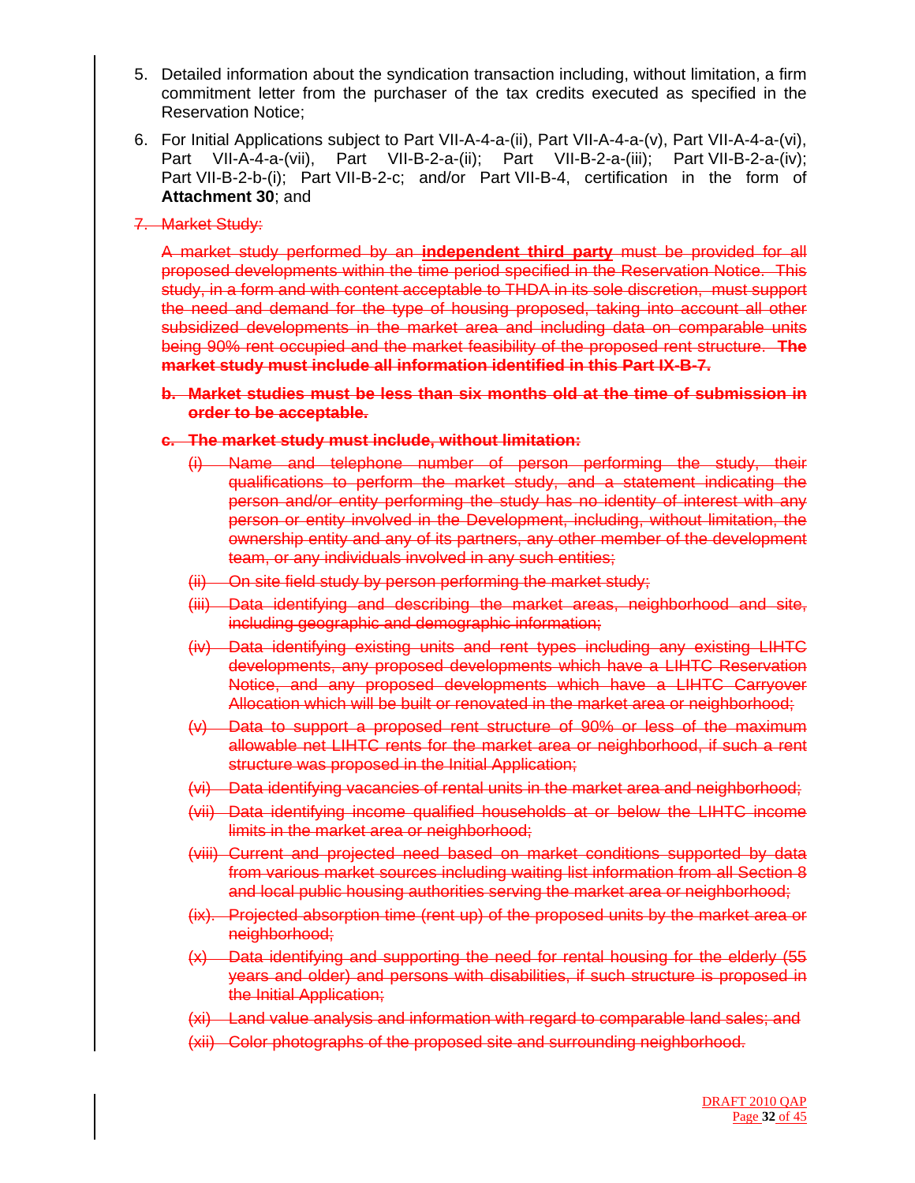5. Detailed information about the syndication transaction including, without limitation, a firm commitment letter from the purchaser of the tax credits executed as specified in the Reservation Notice;

6. For Initial Applications subject to Part VII-A-4-a-(ii), Part VII-A-4-a-(v), Part VII-A-4-a-(vi), Part VII-A-4-a-(vii), Part VII-B-2-a-(ii); Part VII-B-2-a-(iii); Part VII-B-2-a-(iv); Part VII-B-2-b-(i); Part VII-B-2-c; and/or Part VII-B-4, certification in the form of **Attachment 30**; and

7. ~~Market Study:~~

~~A market study performed by an **independent third party** must be provided for all proposed developments within the time period specified in the Reservation Notice. This study, in a form and with content acceptable to THDA in its sole discretion, must support the need and demand for the type of housing proposed, taking into account all other subsidized developments in the market area and including data on comparable units being 90% rent occupied and the market feasibility of the proposed rent structure. **The market study must include all information identified in this Part IX-B-7.**~~

**~~b. Market studies must be less than six months old at the time of submission in order to be acceptable.~~**

**~~c. The market study must include, without limitation:~~**

~~(i) Name and telephone number of person performing the study, their qualifications to perform the market study, and a statement indicating the person and/or entity performing the study has no identity of interest with any person or entity involved in the Development, including, without limitation, the ownership entity and any of its partners, any other member of the development team, or any individuals involved in any such entities;~~

~~(ii) On site field study by person performing the market study;~~

~~(iii) Data identifying and describing the market areas, neighborhood and site, including geographic and demographic information;~~

~~(iv) Data identifying existing units and rent types including any existing LIHTC developments, any proposed developments which have a LIHTC Reservation Notice, and any proposed developments which have a LIHTC Carryover Allocation which will be built or renovated in the market area or neighborhood;~~

~~(v) Data to support a proposed rent structure of 90% or less of the maximum allowable net LIHTC rents for the market area or neighborhood, if such a rent structure was proposed in the Initial Application;~~

~~(vi) Data identifying vacancies of rental units in the market area and neighborhood;~~

~~(vii) Data identifying income qualified households at or below the LIHTC income limits in the market area or neighborhood;~~

~~(viii) Current and projected need based on market conditions supported by data from various market sources including waiting list information from all Section 8 and local public housing authorities serving the market area or neighborhood;~~

~~(ix). Projected absorption time (rent up) of the proposed units by the market area or neighborhood;~~

~~(x) Data identifying and supporting the need for rental housing for the elderly (55 years and older) and persons with disabilities, if such structure is proposed in the Initial Application;~~

~~(xi) Land value analysis and information with regard to comparable land sales; and~~

~~(xii) Color photographs of the proposed site and surrounding neighborhood.~~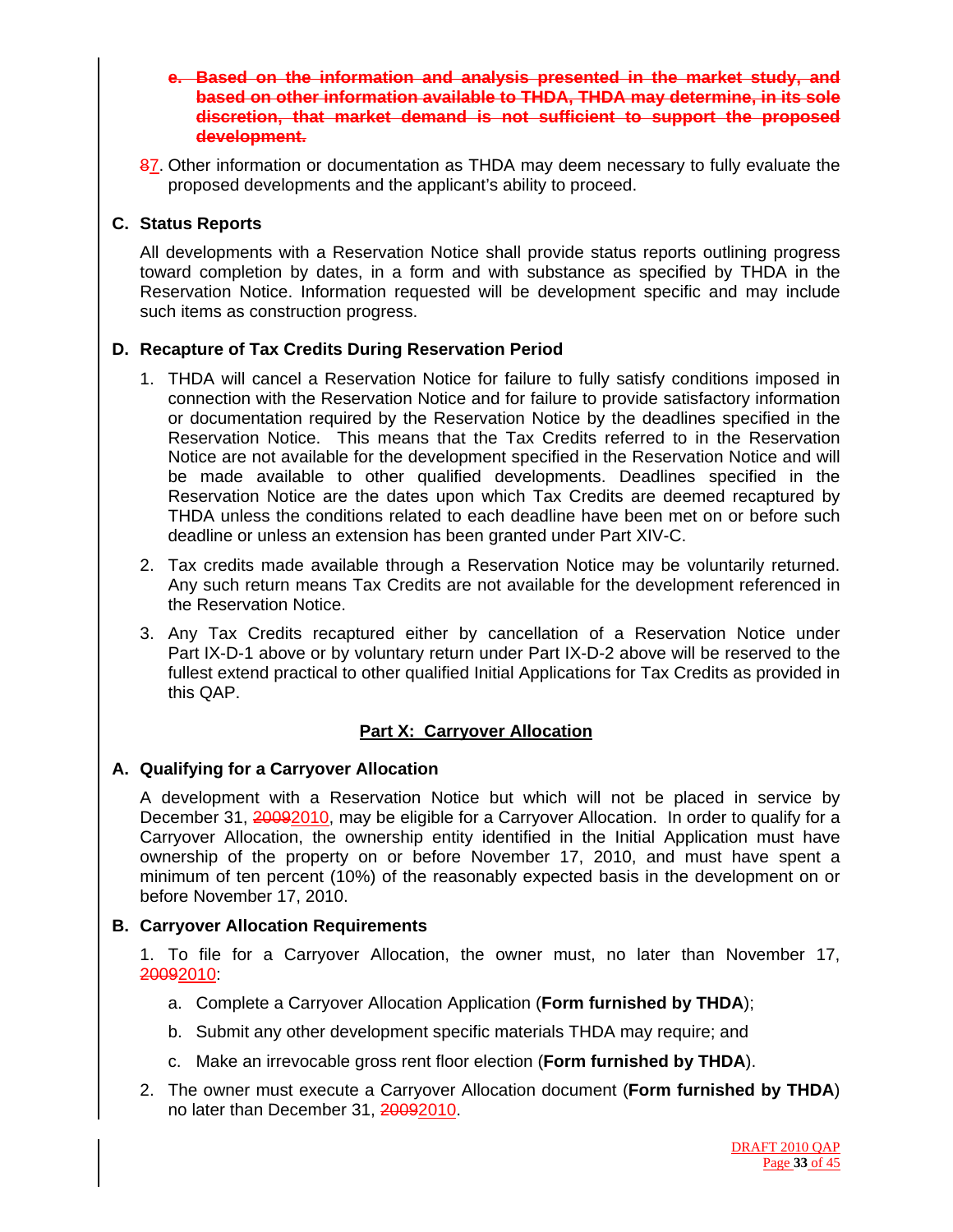~~e. Based on the information and analysis presented in the market study, and based on other information available to THDA, THDA may determine, in its sole discretion, that market demand is not sufficient to support the proposed development.~~

~~8~~7. Other information or documentation as THDA may deem necessary to fully evaluate the proposed developments and the applicant's ability to proceed.

### C. Status Reports

All developments with a Reservation Notice shall provide status reports outlining progress toward completion by dates, in a form and with substance as specified by THDA in the Reservation Notice. Information requested will be development specific and may include such items as construction progress.

### D. Recapture of Tax Credits During Reservation Period

1. THDA will cancel a Reservation Notice for failure to fully satisfy conditions imposed in connection with the Reservation Notice and for failure to provide satisfactory information or documentation required by the Reservation Notice by the deadlines specified in the Reservation Notice. This means that the Tax Credits referred to in the Reservation Notice are not available for the development specified in the Reservation Notice and will be made available to other qualified developments. Deadlines specified in the Reservation Notice are the dates upon which Tax Credits are deemed recaptured by THDA unless the conditions related to each deadline have been met on or before such deadline or unless an extension has been granted under Part XIV-C.
2. Tax credits made available through a Reservation Notice may be voluntarily returned. Any such return means Tax Credits are not available for the development referenced in the Reservation Notice.
3. Any Tax Credits recaptured either by cancellation of a Reservation Notice under Part IX-D-1 above or by voluntary return under Part IX-D-2 above will be reserved to the fullest extend practical to other qualified Initial Applications for Tax Credits as provided in this QAP.

## Part X: Carryover Allocation

### A. Qualifying for a Carryover Allocation

A development with a Reservation Notice but which will not be placed in service by December 31, ~~2009~~2010, may be eligible for a Carryover Allocation. In order to qualify for a Carryover Allocation, the ownership entity identified in the Initial Application must have ownership of the property on or before November 17, 2010, and must have spent a minimum of ten percent (10%) of the reasonably expected basis in the development on or before November 17, 2010.

### B. Carryover Allocation Requirements

1. To file for a Carryover Allocation, the owner must, no later than November 17, ~~2009~~2010:
   a. Complete a Carryover Allocation Application (**Form furnished by THDA**);
   b. Submit any other development specific materials THDA may require; and
   c. Make an irrevocable gross rent floor election (**Form furnished by THDA**).
2. The owner must execute a Carryover Allocation document (**Form furnished by THDA**) no later than December 31, ~~2009~~2010.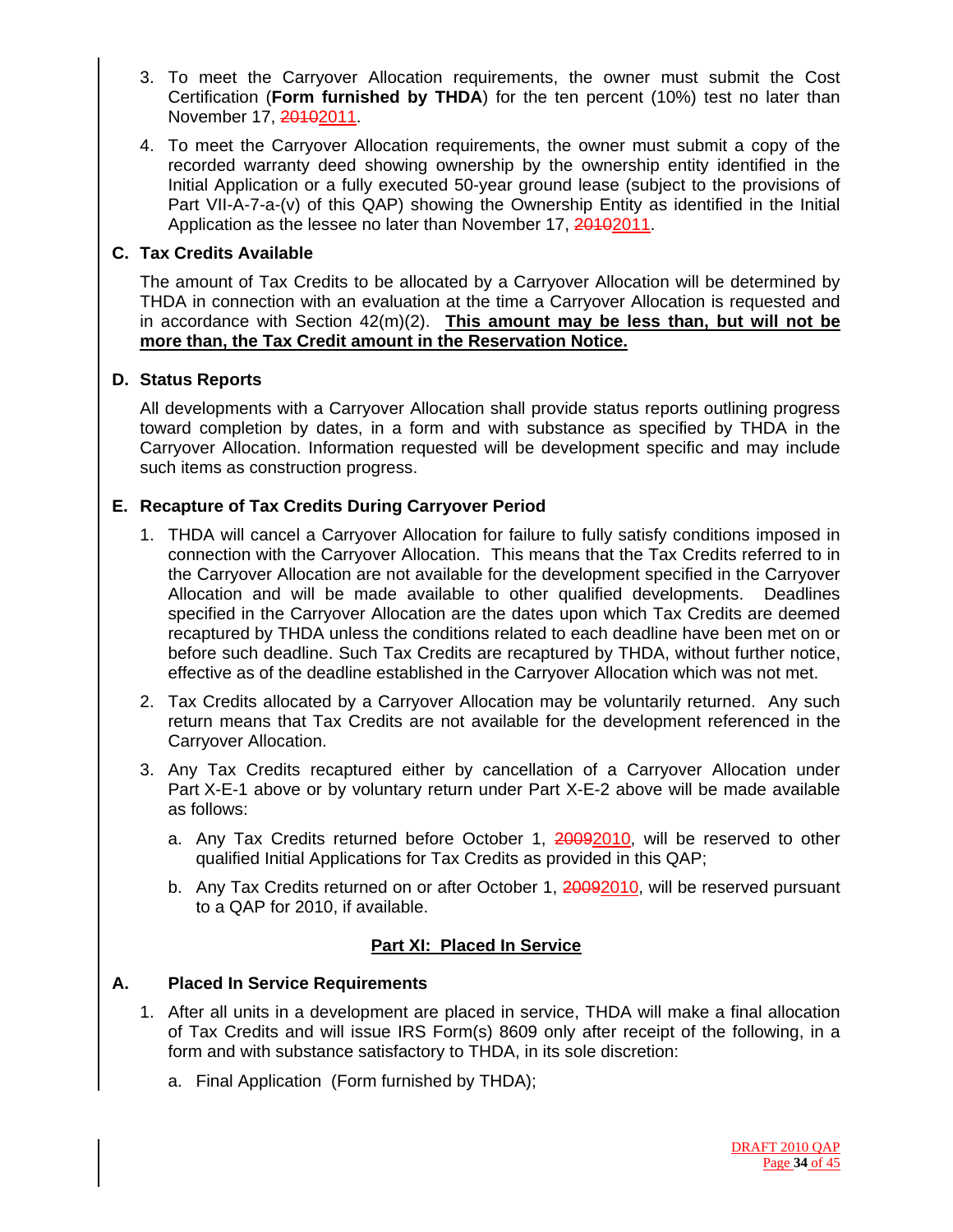3. To meet the Carryover Allocation requirements, the owner must submit the Cost Certification (**Form furnished by THDA**) for the ten percent (10%) test no later than November 17, ~~2010~~2011.

4. To meet the Carryover Allocation requirements, the owner must submit a copy of the recorded warranty deed showing ownership by the ownership entity identified in the Initial Application or a fully executed 50-year ground lease (subject to the provisions of Part VII-A-7-a-(v) of this QAP) showing the Ownership Entity as identified in the Initial Application as the lessee no later than November 17, ~~2010~~2011.

### C. Tax Credits Available

The amount of Tax Credits to be allocated by a Carryover Allocation will be determined by THDA in connection with an evaluation at the time a Carryover Allocation is requested and in accordance with Section 42(m)(2). **This amount may be less than, but will not be more than, the Tax Credit amount in the Reservation Notice.**

### D. Status Reports

All developments with a Carryover Allocation shall provide status reports outlining progress toward completion by dates, in a form and with substance as specified by THDA in the Carryover Allocation. Information requested will be development specific and may include such items as construction progress.

### E. Recapture of Tax Credits During Carryover Period

1. THDA will cancel a Carryover Allocation for failure to fully satisfy conditions imposed in connection with the Carryover Allocation. This means that the Tax Credits referred to in the Carryover Allocation are not available for the development specified in the Carryover Allocation and will be made available to other qualified developments. Deadlines specified in the Carryover Allocation are the dates upon which Tax Credits are deemed recaptured by THDA unless the conditions related to each deadline have been met on or before such deadline. Such Tax Credits are recaptured by THDA, without further notice, effective as of the deadline established in the Carryover Allocation which was not met.

2. Tax Credits allocated by a Carryover Allocation may be voluntarily returned. Any such return means that Tax Credits are not available for the development referenced in the Carryover Allocation.

3. Any Tax Credits recaptured either by cancellation of a Carryover Allocation under Part X-E-1 above or by voluntary return under Part X-E-2 above will be made available as follows:

   a. Any Tax Credits returned before October 1, ~~2009~~2010, will be reserved to other qualified Initial Applications for Tax Credits as provided in this QAP;

   b. Any Tax Credits returned on or after October 1, ~~2009~~2010, will be reserved pursuant to a QAP for 2010, if available.

## Part XI: Placed In Service

### A. Placed In Service Requirements

1. After all units in a development are placed in service, THDA will make a final allocation of Tax Credits and will issue IRS Form(s) 8609 only after receipt of the following, in a form and with substance satisfactory to THDA, in its sole discretion:

   a. Final Application (Form furnished by THDA);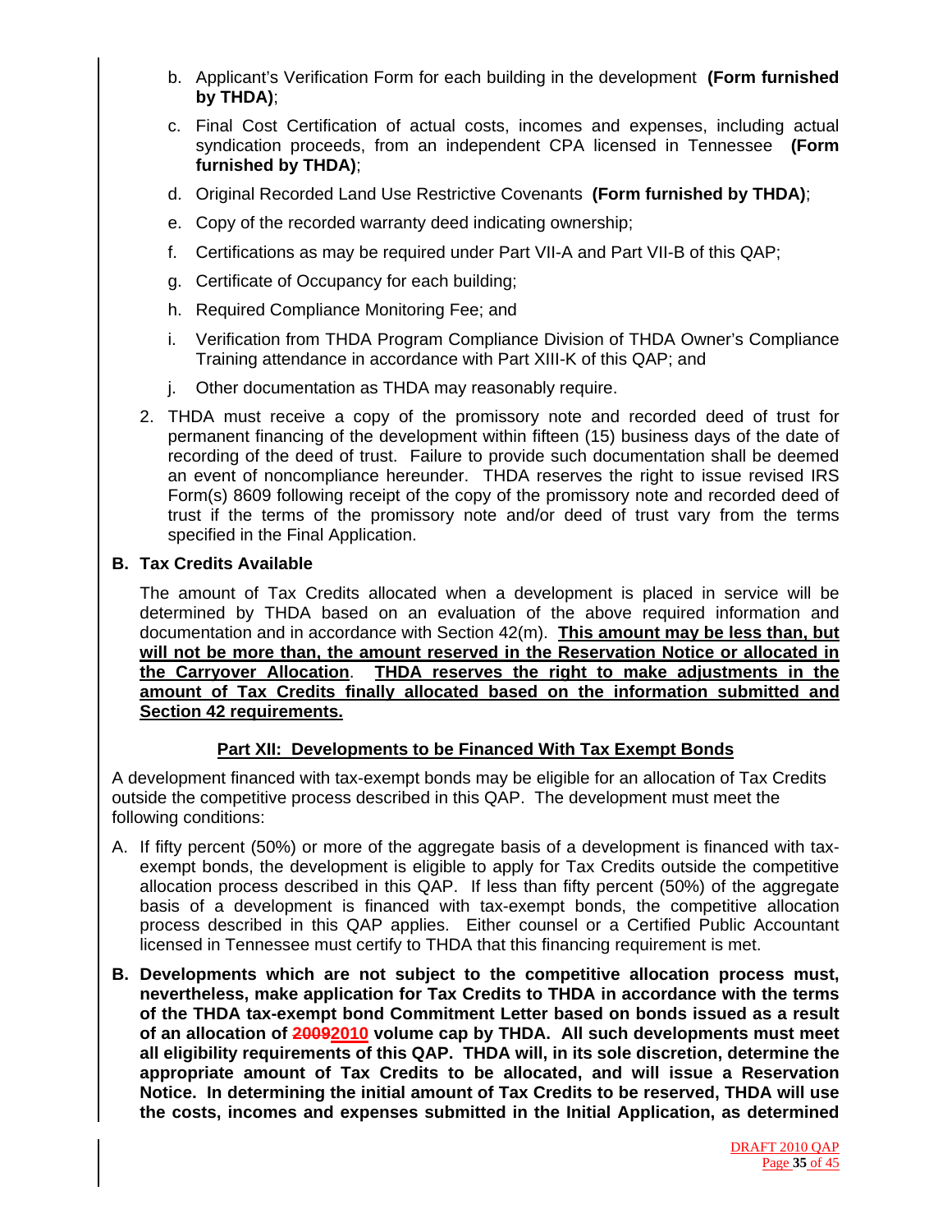b. Applicant's Verification Form for each building in the development **(Form furnished by THDA)**;

c. Final Cost Certification of actual costs, incomes and expenses, including actual syndication proceeds, from an independent CPA licensed in Tennessee **(Form furnished by THDA)**;

d. Original Recorded Land Use Restrictive Covenants **(Form furnished by THDA)**;

e. Copy of the recorded warranty deed indicating ownership;

f. Certifications as may be required under Part VII-A and Part VII-B of this QAP;

g. Certificate of Occupancy for each building;

h. Required Compliance Monitoring Fee; and

i. Verification from THDA Program Compliance Division of THDA Owner's Compliance Training attendance in accordance with Part XIII-K of this QAP; and

j. Other documentation as THDA may reasonably require.

2. THDA must receive a copy of the promissory note and recorded deed of trust for permanent financing of the development within fifteen (15) business days of the date of recording of the deed of trust. Failure to provide such documentation shall be deemed an event of noncompliance hereunder. THDA reserves the right to issue revised IRS Form(s) 8609 following receipt of the copy of the promissory note and recorded deed of trust if the terms of the promissory note and/or deed of trust vary from the terms specified in the Final Application.

**B. Tax Credits Available**

The amount of Tax Credits allocated when a development is placed in service will be determined by THDA based on an evaluation of the above required information and documentation and in accordance with Section 42(m). **This amount may be less than, but will not be more than, the amount reserved in the Reservation Notice or allocated in the Carryover Allocation**. **THDA reserves the right to make adjustments in the amount of Tax Credits finally allocated based on the information submitted and Section 42 requirements.**

## Part XII: Developments to be Financed With Tax Exempt Bonds

A development financed with tax-exempt bonds may be eligible for an allocation of Tax Credits outside the competitive process described in this QAP. The development must meet the following conditions:

A. If fifty percent (50%) or more of the aggregate basis of a development is financed with tax-exempt bonds, the development is eligible to apply for Tax Credits outside the competitive allocation process described in this QAP. If less than fifty percent (50%) of the aggregate basis of a development is financed with tax-exempt bonds, the competitive allocation process described in this QAP applies. Either counsel or a Certified Public Accountant licensed in Tennessee must certify to THDA that this financing requirement is met.

**B. Developments which are not subject to the competitive allocation process must, nevertheless, make application for Tax Credits to THDA in accordance with the terms of the THDA tax-exempt bond Commitment Letter based on bonds issued as a result of an allocation of ~~2009~~2010 volume cap by THDA. All such developments must meet all eligibility requirements of this QAP. THDA will, in its sole discretion, determine the appropriate amount of Tax Credits to be allocated, and will issue a Reservation Notice. In determining the initial amount of Tax Credits to be reserved, THDA will use the costs, incomes and expenses submitted in the Initial Application, as determined**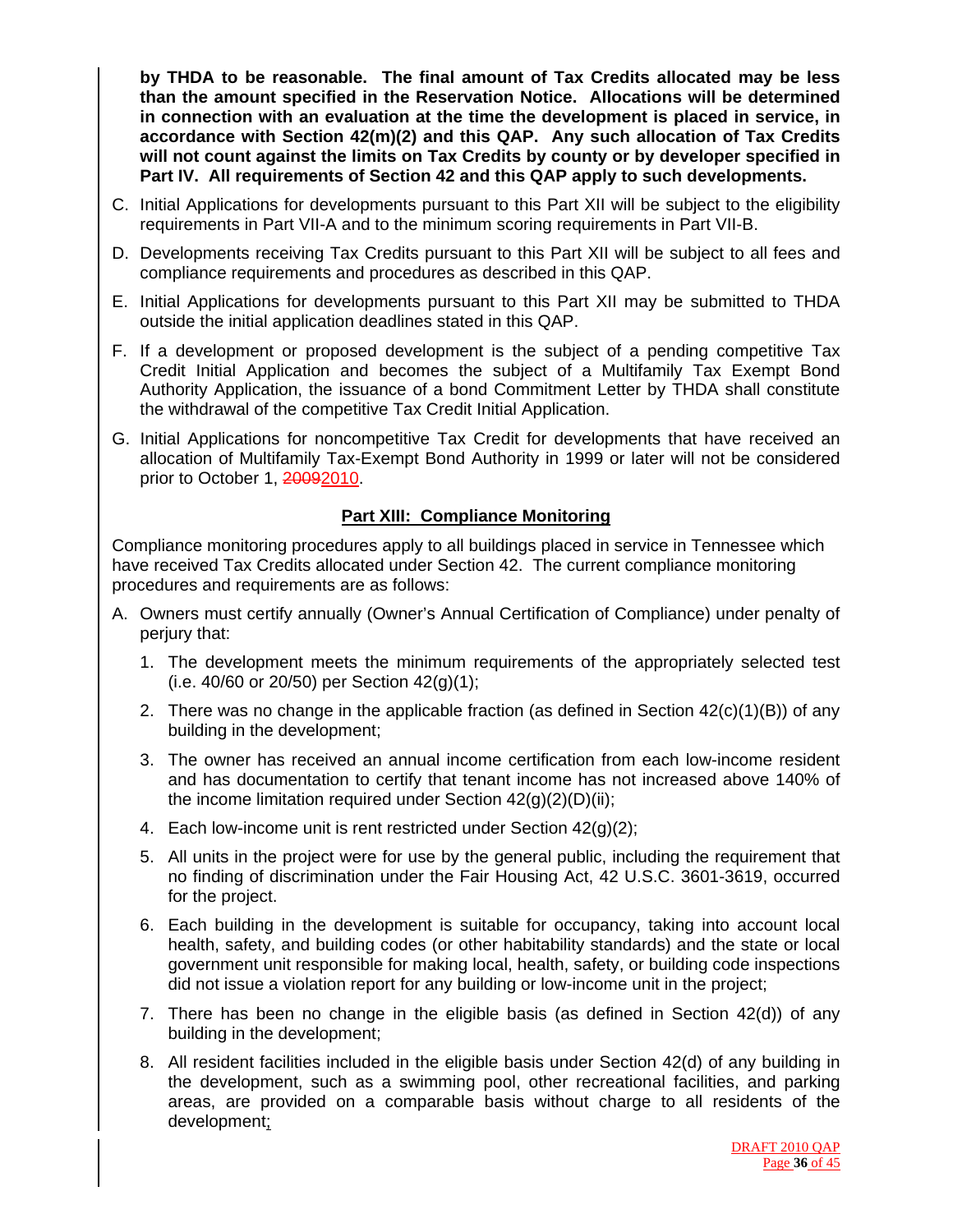**by THDA to be reasonable. The final amount of Tax Credits allocated may be less than the amount specified in the Reservation Notice. Allocations will be determined in connection with an evaluation at the time the development is placed in service, in accordance with Section 42(m)(2) and this QAP. Any such allocation of Tax Credits will not count against the limits on Tax Credits by county or by developer specified in Part IV. All requirements of Section 42 and this QAP apply to such developments.**

C. Initial Applications for developments pursuant to this Part XII will be subject to the eligibility requirements in Part VII-A and to the minimum scoring requirements in Part VII-B.

D. Developments receiving Tax Credits pursuant to this Part XII will be subject to all fees and compliance requirements and procedures as described in this QAP.

E. Initial Applications for developments pursuant to this Part XII may be submitted to THDA outside the initial application deadlines stated in this QAP.

F. If a development or proposed development is the subject of a pending competitive Tax Credit Initial Application and becomes the subject of a Multifamily Tax Exempt Bond Authority Application, the issuance of a bond Commitment Letter by THDA shall constitute the withdrawal of the competitive Tax Credit Initial Application.

G. Initial Applications for noncompetitive Tax Credit for developments that have received an allocation of Multifamily Tax-Exempt Bond Authority in 1999 or later will not be considered prior to October 1, ~~2009~~2010.

## Part XIII: Compliance Monitoring

Compliance monitoring procedures apply to all buildings placed in service in Tennessee which have received Tax Credits allocated under Section 42. The current compliance monitoring procedures and requirements are as follows:

A. Owners must certify annually (Owner's Annual Certification of Compliance) under penalty of perjury that:

1. The development meets the minimum requirements of the appropriately selected test (i.e. 40/60 or 20/50) per Section 42(g)(1);
2. There was no change in the applicable fraction (as defined in Section 42(c)(1)(B)) of any building in the development;
3. The owner has received an annual income certification from each low-income resident and has documentation to certify that tenant income has not increased above 140% of the income limitation required under Section 42(g)(2)(D)(ii);
4. Each low-income unit is rent restricted under Section 42(g)(2);
5. All units in the project were for use by the general public, including the requirement that no finding of discrimination under the Fair Housing Act, 42 U.S.C. 3601-3619, occurred for the project.
6. Each building in the development is suitable for occupancy, taking into account local health, safety, and building codes (or other habitability standards) and the state or local government unit responsible for making local, health, safety, or building code inspections did not issue a violation report for any building or low-income unit in the project;
7. There has been no change in the eligible basis (as defined in Section 42(d)) of any building in the development;
8. All resident facilities included in the eligible basis under Section 42(d) of any building in the development, such as a swimming pool, other recreational facilities, and parking areas, are provided on a comparable basis without charge to all residents of the development;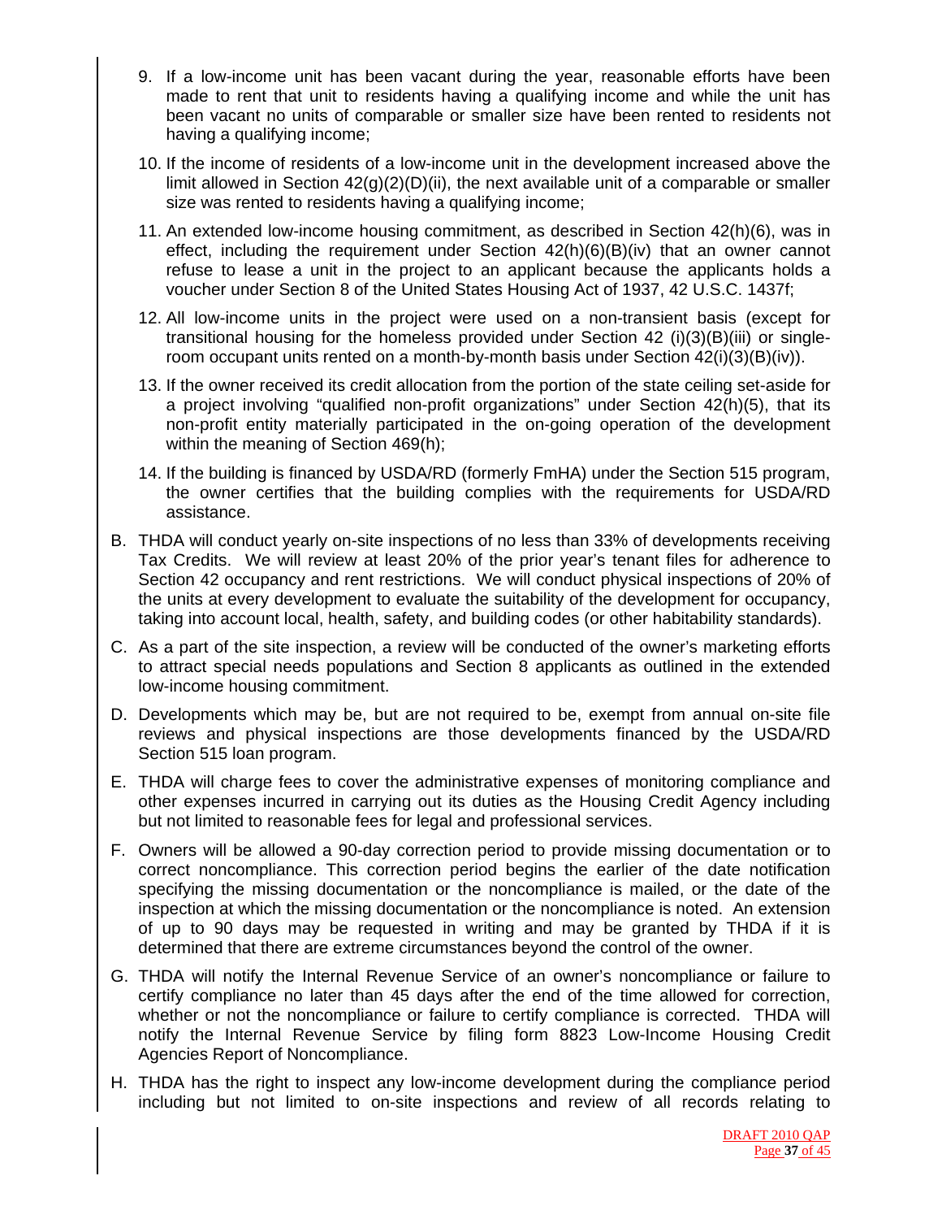9. If a low-income unit has been vacant during the year, reasonable efforts have been made to rent that unit to residents having a qualifying income and while the unit has been vacant no units of comparable or smaller size have been rented to residents not having a qualifying income;

10. If the income of residents of a low-income unit in the development increased above the limit allowed in Section 42(g)(2)(D)(ii), the next available unit of a comparable or smaller size was rented to residents having a qualifying income;

11. An extended low-income housing commitment, as described in Section 42(h)(6), was in effect, including the requirement under Section 42(h)(6)(B)(iv) that an owner cannot refuse to lease a unit in the project to an applicant because the applicants holds a voucher under Section 8 of the United States Housing Act of 1937, 42 U.S.C. 1437f;

12. All low-income units in the project were used on a non-transient basis (except for transitional housing for the homeless provided under Section 42 (i)(3)(B)(iii) or single-room occupant units rented on a month-by-month basis under Section 42(i)(3)(B)(iv)).

13. If the owner received its credit allocation from the portion of the state ceiling set-aside for a project involving "qualified non-profit organizations" under Section 42(h)(5), that its non-profit entity materially participated in the on-going operation of the development within the meaning of Section 469(h);

14. If the building is financed by USDA/RD (formerly FmHA) under the Section 515 program, the owner certifies that the building complies with the requirements for USDA/RD assistance.

B. THDA will conduct yearly on-site inspections of no less than 33% of developments receiving Tax Credits. We will review at least 20% of the prior year's tenant files for adherence to Section 42 occupancy and rent restrictions. We will conduct physical inspections of 20% of the units at every development to evaluate the suitability of the development for occupancy, taking into account local, health, safety, and building codes (or other habitability standards).

C. As a part of the site inspection, a review will be conducted of the owner's marketing efforts to attract special needs populations and Section 8 applicants as outlined in the extended low-income housing commitment.

D. Developments which may be, but are not required to be, exempt from annual on-site file reviews and physical inspections are those developments financed by the USDA/RD Section 515 loan program.

E. THDA will charge fees to cover the administrative expenses of monitoring compliance and other expenses incurred in carrying out its duties as the Housing Credit Agency including but not limited to reasonable fees for legal and professional services.

F. Owners will be allowed a 90-day correction period to provide missing documentation or to correct noncompliance. This correction period begins the earlier of the date notification specifying the missing documentation or the noncompliance is mailed, or the date of the inspection at which the missing documentation or the noncompliance is noted. An extension of up to 90 days may be requested in writing and may be granted by THDA if it is determined that there are extreme circumstances beyond the control of the owner.

G. THDA will notify the Internal Revenue Service of an owner's noncompliance or failure to certify compliance no later than 45 days after the end of the time allowed for correction, whether or not the noncompliance or failure to certify compliance is corrected. THDA will notify the Internal Revenue Service by filing form 8823 Low-Income Housing Credit Agencies Report of Noncompliance.

H. THDA has the right to inspect any low-income development during the compliance period including but not limited to on-site inspections and review of all records relating to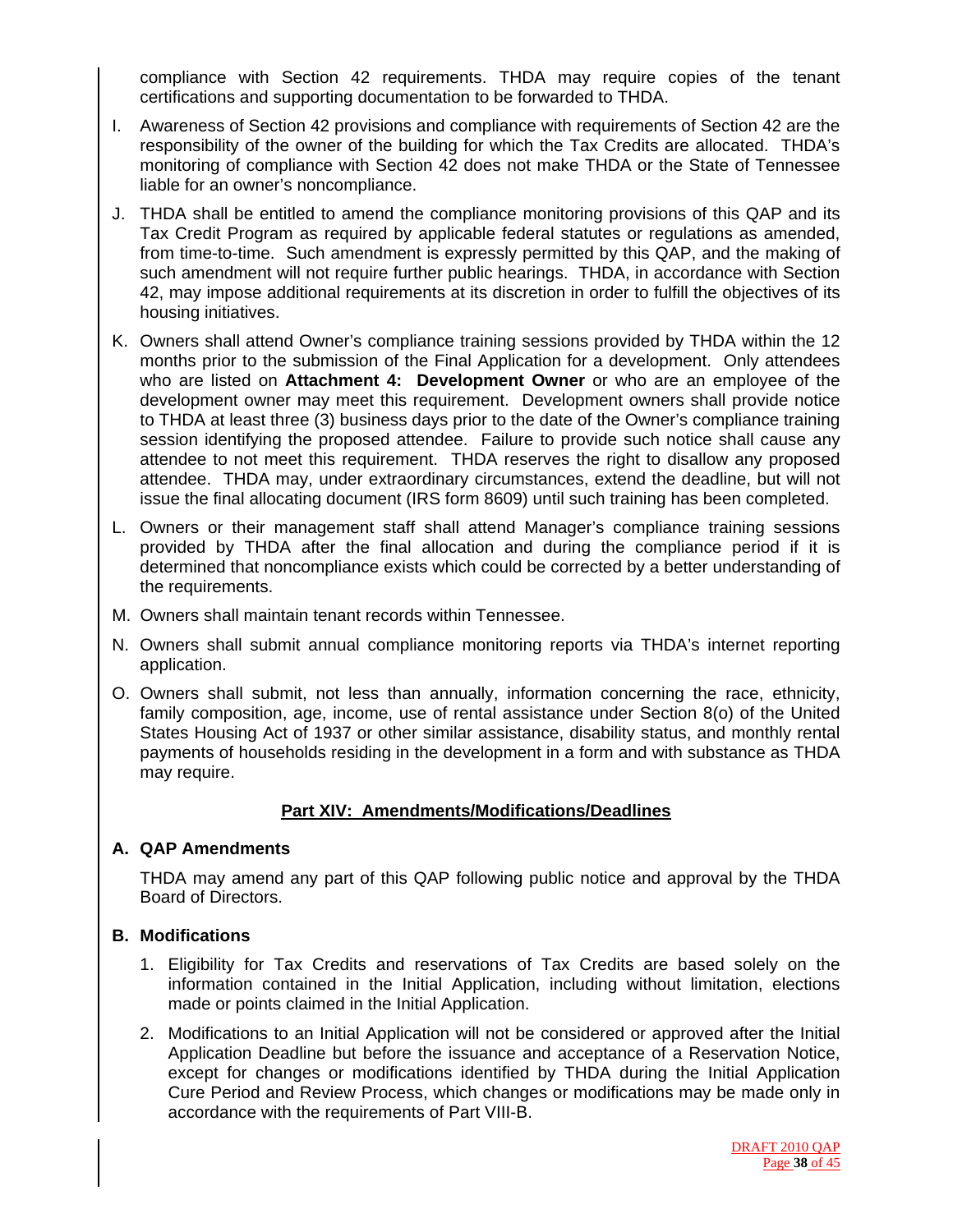compliance with Section 42 requirements. THDA may require copies of the tenant certifications and supporting documentation to be forwarded to THDA.

I. Awareness of Section 42 provisions and compliance with requirements of Section 42 are the responsibility of the owner of the building for which the Tax Credits are allocated. THDA's monitoring of compliance with Section 42 does not make THDA or the State of Tennessee liable for an owner's noncompliance.

J. THDA shall be entitled to amend the compliance monitoring provisions of this QAP and its Tax Credit Program as required by applicable federal statutes or regulations as amended, from time-to-time. Such amendment is expressly permitted by this QAP, and the making of such amendment will not require further public hearings. THDA, in accordance with Section 42, may impose additional requirements at its discretion in order to fulfill the objectives of its housing initiatives.

K. Owners shall attend Owner's compliance training sessions provided by THDA within the 12 months prior to the submission of the Final Application for a development. Only attendees who are listed on **Attachment 4: Development Owner** or who are an employee of the development owner may meet this requirement. Development owners shall provide notice to THDA at least three (3) business days prior to the date of the Owner's compliance training session identifying the proposed attendee. Failure to provide such notice shall cause any attendee to not meet this requirement. THDA reserves the right to disallow any proposed attendee. THDA may, under extraordinary circumstances, extend the deadline, but will not issue the final allocating document (IRS form 8609) until such training has been completed.

L. Owners or their management staff shall attend Manager's compliance training sessions provided by THDA after the final allocation and during the compliance period if it is determined that noncompliance exists which could be corrected by a better understanding of the requirements.

M. Owners shall maintain tenant records within Tennessee.

N. Owners shall submit annual compliance monitoring reports via THDA's internet reporting application.

O. Owners shall submit, not less than annually, information concerning the race, ethnicity, family composition, age, income, use of rental assistance under Section 8(o) of the United States Housing Act of 1937 or other similar assistance, disability status, and monthly rental payments of households residing in the development in a form and with substance as THDA may require.

## Part XIV: Amendments/Modifications/Deadlines

### A. QAP Amendments

THDA may amend any part of this QAP following public notice and approval by the THDA Board of Directors.

### B. Modifications

1. Eligibility for Tax Credits and reservations of Tax Credits are based solely on the information contained in the Initial Application, including without limitation, elections made or points claimed in the Initial Application.

2. Modifications to an Initial Application will not be considered or approved after the Initial Application Deadline but before the issuance and acceptance of a Reservation Notice, except for changes or modifications identified by THDA during the Initial Application Cure Period and Review Process, which changes or modifications may be made only in accordance with the requirements of Part VIII-B.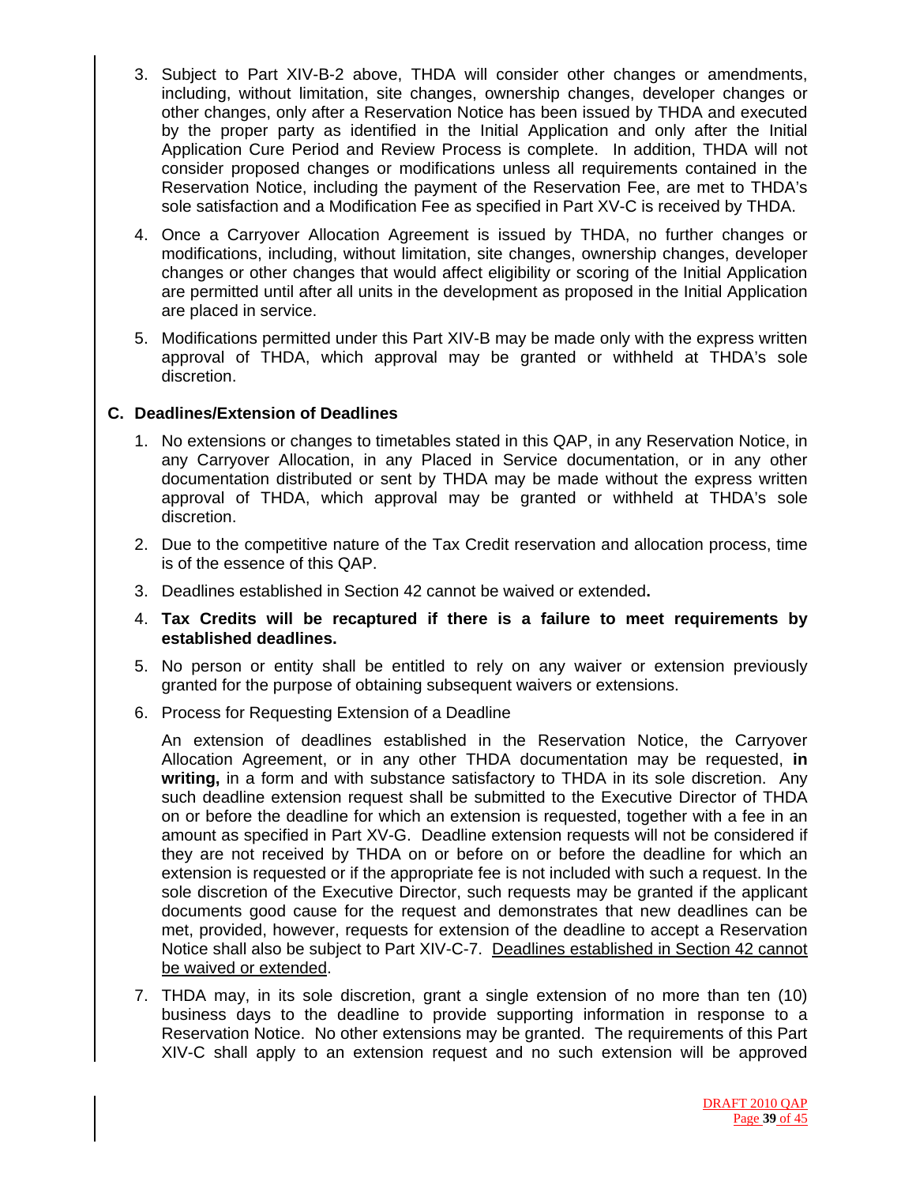3. Subject to Part XIV-B-2 above, THDA will consider other changes or amendments, including, without limitation, site changes, ownership changes, developer changes or other changes, only after a Reservation Notice has been issued by THDA and executed by the proper party as identified in the Initial Application and only after the Initial Application Cure Period and Review Process is complete. In addition, THDA will not consider proposed changes or modifications unless all requirements contained in the Reservation Notice, including the payment of the Reservation Fee, are met to THDA's sole satisfaction and a Modification Fee as specified in Part XV-C is received by THDA.

4. Once a Carryover Allocation Agreement is issued by THDA, no further changes or modifications, including, without limitation, site changes, ownership changes, developer changes or other changes that would affect eligibility or scoring of the Initial Application are permitted until after all units in the development as proposed in the Initial Application are placed in service.

5. Modifications permitted under this Part XIV-B may be made only with the express written approval of THDA, which approval may be granted or withheld at THDA's sole discretion.

### C. Deadlines/Extension of Deadlines

1. No extensions or changes to timetables stated in this QAP, in any Reservation Notice, in any Carryover Allocation, in any Placed in Service documentation, or in any other documentation distributed or sent by THDA may be made without the express written approval of THDA, which approval may be granted or withheld at THDA's sole discretion.

2. Due to the competitive nature of the Tax Credit reservation and allocation process, time is of the essence of this QAP.

3. Deadlines established in Section 42 cannot be waived or extended**.**

4. **Tax Credits will be recaptured if there is a failure to meet requirements by established deadlines.**

5. No person or entity shall be entitled to rely on any waiver or extension previously granted for the purpose of obtaining subsequent waivers or extensions.

6. Process for Requesting Extension of a Deadline

   An extension of deadlines established in the Reservation Notice, the Carryover Allocation Agreement, or in any other THDA documentation may be requested, **in writing,** in a form and with substance satisfactory to THDA in its sole discretion. Any such deadline extension request shall be submitted to the Executive Director of THDA on or before the deadline for which an extension is requested, together with a fee in an amount as specified in Part XV-G. Deadline extension requests will not be considered if they are not received by THDA on or before on or before the deadline for which an extension is requested or if the appropriate fee is not included with such a request. In the sole discretion of the Executive Director, such requests may be granted if the applicant documents good cause for the request and demonstrates that new deadlines can be met, provided, however, requests for extension of the deadline to accept a Reservation Notice shall also be subject to Part XIV-C-7. Deadlines established in Section 42 cannot be waived or extended.

7. THDA may, in its sole discretion, grant a single extension of no more than ten (10) business days to the deadline to provide supporting information in response to a Reservation Notice. No other extensions may be granted. The requirements of this Part XIV-C shall apply to an extension request and no such extension will be approved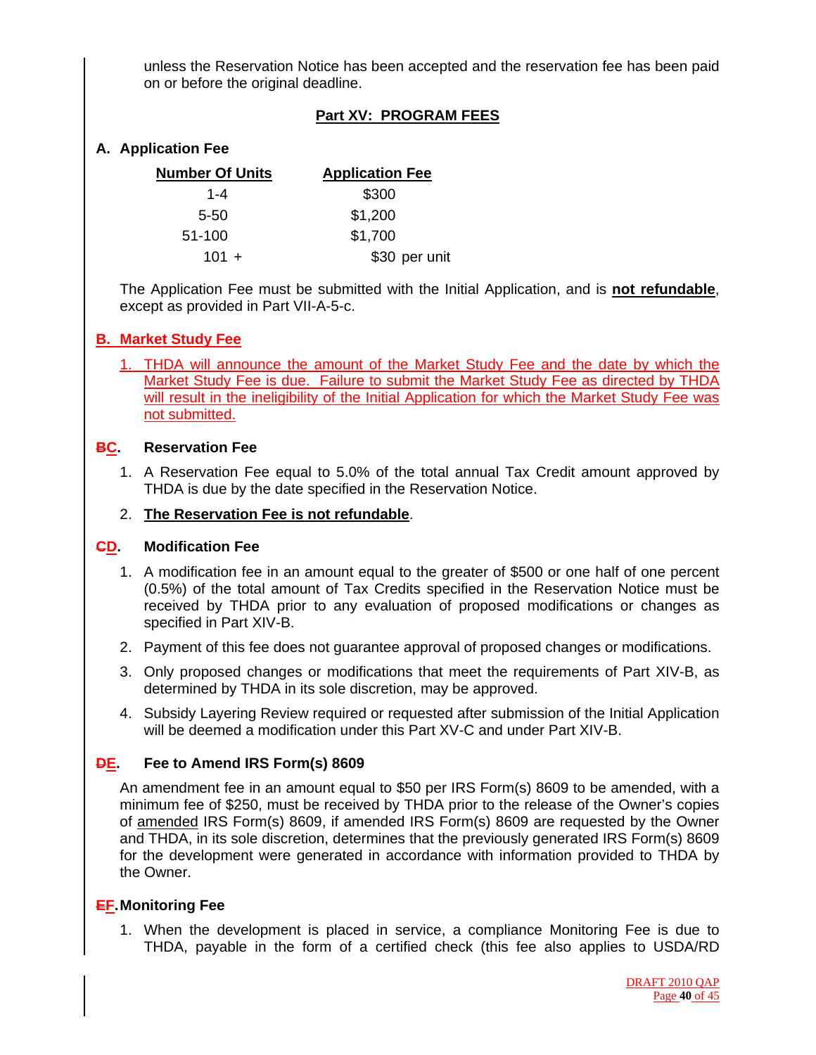unless the Reservation Notice has been accepted and the reservation fee has been paid on or before the original deadline.

## Part XV: PROGRAM FEES

### A. Application Fee

| Number Of Units | Application Fee |
|---|---|
| 1-4 | $300 |
| 5-50 | $1,200 |
| 51-100 | $1,700 |
| 101 + | $30 per unit |

The Application Fee must be submitted with the Initial Application, and is **not refundable**, except as provided in Part VII-A-5-c.

### B. Market Study Fee

1. THDA will announce the amount of the Market Study Fee and the date by which the Market Study Fee is due. Failure to submit the Market Study Fee as directed by THDA will result in the ineligibility of the Initial Application for which the Market Study Fee was not submitted.

### ~~B~~C. Reservation Fee

1. A Reservation Fee equal to 5.0% of the total annual Tax Credit amount approved by THDA is due by the date specified in the Reservation Notice.
2. **The Reservation Fee is not refundable**.

### ~~C~~D. Modification Fee

1. A modification fee in an amount equal to the greater of $500 or one half of one percent (0.5%) of the total amount of Tax Credits specified in the Reservation Notice must be received by THDA prior to any evaluation of proposed modifications or changes as specified in Part XIV-B.
2. Payment of this fee does not guarantee approval of proposed changes or modifications.
3. Only proposed changes or modifications that meet the requirements of Part XIV-B, as determined by THDA in its sole discretion, may be approved.
4. Subsidy Layering Review required or requested after submission of the Initial Application will be deemed a modification under this Part XV-C and under Part XIV-B.

### ~~D~~E. Fee to Amend IRS Form(s) 8609

An amendment fee in an amount equal to $50 per IRS Form(s) 8609 to be amended, with a minimum fee of $250, must be received by THDA prior to the release of the Owner's copies of amended IRS Form(s) 8609, if amended IRS Form(s) 8609 are requested by the Owner and THDA, in its sole discretion, determines that the previously generated IRS Form(s) 8609 for the development were generated in accordance with information provided to THDA by the Owner.

### ~~E~~F. Monitoring Fee

1. When the development is placed in service, a compliance Monitoring Fee is due to THDA, payable in the form of a certified check (this fee also applies to USDA/RD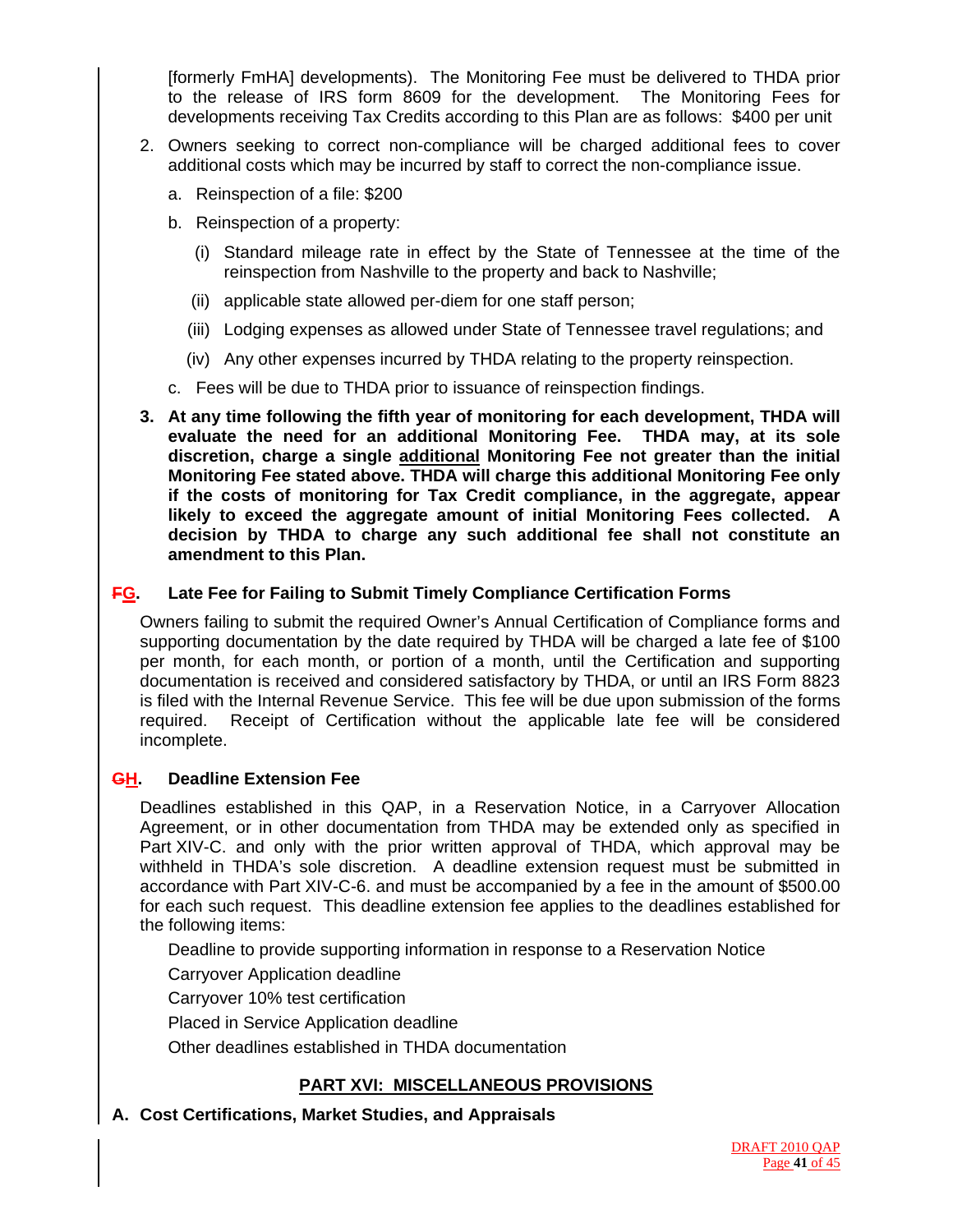[formerly FmHA] developments). The Monitoring Fee must be delivered to THDA prior to the release of IRS form 8609 for the development. The Monitoring Fees for developments receiving Tax Credits according to this Plan are as follows: $400 per unit

2. Owners seeking to correct non-compliance will be charged additional fees to cover additional costs which may be incurred by staff to correct the non-compliance issue.
   a. Reinspection of a file: $200
   b. Reinspection of a property:
      (i) Standard mileage rate in effect by the State of Tennessee at the time of the reinspection from Nashville to the property and back to Nashville;
      (ii) applicable state allowed per-diem for one staff person;
      (iii) Lodging expenses as allowed under State of Tennessee travel regulations; and
      (iv) Any other expenses incurred by THDA relating to the property reinspection.
   c. Fees will be due to THDA prior to issuance of reinspection findings.

3. **At any time following the fifth year of monitoring for each development, THDA will evaluate the need for an additional Monitoring Fee. THDA may, at its sole discretion, charge a single <u>additional</u> Monitoring Fee not greater than the initial Monitoring Fee stated above. THDA will charge this additional Monitoring Fee only if the costs of monitoring for Tax Credit compliance, in the aggregate, appear likely to exceed the aggregate amount of initial Monitoring Fees collected. A decision by THDA to charge any such additional fee shall not constitute an amendment to this Plan.**

### ~~F~~G. Late Fee for Failing to Submit Timely Compliance Certification Forms

Owners failing to submit the required Owner's Annual Certification of Compliance forms and supporting documentation by the date required by THDA will be charged a late fee of $100 per month, for each month, or portion of a month, until the Certification and supporting documentation is received and considered satisfactory by THDA, or until an IRS Form 8823 is filed with the Internal Revenue Service. This fee will be due upon submission of the forms required. Receipt of Certification without the applicable late fee will be considered incomplete.

### ~~G~~H. Deadline Extension Fee

Deadlines established in this QAP, in a Reservation Notice, in a Carryover Allocation Agreement, or in other documentation from THDA may be extended only as specified in Part XIV-C. and only with the prior written approval of THDA, which approval may be withheld in THDA's sole discretion. A deadline extension request must be submitted in accordance with Part XIV-C-6. and must be accompanied by a fee in the amount of $500.00 for each such request. This deadline extension fee applies to the deadlines established for the following items:

Deadline to provide supporting information in response to a Reservation Notice

Carryover Application deadline

Carryover 10% test certification

Placed in Service Application deadline

Other deadlines established in THDA documentation

## PART XVI: MISCELLANEOUS PROVISIONS

### A. Cost Certifications, Market Studies, and Appraisals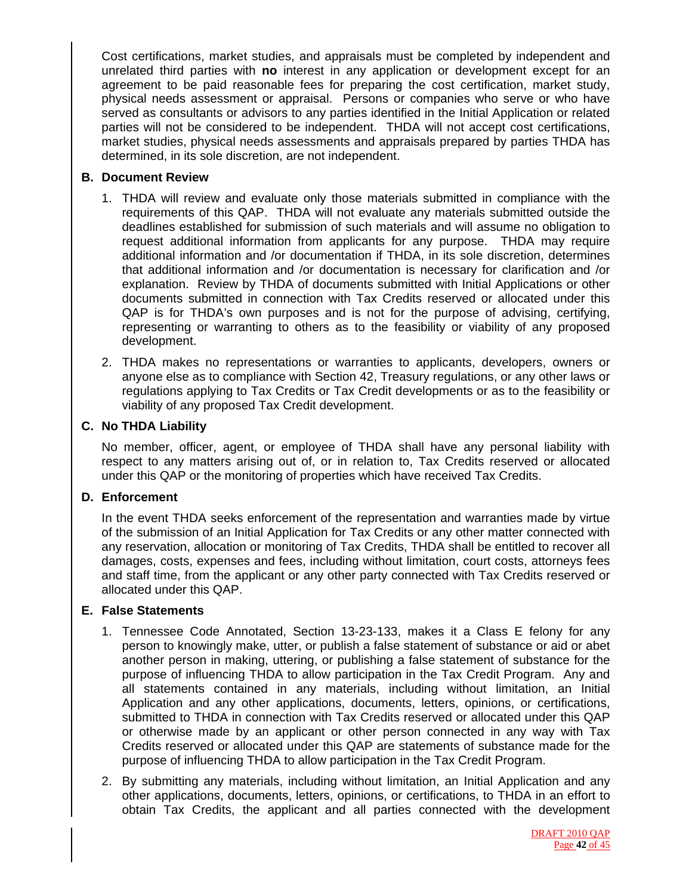Cost certifications, market studies, and appraisals must be completed by independent and unrelated third parties with **no** interest in any application or development except for an agreement to be paid reasonable fees for preparing the cost certification, market study, physical needs assessment or appraisal. Persons or companies who serve or who have served as consultants or advisors to any parties identified in the Initial Application or related parties will not be considered to be independent. THDA will not accept cost certifications, market studies, physical needs assessments and appraisals prepared by parties THDA has determined, in its sole discretion, are not independent.

### B. Document Review

1. THDA will review and evaluate only those materials submitted in compliance with the requirements of this QAP. THDA will not evaluate any materials submitted outside the deadlines established for submission of such materials and will assume no obligation to request additional information from applicants for any purpose. THDA may require additional information and /or documentation if THDA, in its sole discretion, determines that additional information and /or documentation is necessary for clarification and /or explanation. Review by THDA of documents submitted with Initial Applications or other documents submitted in connection with Tax Credits reserved or allocated under this QAP is for THDA's own purposes and is not for the purpose of advising, certifying, representing or warranting to others as to the feasibility or viability of any proposed development.

2. THDA makes no representations or warranties to applicants, developers, owners or anyone else as to compliance with Section 42, Treasury regulations, or any other laws or regulations applying to Tax Credits or Tax Credit developments or as to the feasibility or viability of any proposed Tax Credit development.

### C. No THDA Liability

No member, officer, agent, or employee of THDA shall have any personal liability with respect to any matters arising out of, or in relation to, Tax Credits reserved or allocated under this QAP or the monitoring of properties which have received Tax Credits.

### D. Enforcement

In the event THDA seeks enforcement of the representation and warranties made by virtue of the submission of an Initial Application for Tax Credits or any other matter connected with any reservation, allocation or monitoring of Tax Credits, THDA shall be entitled to recover all damages, costs, expenses and fees, including without limitation, court costs, attorneys fees and staff time, from the applicant or any other party connected with Tax Credits reserved or allocated under this QAP.

### E. False Statements

1. Tennessee Code Annotated, Section 13-23-133, makes it a Class E felony for any person to knowingly make, utter, or publish a false statement of substance or aid or abet another person in making, uttering, or publishing a false statement of substance for the purpose of influencing THDA to allow participation in the Tax Credit Program. Any and all statements contained in any materials, including without limitation, an Initial Application and any other applications, documents, letters, opinions, or certifications, submitted to THDA in connection with Tax Credits reserved or allocated under this QAP or otherwise made by an applicant or other person connected in any way with Tax Credits reserved or allocated under this QAP are statements of substance made for the purpose of influencing THDA to allow participation in the Tax Credit Program.

2. By submitting any materials, including without limitation, an Initial Application and any other applications, documents, letters, opinions, or certifications, to THDA in an effort to obtain Tax Credits, the applicant and all parties connected with the development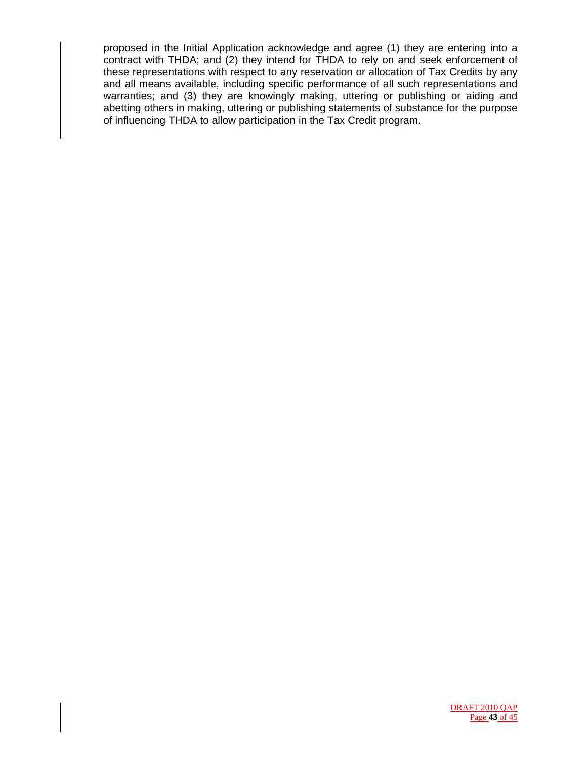proposed in the Initial Application acknowledge and agree (1) they are entering into a contract with THDA; and (2) they intend for THDA to rely on and seek enforcement of these representations with respect to any reservation or allocation of Tax Credits by any and all means available, including specific performance of all such representations and warranties; and (3) they are knowingly making, uttering or publishing or aiding and abetting others in making, uttering or publishing statements of substance for the purpose of influencing THDA to allow participation in the Tax Credit program.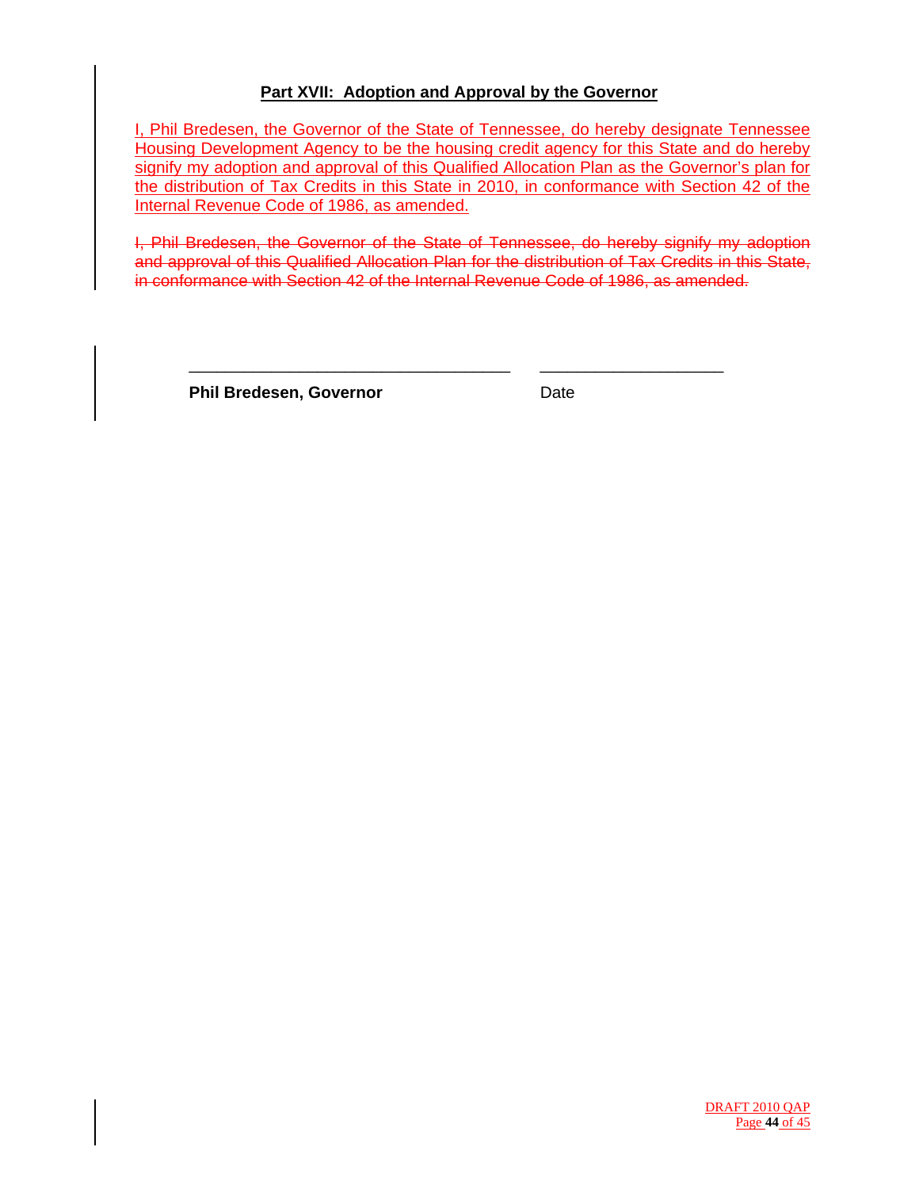## Part XVII: Adoption and Approval by the Governor

I, Phil Bredesen, the Governor of the State of Tennessee, do hereby designate Tennessee Housing Development Agency to be the housing credit agency for this State and do hereby signify my adoption and approval of this Qualified Allocation Plan as the Governor's plan for the distribution of Tax Credits in this State in 2010, in conformance with Section 42 of the Internal Revenue Code of 1986, as amended.

~~I, Phil Bredesen, the Governor of the State of Tennessee, do hereby signify my adoption and approval of this Qualified Allocation Plan for the distribution of Tax Credits in this State, in conformance with Section 42 of the Internal Revenue Code of 1986, as amended.~~

\_\_\_\_\_\_\_\_\_\_\_\_\_\_\_\_\_\_\_\_\_\_\_\_\_\_\_\_\_\_\_\_\_\_\_\_ \_\_\_\_\_\_\_\_\_\_\_\_\_\_\_\_\_\_\_\_

**Phil Bredesen, Governor** Date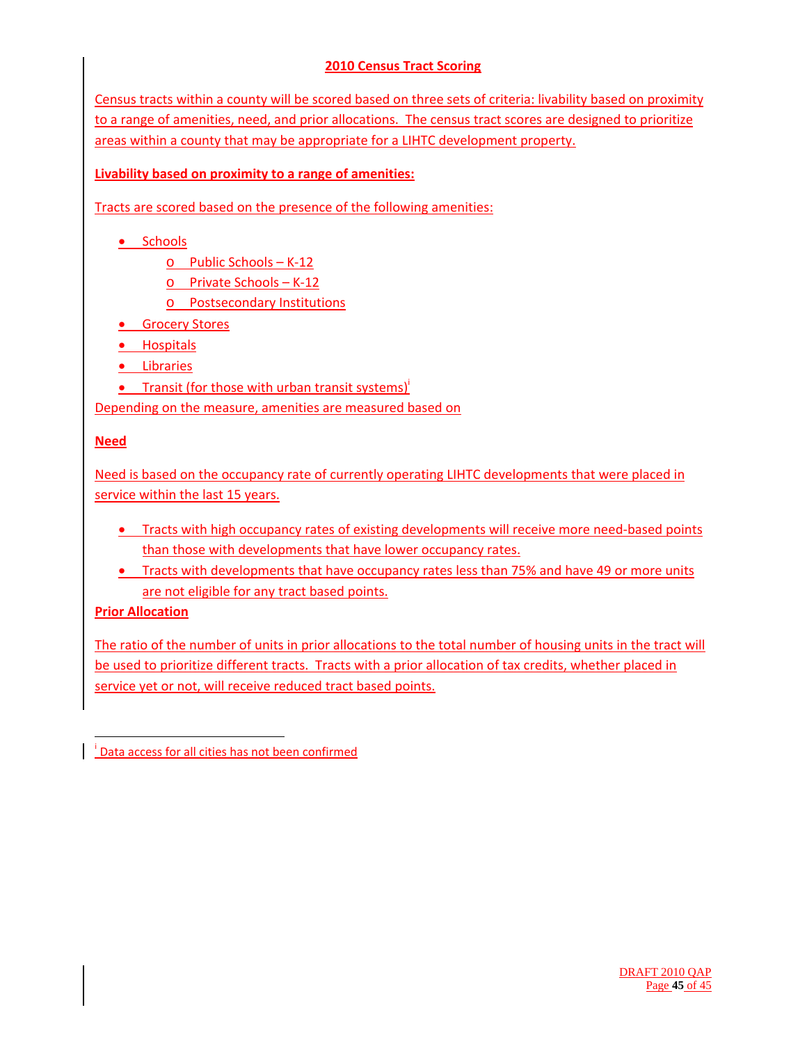## 2010 Census Tract Scoring

Census tracts within a county will be scored based on three sets of criteria: livability based on proximity to a range of amenities, need, and prior allocations. The census tract scores are designed to prioritize areas within a county that may be appropriate for a LIHTC development property.

**Livability based on proximity to a range of amenities:**

Tracts are scored based on the presence of the following amenities:

- Schools
  - Public Schools – K-12
  - Private Schools – K-12
  - Postsecondary Institutions
- Grocery Stores
- Hospitals
- Libraries
- Transit (for those with urban transit systems)[i]

Depending on the measure, amenities are measured based on

**Need**

Need is based on the occupancy rate of currently operating LIHTC developments that were placed in service within the last 15 years.

- Tracts with high occupancy rates of existing developments will receive more need-based points than those with developments that have lower occupancy rates.
- Tracts with developments that have occupancy rates less than 75% and have 49 or more units are not eligible for any tract based points.

**Prior Allocation**

The ratio of the number of units in prior allocations to the total number of housing units in the tract will be used to prioritize different tracts. Tracts with a prior allocation of tax credits, whether placed in service yet or not, will receive reduced tract based points.

---

[i] Data access for all cities has not been confirmed